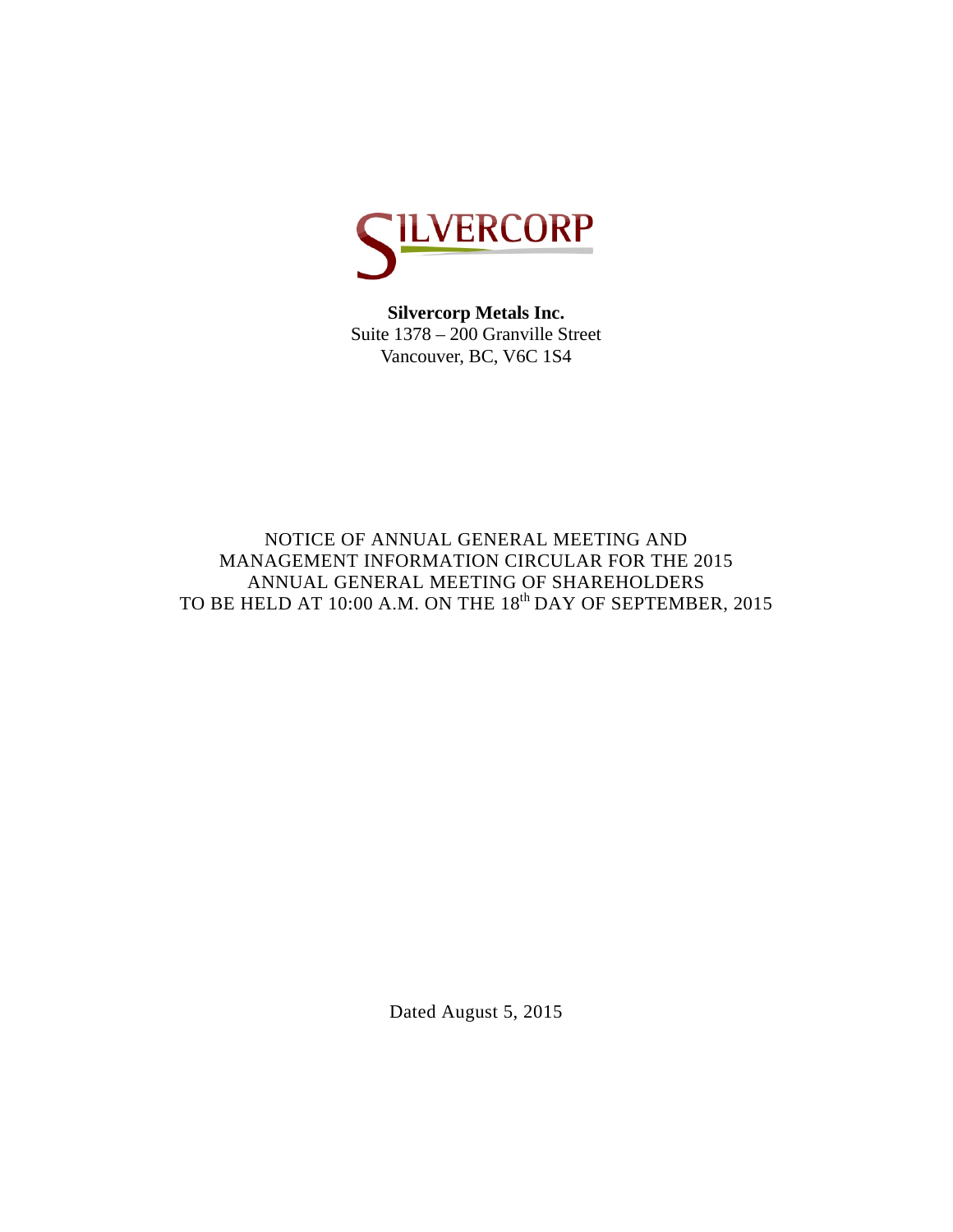SILVERCORP

**Silvercorp Metals Inc.**
Suite 1378 – 200 Granville Street
Vancouver, BC, V6C 1S4

NOTICE OF ANNUAL GENERAL MEETING AND
MANAGEMENT INFORMATION CIRCULAR FOR THE 2015
ANNUAL GENERAL MEETING OF SHAREHOLDERS
TO BE HELD AT 10:00 A.M. ON THE 18th DAY OF SEPTEMBER, 2015

Dated August 5, 2015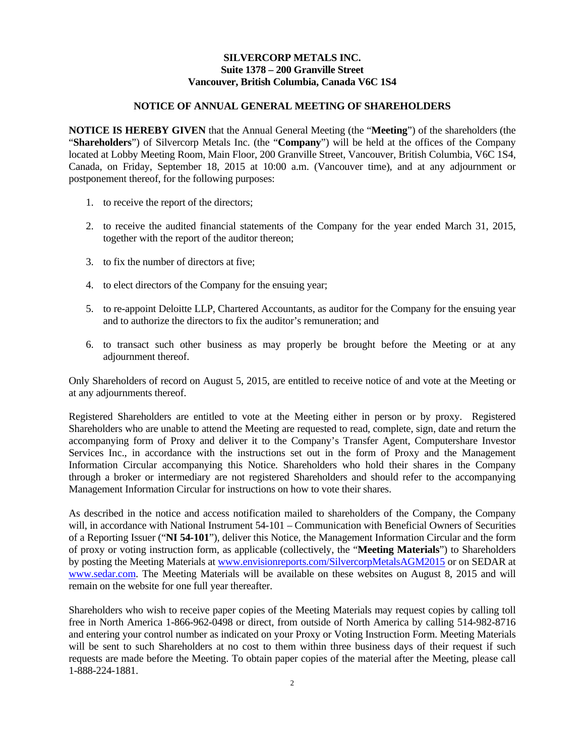**SILVERCORP METALS INC.**
**Suite 1378 – 200 Granville Street**
**Vancouver, British Columbia, Canada V6C 1S4**

## NOTICE OF ANNUAL GENERAL MEETING OF SHAREHOLDERS

**NOTICE IS HEREBY GIVEN** that the Annual General Meeting (the "**Meeting**") of the shareholders (the "**Shareholders**") of Silvercorp Metals Inc. (the "**Company**") will be held at the offices of the Company located at Lobby Meeting Room, Main Floor, 200 Granville Street, Vancouver, British Columbia, V6C 1S4, Canada, on Friday, September 18, 2015 at 10:00 a.m. (Vancouver time), and at any adjournment or postponement thereof, for the following purposes:

1. to receive the report of the directors;
2. to receive the audited financial statements of the Company for the year ended March 31, 2015, together with the report of the auditor thereon;
3. to fix the number of directors at five;
4. to elect directors of the Company for the ensuing year;
5. to re-appoint Deloitte LLP, Chartered Accountants, as auditor for the Company for the ensuing year and to authorize the directors to fix the auditor's remuneration; and
6. to transact such other business as may properly be brought before the Meeting or at any adjournment thereof.

Only Shareholders of record on August 5, 2015, are entitled to receive notice of and vote at the Meeting or at any adjournments thereof.

Registered Shareholders are entitled to vote at the Meeting either in person or by proxy. Registered Shareholders who are unable to attend the Meeting are requested to read, complete, sign, date and return the accompanying form of Proxy and deliver it to the Company's Transfer Agent, Computershare Investor Services Inc., in accordance with the instructions set out in the form of Proxy and the Management Information Circular accompanying this Notice. Shareholders who hold their shares in the Company through a broker or intermediary are not registered Shareholders and should refer to the accompanying Management Information Circular for instructions on how to vote their shares.

As described in the notice and access notification mailed to shareholders of the Company, the Company will, in accordance with National Instrument 54-101 – Communication with Beneficial Owners of Securities of a Reporting Issuer ("**NI 54-101**"), deliver this Notice, the Management Information Circular and the form of proxy or voting instruction form, as applicable (collectively, the "**Meeting Materials**") to Shareholders by posting the Meeting Materials at www.envisionreports.com/SilvercorpMetalsAGM2015 or on SEDAR at www.sedar.com. The Meeting Materials will be available on these websites on August 8, 2015 and will remain on the website for one full year thereafter.

Shareholders who wish to receive paper copies of the Meeting Materials may request copies by calling toll free in North America 1-866-962-0498 or direct, from outside of North America by calling 514-982-8716 and entering your control number as indicated on your Proxy or Voting Instruction Form. Meeting Materials will be sent to such Shareholders at no cost to them within three business days of their request if such requests are made before the Meeting. To obtain paper copies of the material after the Meeting, please call 1-888-224-1881.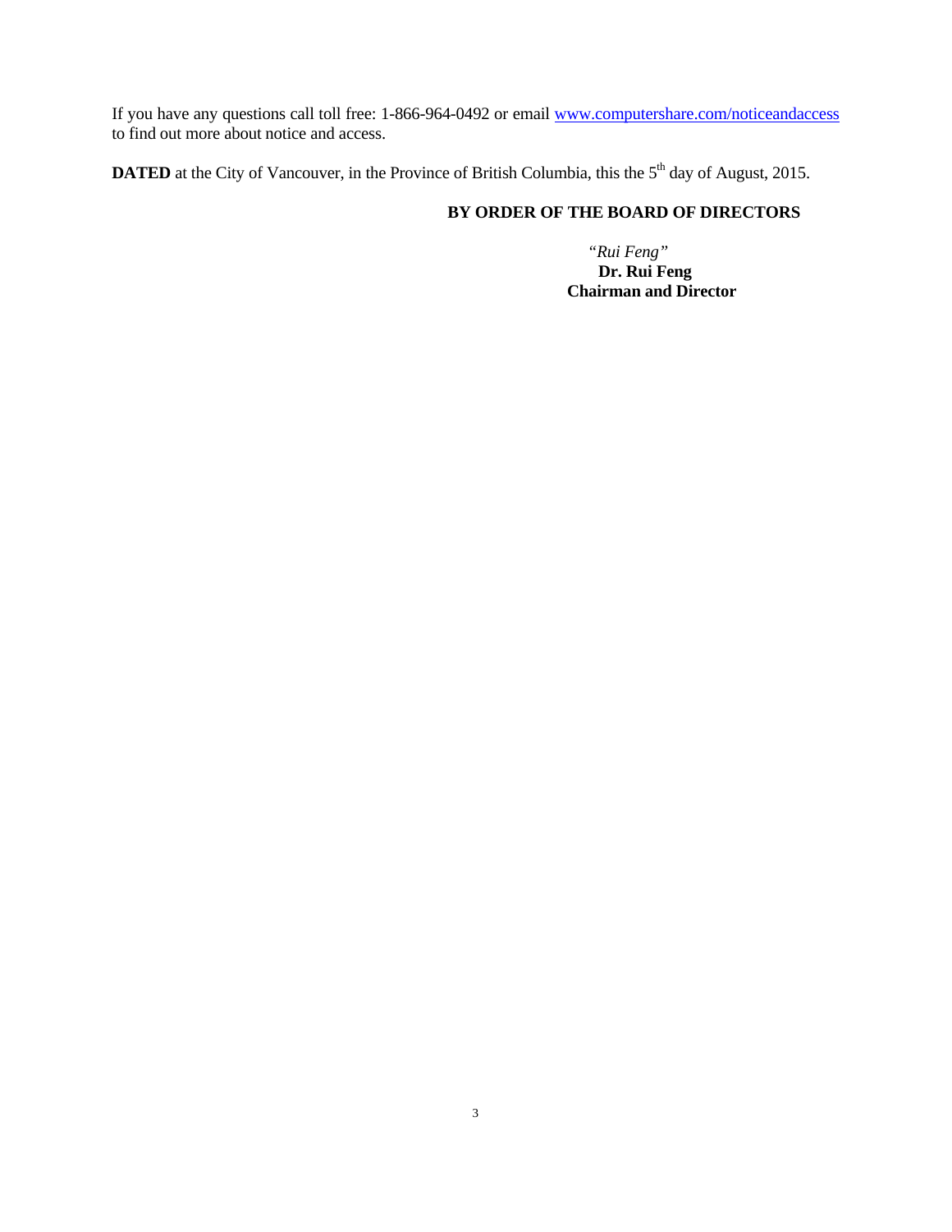If you have any questions call toll free: 1-866-964-0492 or email [www.computershare.com/noticeandaccess](www.computershare.com/noticeandaccess) to find out more about notice and access.

**DATED** at the City of Vancouver, in the Province of British Columbia, this the 5th day of August, 2015.

**BY ORDER OF THE BOARD OF DIRECTORS**

*"Rui Feng"*
**Dr. Rui Feng**
**Chairman and Director**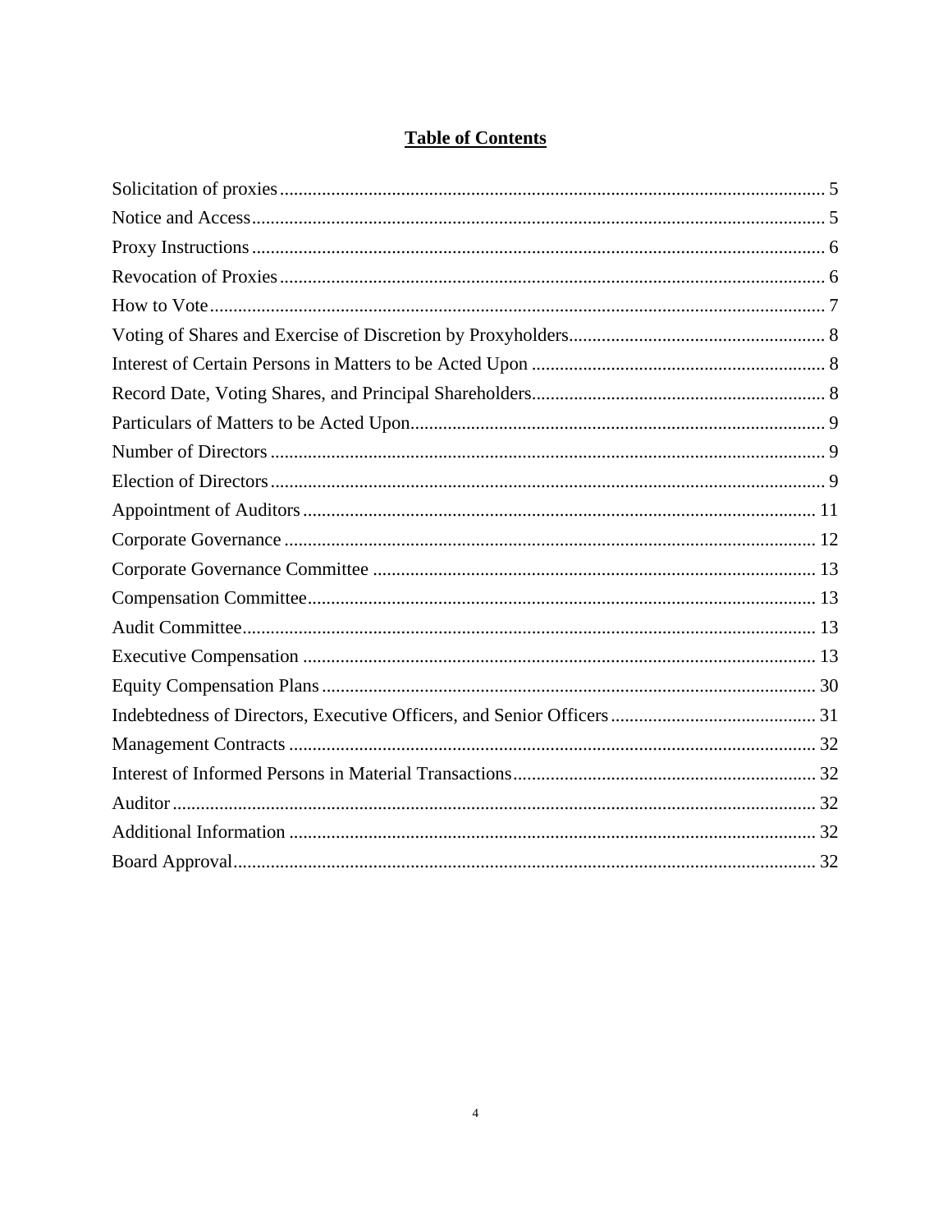# Table of Contents

| Section | Page |
|---|---|
| Solicitation of proxies | 5 |
| Notice and Access | 5 |
| Proxy Instructions | 6 |
| Revocation of Proxies | 6 |
| How to Vote | 7 |
| Voting of Shares and Exercise of Discretion by Proxyholders | 8 |
| Interest of Certain Persons in Matters to be Acted Upon | 8 |
| Record Date, Voting Shares, and Principal Shareholders | 8 |
| Particulars of Matters to be Acted Upon | 9 |
| Number of Directors | 9 |
| Election of Directors | 9 |
| Appointment of Auditors | 11 |
| Corporate Governance | 12 |
| Corporate Governance Committee | 13 |
| Compensation Committee | 13 |
| Audit Committee | 13 |
| Executive Compensation | 13 |
| Equity Compensation Plans | 30 |
| Indebtedness of Directors, Executive Officers, and Senior Officers | 31 |
| Management Contracts | 32 |
| Interest of Informed Persons in Material Transactions | 32 |
| Auditor | 32 |
| Additional Information | 32 |
| Board Approval | 32 |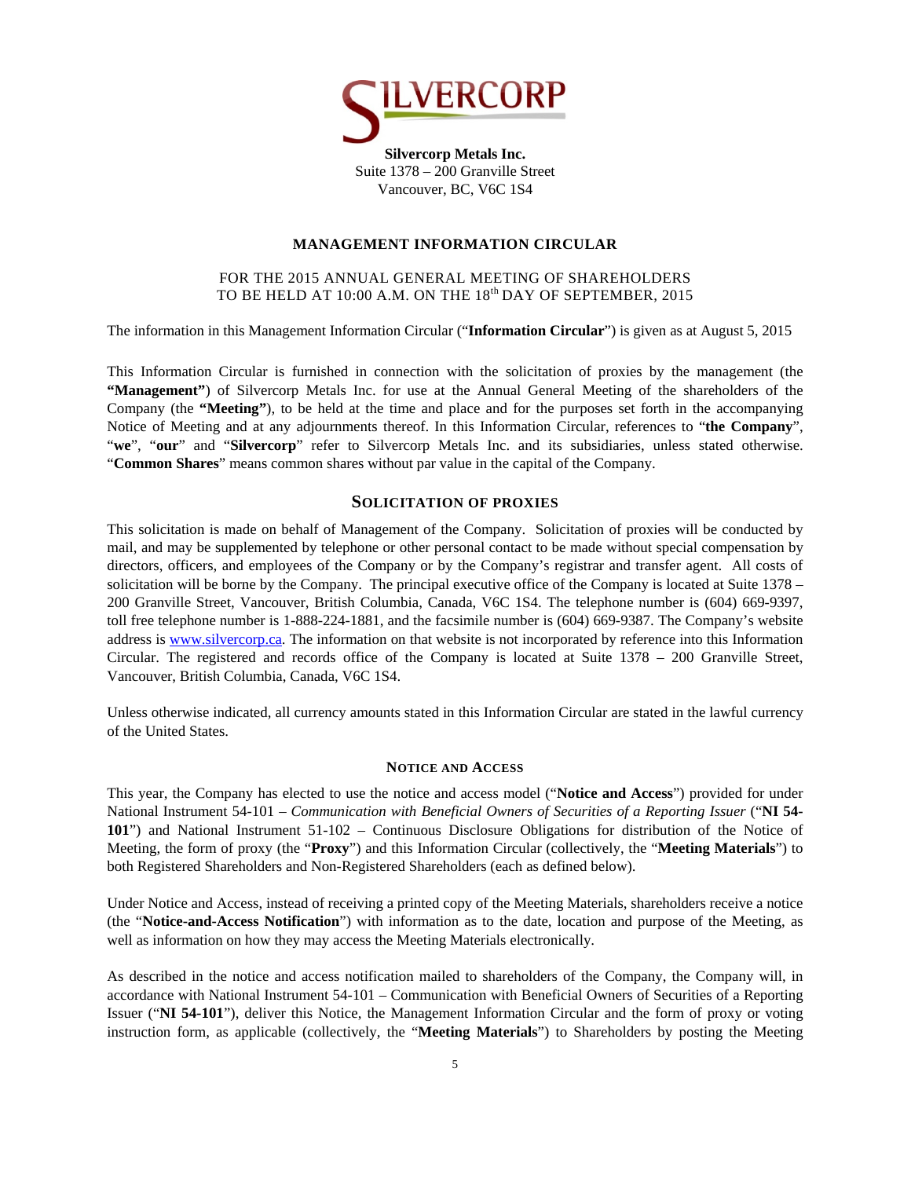**Silvercorp Metals Inc.**
Suite 1378 – 200 Granville Street
Vancouver, BC, V6C 1S4

# MANAGEMENT INFORMATION CIRCULAR

FOR THE 2015 ANNUAL GENERAL MEETING OF SHAREHOLDERS
TO BE HELD AT 10:00 A.M. ON THE 18th DAY OF SEPTEMBER, 2015

The information in this Management Information Circular ("**Information Circular**") is given as at August 5, 2015

This Information Circular is furnished in connection with the solicitation of proxies by the management (the **"Management"**) of Silvercorp Metals Inc. for use at the Annual General Meeting of the shareholders of the Company (the **"Meeting"**), to be held at the time and place and for the purposes set forth in the accompanying Notice of Meeting and at any adjournments thereof. In this Information Circular, references to "**the Company**", "**we**", "**our**" and "**Silvercorp**" refer to Silvercorp Metals Inc. and its subsidiaries, unless stated otherwise. "**Common Shares**" means common shares without par value in the capital of the Company.

## SOLICITATION OF PROXIES

This solicitation is made on behalf of Management of the Company. Solicitation of proxies will be conducted by mail, and may be supplemented by telephone or other personal contact to be made without special compensation by directors, officers, and employees of the Company or by the Company's registrar and transfer agent. All costs of solicitation will be borne by the Company. The principal executive office of the Company is located at Suite 1378 – 200 Granville Street, Vancouver, British Columbia, Canada, V6C 1S4. The telephone number is (604) 669-9397, toll free telephone number is 1-888-224-1881, and the facsimile number is (604) 669-9387. The Company's website address is www.silvercorp.ca. The information on that website is not incorporated by reference into this Information Circular. The registered and records office of the Company is located at Suite 1378 – 200 Granville Street, Vancouver, British Columbia, Canada, V6C 1S4.

Unless otherwise indicated, all currency amounts stated in this Information Circular are stated in the lawful currency of the United States.

### NOTICE AND ACCESS

This year, the Company has elected to use the notice and access model ("**Notice and Access**") provided for under National Instrument 54-101 – *Communication with Beneficial Owners of Securities of a Reporting Issuer* ("**NI 54-101**") and National Instrument 51-102 – Continuous Disclosure Obligations for distribution of the Notice of Meeting, the form of proxy (the "**Proxy**") and this Information Circular (collectively, the "**Meeting Materials**") to both Registered Shareholders and Non-Registered Shareholders (each as defined below).

Under Notice and Access, instead of receiving a printed copy of the Meeting Materials, shareholders receive a notice (the "**Notice-and-Access Notification**") with information as to the date, location and purpose of the Meeting, as well as information on how they may access the Meeting Materials electronically.

As described in the notice and access notification mailed to shareholders of the Company, the Company will, in accordance with National Instrument 54-101 – Communication with Beneficial Owners of Securities of a Reporting Issuer ("**NI 54-101**"), deliver this Notice, the Management Information Circular and the form of proxy or voting instruction form, as applicable (collectively, the "**Meeting Materials**") to Shareholders by posting the Meeting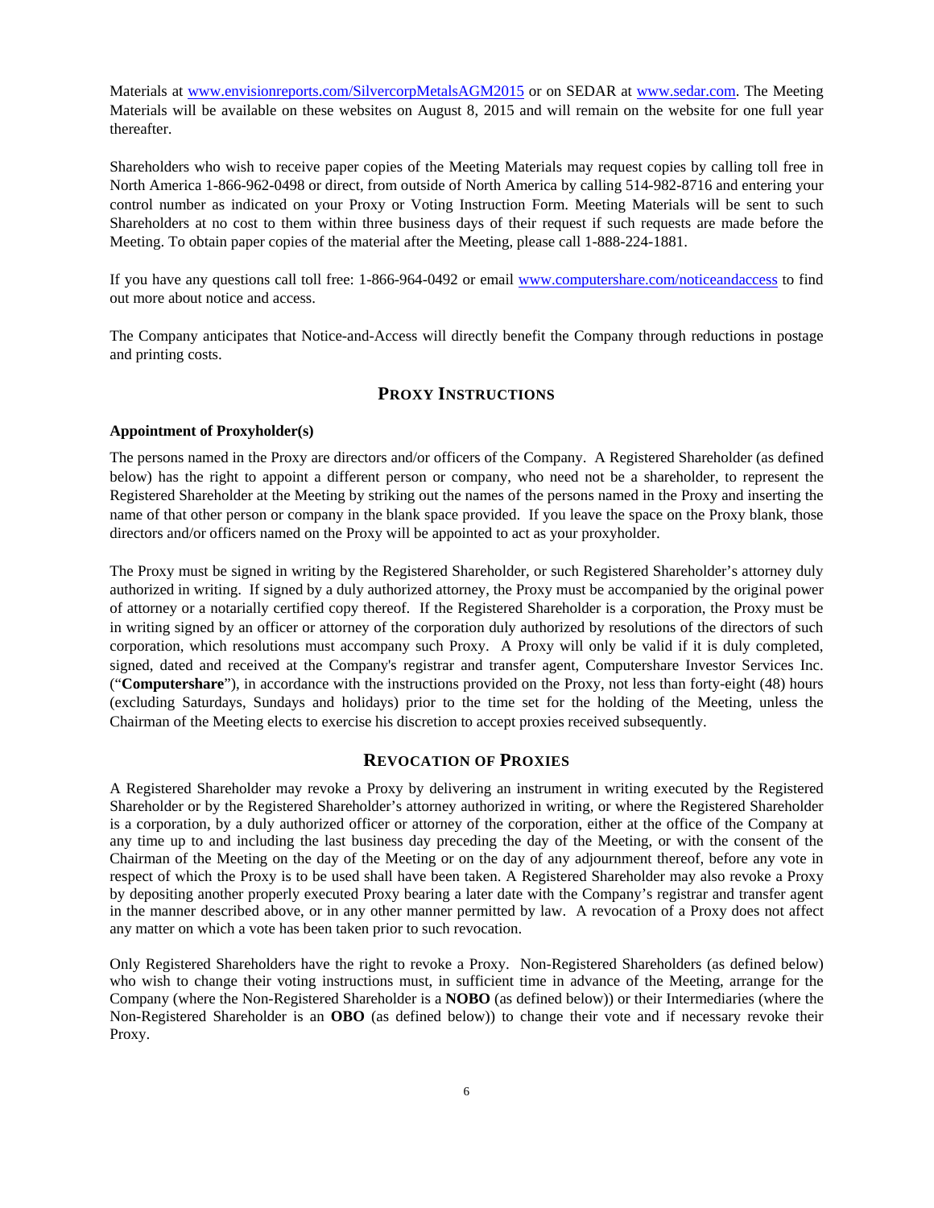Materials at www.envisionreports.com/SilvercorpMetalsAGM2015 or on SEDAR at www.sedar.com. The Meeting Materials will be available on these websites on August 8, 2015 and will remain on the website for one full year thereafter.

Shareholders who wish to receive paper copies of the Meeting Materials may request copies by calling toll free in North America 1-866-962-0498 or direct, from outside of North America by calling 514-982-8716 and entering your control number as indicated on your Proxy or Voting Instruction Form. Meeting Materials will be sent to such Shareholders at no cost to them within three business days of their request if such requests are made before the Meeting. To obtain paper copies of the material after the Meeting, please call 1-888-224-1881.

If you have any questions call toll free: 1-866-964-0492 or email www.computershare.com/noticeandaccess to find out more about notice and access.

The Company anticipates that Notice-and-Access will directly benefit the Company through reductions in postage and printing costs.

## PROXY INSTRUCTIONS

**Appointment of Proxyholder(s)**

The persons named in the Proxy are directors and/or officers of the Company. A Registered Shareholder (as defined below) has the right to appoint a different person or company, who need not be a shareholder, to represent the Registered Shareholder at the Meeting by striking out the names of the persons named in the Proxy and inserting the name of that other person or company in the blank space provided. If you leave the space on the Proxy blank, those directors and/or officers named on the Proxy will be appointed to act as your proxyholder.

The Proxy must be signed in writing by the Registered Shareholder, or such Registered Shareholder's attorney duly authorized in writing. If signed by a duly authorized attorney, the Proxy must be accompanied by the original power of attorney or a notarially certified copy thereof. If the Registered Shareholder is a corporation, the Proxy must be in writing signed by an officer or attorney of the corporation duly authorized by resolutions of the directors of such corporation, which resolutions must accompany such Proxy. A Proxy will only be valid if it is duly completed, signed, dated and received at the Company's registrar and transfer agent, Computershare Investor Services Inc. ("**Computershare**"), in accordance with the instructions provided on the Proxy, not less than forty-eight (48) hours (excluding Saturdays, Sundays and holidays) prior to the time set for the holding of the Meeting, unless the Chairman of the Meeting elects to exercise his discretion to accept proxies received subsequently.

## REVOCATION OF PROXIES

A Registered Shareholder may revoke a Proxy by delivering an instrument in writing executed by the Registered Shareholder or by the Registered Shareholder's attorney authorized in writing, or where the Registered Shareholder is a corporation, by a duly authorized officer or attorney of the corporation, either at the office of the Company at any time up to and including the last business day preceding the day of the Meeting, or with the consent of the Chairman of the Meeting on the day of the Meeting or on the day of any adjournment thereof, before any vote in respect of which the Proxy is to be used shall have been taken. A Registered Shareholder may also revoke a Proxy by depositing another properly executed Proxy bearing a later date with the Company's registrar and transfer agent in the manner described above, or in any other manner permitted by law. A revocation of a Proxy does not affect any matter on which a vote has been taken prior to such revocation.

Only Registered Shareholders have the right to revoke a Proxy. Non-Registered Shareholders (as defined below) who wish to change their voting instructions must, in sufficient time in advance of the Meeting, arrange for the Company (where the Non-Registered Shareholder is a **NOBO** (as defined below)) or their Intermediaries (where the Non-Registered Shareholder is an **OBO** (as defined below)) to change their vote and if necessary revoke their Proxy.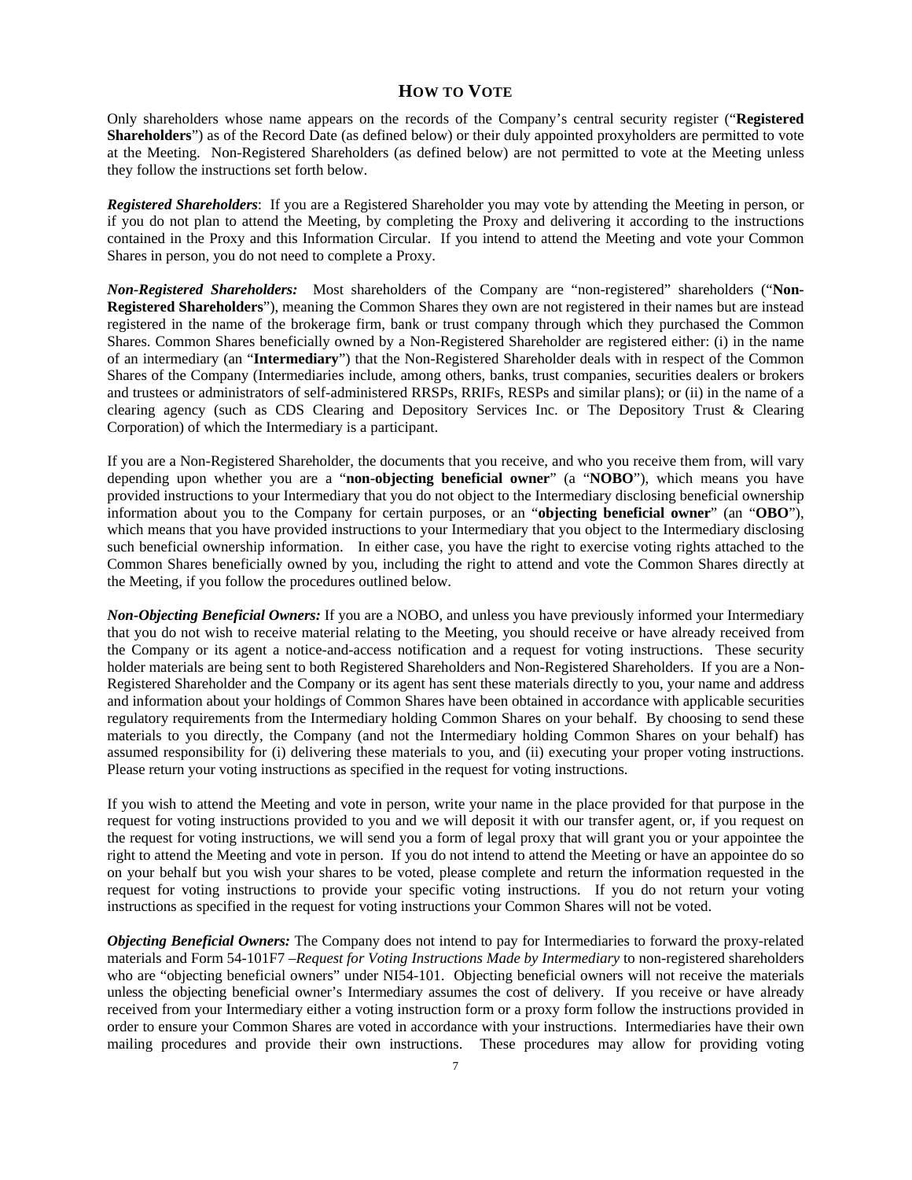## HOW TO VOTE

Only shareholders whose name appears on the records of the Company's central security register ("**Registered Shareholders**") as of the Record Date (as defined below) or their duly appointed proxyholders are permitted to vote at the Meeting. Non-Registered Shareholders (as defined below) are not permitted to vote at the Meeting unless they follow the instructions set forth below.

***Registered Shareholders***: If you are a Registered Shareholder you may vote by attending the Meeting in person, or if you do not plan to attend the Meeting, by completing the Proxy and delivering it according to the instructions contained in the Proxy and this Information Circular. If you intend to attend the Meeting and vote your Common Shares in person, you do not need to complete a Proxy.

***Non-Registered Shareholders:*** Most shareholders of the Company are "non-registered" shareholders ("**Non-Registered Shareholders**"), meaning the Common Shares they own are not registered in their names but are instead registered in the name of the brokerage firm, bank or trust company through which they purchased the Common Shares. Common Shares beneficially owned by a Non-Registered Shareholder are registered either: (i) in the name of an intermediary (an "**Intermediary**") that the Non-Registered Shareholder deals with in respect of the Common Shares of the Company (Intermediaries include, among others, banks, trust companies, securities dealers or brokers and trustees or administrators of self-administered RRSPs, RRIFs, RESPs and similar plans); or (ii) in the name of a clearing agency (such as CDS Clearing and Depository Services Inc. or The Depository Trust & Clearing Corporation) of which the Intermediary is a participant.

If you are a Non-Registered Shareholder, the documents that you receive, and who you receive them from, will vary depending upon whether you are a "**non-objecting beneficial owner**" (a "**NOBO**"), which means you have provided instructions to your Intermediary that you do not object to the Intermediary disclosing beneficial ownership information about you to the Company for certain purposes, or an "**objecting beneficial owner**" (an "**OBO**"), which means that you have provided instructions to your Intermediary that you object to the Intermediary disclosing such beneficial ownership information. In either case, you have the right to exercise voting rights attached to the Common Shares beneficially owned by you, including the right to attend and vote the Common Shares directly at the Meeting, if you follow the procedures outlined below.

***Non-Objecting Beneficial Owners:*** If you are a NOBO, and unless you have previously informed your Intermediary that you do not wish to receive material relating to the Meeting, you should receive or have already received from the Company or its agent a notice-and-access notification and a request for voting instructions. These security holder materials are being sent to both Registered Shareholders and Non-Registered Shareholders. If you are a Non-Registered Shareholder and the Company or its agent has sent these materials directly to you, your name and address and information about your holdings of Common Shares have been obtained in accordance with applicable securities regulatory requirements from the Intermediary holding Common Shares on your behalf. By choosing to send these materials to you directly, the Company (and not the Intermediary holding Common Shares on your behalf) has assumed responsibility for (i) delivering these materials to you, and (ii) executing your proper voting instructions. Please return your voting instructions as specified in the request for voting instructions.

If you wish to attend the Meeting and vote in person, write your name in the place provided for that purpose in the request for voting instructions provided to you and we will deposit it with our transfer agent, or, if you request on the request for voting instructions, we will send you a form of legal proxy that will grant you or your appointee the right to attend the Meeting and vote in person. If you do not intend to attend the Meeting or have an appointee do so on your behalf but you wish your shares to be voted, please complete and return the information requested in the request for voting instructions to provide your specific voting instructions. If you do not return your voting instructions as specified in the request for voting instructions your Common Shares will not be voted.

***Objecting Beneficial Owners:*** The Company does not intend to pay for Intermediaries to forward the proxy-related materials and Form 54-101F7 –*Request for Voting Instructions Made by Intermediary* to non-registered shareholders who are "objecting beneficial owners" under NI54-101. Objecting beneficial owners will not receive the materials unless the objecting beneficial owner's Intermediary assumes the cost of delivery. If you receive or have already received from your Intermediary either a voting instruction form or a proxy form follow the instructions provided in order to ensure your Common Shares are voted in accordance with your instructions. Intermediaries have their own mailing procedures and provide their own instructions. These procedures may allow for providing voting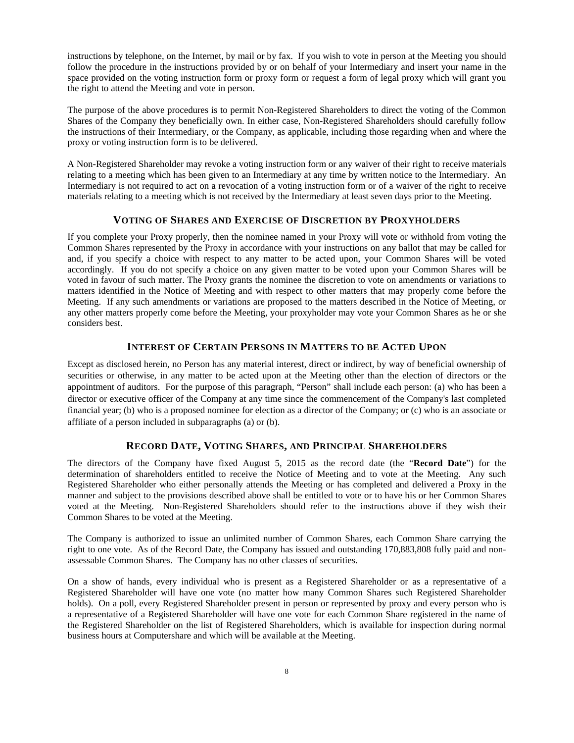instructions by telephone, on the Internet, by mail or by fax. If you wish to vote in person at the Meeting you should follow the procedure in the instructions provided by or on behalf of your Intermediary and insert your name in the space provided on the voting instruction form or proxy form or request a form of legal proxy which will grant you the right to attend the Meeting and vote in person.

The purpose of the above procedures is to permit Non-Registered Shareholders to direct the voting of the Common Shares of the Company they beneficially own. In either case, Non-Registered Shareholders should carefully follow the instructions of their Intermediary, or the Company, as applicable, including those regarding when and where the proxy or voting instruction form is to be delivered.

A Non-Registered Shareholder may revoke a voting instruction form or any waiver of their right to receive materials relating to a meeting which has been given to an Intermediary at any time by written notice to the Intermediary. An Intermediary is not required to act on a revocation of a voting instruction form or of a waiver of the right to receive materials relating to a meeting which is not received by the Intermediary at least seven days prior to the Meeting.

## VOTING OF SHARES AND EXERCISE OF DISCRETION BY PROXYHOLDERS

If you complete your Proxy properly, then the nominee named in your Proxy will vote or withhold from voting the Common Shares represented by the Proxy in accordance with your instructions on any ballot that may be called for and, if you specify a choice with respect to any matter to be acted upon, your Common Shares will be voted accordingly. If you do not specify a choice on any given matter to be voted upon your Common Shares will be voted in favour of such matter. The Proxy grants the nominee the discretion to vote on amendments or variations to matters identified in the Notice of Meeting and with respect to other matters that may properly come before the Meeting. If any such amendments or variations are proposed to the matters described in the Notice of Meeting, or any other matters properly come before the Meeting, your proxyholder may vote your Common Shares as he or she considers best.

## INTEREST OF CERTAIN PERSONS IN MATTERS TO BE ACTED UPON

Except as disclosed herein, no Person has any material interest, direct or indirect, by way of beneficial ownership of securities or otherwise, in any matter to be acted upon at the Meeting other than the election of directors or the appointment of auditors. For the purpose of this paragraph, "Person" shall include each person: (a) who has been a director or executive officer of the Company at any time since the commencement of the Company's last completed financial year; (b) who is a proposed nominee for election as a director of the Company; or (c) who is an associate or affiliate of a person included in subparagraphs (a) or (b).

## RECORD DATE, VOTING SHARES, AND PRINCIPAL SHAREHOLDERS

The directors of the Company have fixed August 5, 2015 as the record date (the "**Record Date**") for the determination of shareholders entitled to receive the Notice of Meeting and to vote at the Meeting. Any such Registered Shareholder who either personally attends the Meeting or has completed and delivered a Proxy in the manner and subject to the provisions described above shall be entitled to vote or to have his or her Common Shares voted at the Meeting. Non-Registered Shareholders should refer to the instructions above if they wish their Common Shares to be voted at the Meeting.

The Company is authorized to issue an unlimited number of Common Shares, each Common Share carrying the right to one vote. As of the Record Date, the Company has issued and outstanding 170,883,808 fully paid and non-assessable Common Shares. The Company has no other classes of securities.

On a show of hands, every individual who is present as a Registered Shareholder or as a representative of a Registered Shareholder will have one vote (no matter how many Common Shares such Registered Shareholder holds). On a poll, every Registered Shareholder present in person or represented by proxy and every person who is a representative of a Registered Shareholder will have one vote for each Common Share registered in the name of the Registered Shareholder on the list of Registered Shareholders, which is available for inspection during normal business hours at Computershare and which will be available at the Meeting.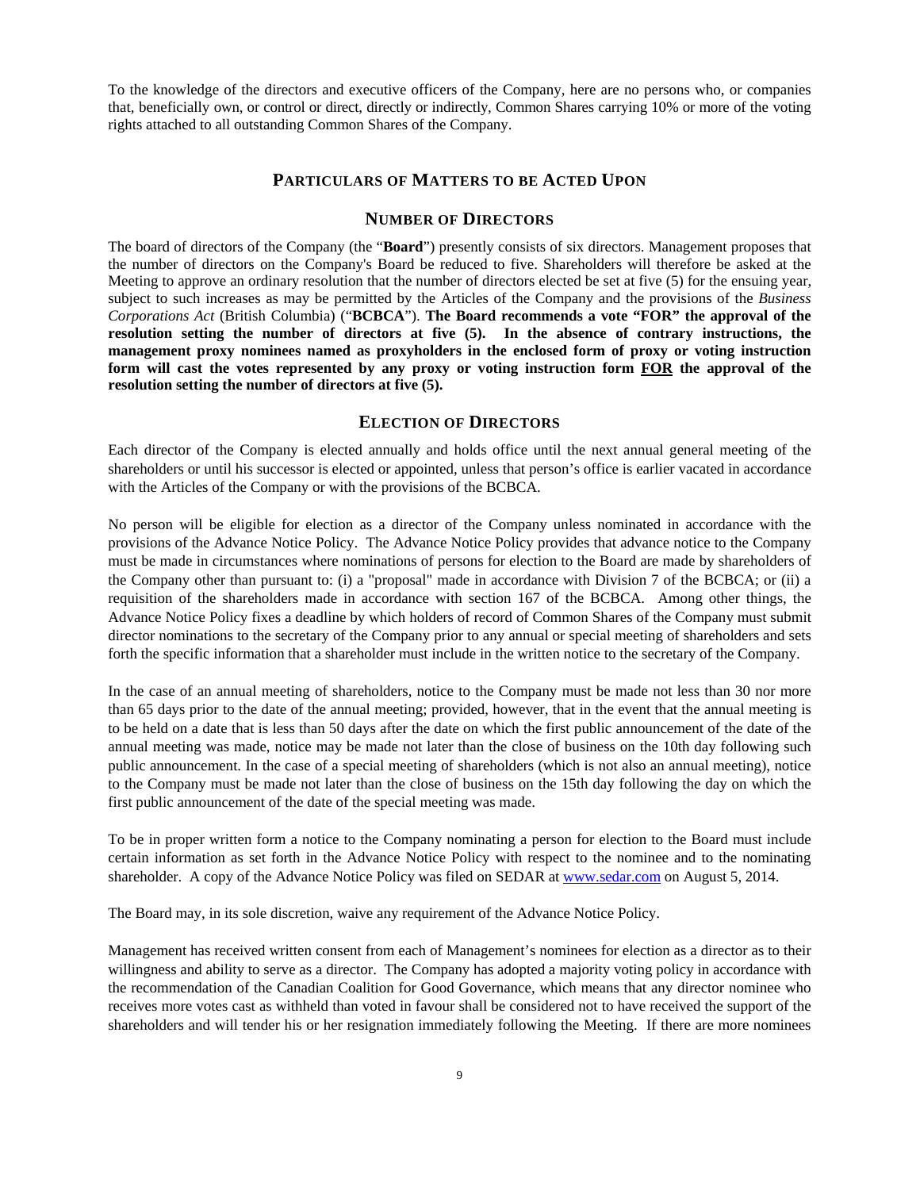To the knowledge of the directors and executive officers of the Company, here are no persons who, or companies that, beneficially own, or control or direct, directly or indirectly, Common Shares carrying 10% or more of the voting rights attached to all outstanding Common Shares of the Company.

## PARTICULARS OF MATTERS TO BE ACTED UPON

### NUMBER OF DIRECTORS

The board of directors of the Company (the "**Board**") presently consists of six directors. Management proposes that the number of directors on the Company's Board be reduced to five. Shareholders will therefore be asked at the Meeting to approve an ordinary resolution that the number of directors elected be set at five (5) for the ensuing year, subject to such increases as may be permitted by the Articles of the Company and the provisions of the *Business Corporations Act* (British Columbia) ("**BCBCA**"). **The Board recommends a vote "FOR" the approval of the resolution setting the number of directors at five (5). In the absence of contrary instructions, the management proxy nominees named as proxyholders in the enclosed form of proxy or voting instruction form will cast the votes represented by any proxy or voting instruction form <u>FOR</u> the approval of the resolution setting the number of directors at five (5).**

### ELECTION OF DIRECTORS

Each director of the Company is elected annually and holds office until the next annual general meeting of the shareholders or until his successor is elected or appointed, unless that person's office is earlier vacated in accordance with the Articles of the Company or with the provisions of the BCBCA.

No person will be eligible for election as a director of the Company unless nominated in accordance with the provisions of the Advance Notice Policy. The Advance Notice Policy provides that advance notice to the Company must be made in circumstances where nominations of persons for election to the Board are made by shareholders of the Company other than pursuant to: (i) a "proposal" made in accordance with Division 7 of the BCBCA; or (ii) a requisition of the shareholders made in accordance with section 167 of the BCBCA. Among other things, the Advance Notice Policy fixes a deadline by which holders of record of Common Shares of the Company must submit director nominations to the secretary of the Company prior to any annual or special meeting of shareholders and sets forth the specific information that a shareholder must include in the written notice to the secretary of the Company.

In the case of an annual meeting of shareholders, notice to the Company must be made not less than 30 nor more than 65 days prior to the date of the annual meeting; provided, however, that in the event that the annual meeting is to be held on a date that is less than 50 days after the date on which the first public announcement of the date of the annual meeting was made, notice may be made not later than the close of business on the 10th day following such public announcement. In the case of a special meeting of shareholders (which is not also an annual meeting), notice to the Company must be made not later than the close of business on the 15th day following the day on which the first public announcement of the date of the special meeting was made.

To be in proper written form a notice to the Company nominating a person for election to the Board must include certain information as set forth in the Advance Notice Policy with respect to the nominee and to the nominating shareholder. A copy of the Advance Notice Policy was filed on SEDAR at www.sedar.com on August 5, 2014.

The Board may, in its sole discretion, waive any requirement of the Advance Notice Policy.

Management has received written consent from each of Management's nominees for election as a director as to their willingness and ability to serve as a director. The Company has adopted a majority voting policy in accordance with the recommendation of the Canadian Coalition for Good Governance, which means that any director nominee who receives more votes cast as withheld than voted in favour shall be considered not to have received the support of the shareholders and will tender his or her resignation immediately following the Meeting. If there are more nominees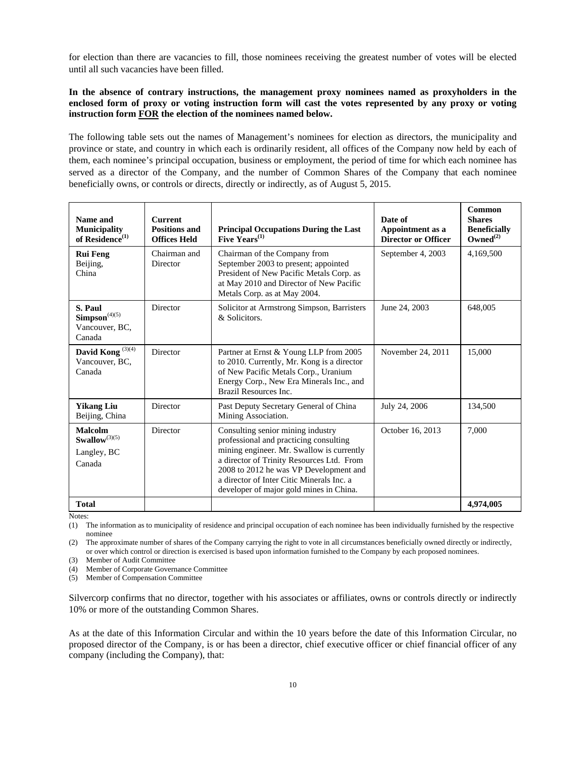for election than there are vacancies to fill, those nominees receiving the greatest number of votes will be elected until all such vacancies have been filled.

**In the absence of contrary instructions, the management proxy nominees named as proxyholders in the enclosed form of proxy or voting instruction form will cast the votes represented by any proxy or voting instruction form FOR the election of the nominees named below.**

The following table sets out the names of Management's nominees for election as directors, the municipality and province or state, and country in which each is ordinarily resident, all offices of the Company now held by each of them, each nominee's principal occupation, business or employment, the period of time for which each nominee has served as a director of the Company, and the number of Common Shares of the Company that each nominee beneficially owns, or controls or directs, directly or indirectly, as of August 5, 2015.

| Name and Municipality of Residence(1) | Current Positions and Offices Held | Principal Occupations During the Last Five Years(1) | Date of Appointment as a Director or Officer | Common Shares Beneficially Owned(2) |
|---|---|---|---|---|
| **Rui Feng** Beijing, China | Chairman and Director | Chairman of the Company from September 2003 to present; appointed President of New Pacific Metals Corp. as at May 2010 and Director of New Pacific Metals Corp. as at May 2004. | September 4, 2003 | 4,169,500 |
| **S. Paul Simpson**(4)(5) Vancouver, BC, Canada | Director | Solicitor at Armstrong Simpson, Barristers & Solicitors. | June 24, 2003 | 648,005 |
| **David Kong** (3)(4) Vancouver, BC, Canada | Director | Partner at Ernst & Young LLP from 2005 to 2010. Currently, Mr. Kong is a director of New Pacific Metals Corp., Uranium Energy Corp., New Era Minerals Inc., and Brazil Resources Inc. | November 24, 2011 | 15,000 |
| **Yikang Liu** Beijing, China | Director | Past Deputy Secretary General of China Mining Association. | July 24, 2006 | 134,500 |
| **Malcolm Swallow**(3)(5) Langley, BC Canada | Director | Consulting senior mining industry professional and practicing consulting mining engineer. Mr. Swallow is currently a director of Trinity Resources Ltd. From 2008 to 2012 he was VP Development and a director of Inter Citic Minerals Inc. a developer of major gold mines in China. | October 16, 2013 | 7,000 |
| **Total** | | | | **4,974,005** |

Notes:

(1) The information as to municipality of residence and principal occupation of each nominee has been individually furnished by the respective nominee

(2) The approximate number of shares of the Company carrying the right to vote in all circumstances beneficially owned directly or indirectly, or over which control or direction is exercised is based upon information furnished to the Company by each proposed nominees.

(3) Member of Audit Committee

(4) Member of Corporate Governance Committee

(5) Member of Compensation Committee

Silvercorp confirms that no director, together with his associates or affiliates, owns or controls directly or indirectly 10% or more of the outstanding Common Shares.

As at the date of this Information Circular and within the 10 years before the date of this Information Circular, no proposed director of the Company, is or has been a director, chief executive officer or chief financial officer of any company (including the Company), that: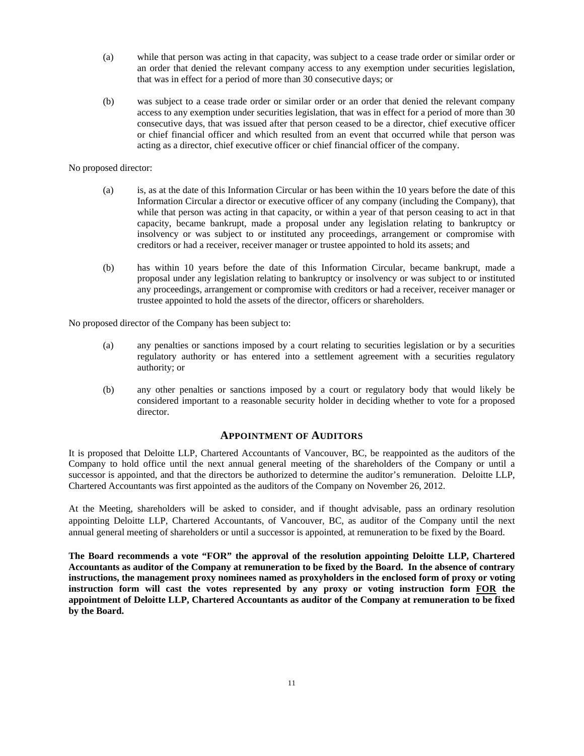(a) while that person was acting in that capacity, was subject to a cease trade order or similar order or an order that denied the relevant company access to any exemption under securities legislation, that was in effect for a period of more than 30 consecutive days; or

(b) was subject to a cease trade order or similar order or an order that denied the relevant company access to any exemption under securities legislation, that was in effect for a period of more than 30 consecutive days, that was issued after that person ceased to be a director, chief executive officer or chief financial officer and which resulted from an event that occurred while that person was acting as a director, chief executive officer or chief financial officer of the company.

No proposed director:

(a) is, as at the date of this Information Circular or has been within the 10 years before the date of this Information Circular a director or executive officer of any company (including the Company), that while that person was acting in that capacity, or within a year of that person ceasing to act in that capacity, became bankrupt, made a proposal under any legislation relating to bankruptcy or insolvency or was subject to or instituted any proceedings, arrangement or compromise with creditors or had a receiver, receiver manager or trustee appointed to hold its assets; and

(b) has within 10 years before the date of this Information Circular, became bankrupt, made a proposal under any legislation relating to bankruptcy or insolvency or was subject to or instituted any proceedings, arrangement or compromise with creditors or had a receiver, receiver manager or trustee appointed to hold the assets of the director, officers or shareholders.

No proposed director of the Company has been subject to:

(a) any penalties or sanctions imposed by a court relating to securities legislation or by a securities regulatory authority or has entered into a settlement agreement with a securities regulatory authority; or

(b) any other penalties or sanctions imposed by a court or regulatory body that would likely be considered important to a reasonable security holder in deciding whether to vote for a proposed director.

## APPOINTMENT OF AUDITORS

It is proposed that Deloitte LLP, Chartered Accountants of Vancouver, BC, be reappointed as the auditors of the Company to hold office until the next annual general meeting of the shareholders of the Company or until a successor is appointed, and that the directors be authorized to determine the auditor's remuneration. Deloitte LLP, Chartered Accountants was first appointed as the auditors of the Company on November 26, 2012.

At the Meeting, shareholders will be asked to consider, and if thought advisable, pass an ordinary resolution appointing Deloitte LLP, Chartered Accountants, of Vancouver, BC, as auditor of the Company until the next annual general meeting of shareholders or until a successor is appointed, at remuneration to be fixed by the Board.

**The Board recommends a vote "FOR" the approval of the resolution appointing Deloitte LLP, Chartered Accountants as auditor of the Company at remuneration to be fixed by the Board. In the absence of contrary instructions, the management proxy nominees named as proxyholders in the enclosed form of proxy or voting instruction form will cast the votes represented by any proxy or voting instruction form <u>FOR</u> the appointment of Deloitte LLP, Chartered Accountants as auditor of the Company at remuneration to be fixed by the Board.**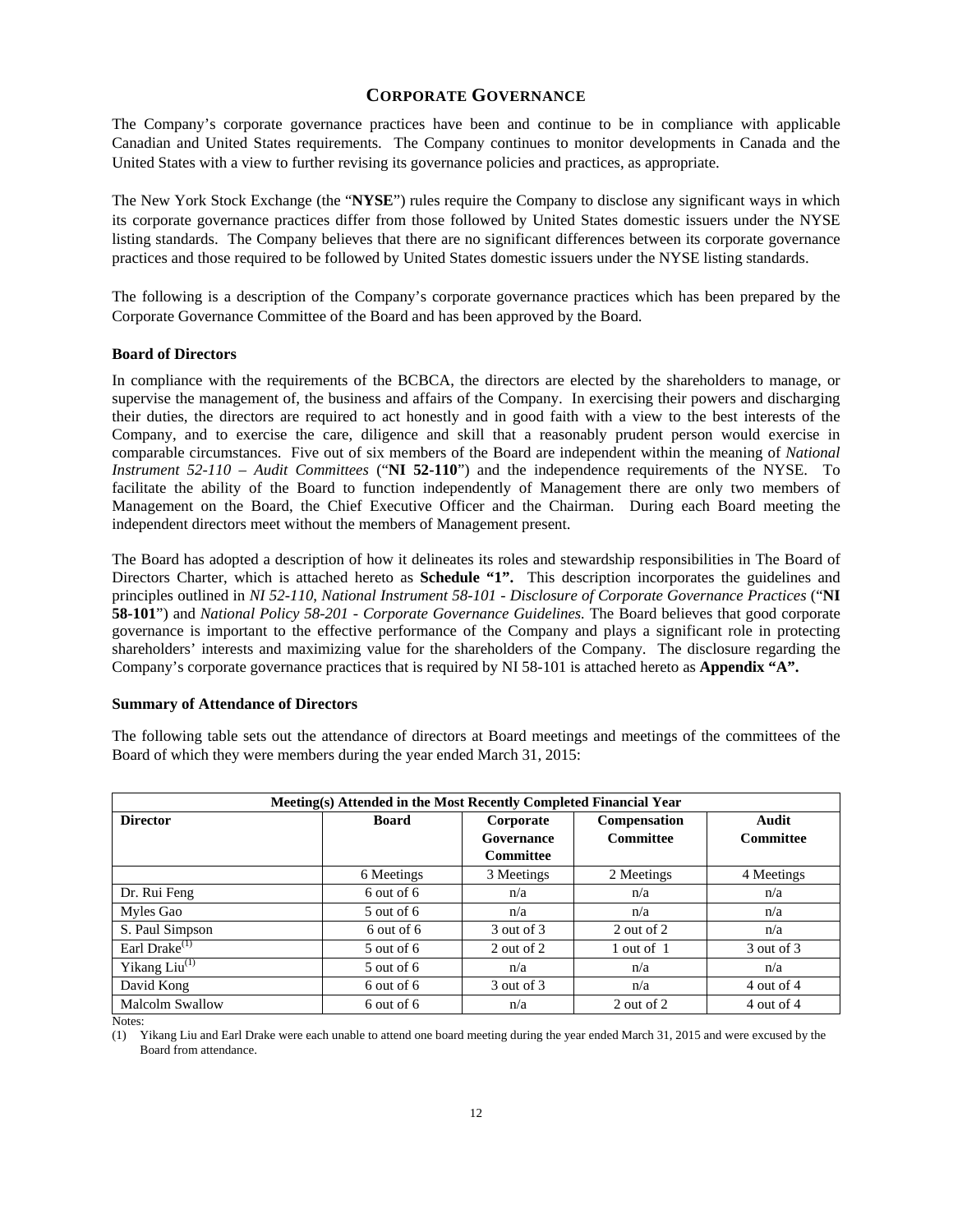# CORPORATE GOVERNANCE

The Company's corporate governance practices have been and continue to be in compliance with applicable Canadian and United States requirements. The Company continues to monitor developments in Canada and the United States with a view to further revising its governance policies and practices, as appropriate.

The New York Stock Exchange (the "**NYSE**") rules require the Company to disclose any significant ways in which its corporate governance practices differ from those followed by United States domestic issuers under the NYSE listing standards. The Company believes that there are no significant differences between its corporate governance practices and those required to be followed by United States domestic issuers under the NYSE listing standards.

The following is a description of the Company's corporate governance practices which has been prepared by the Corporate Governance Committee of the Board and has been approved by the Board.

### Board of Directors

In compliance with the requirements of the BCBCA, the directors are elected by the shareholders to manage, or supervise the management of, the business and affairs of the Company. In exercising their powers and discharging their duties, the directors are required to act honestly and in good faith with a view to the best interests of the Company, and to exercise the care, diligence and skill that a reasonably prudent person would exercise in comparable circumstances. Five out of six members of the Board are independent within the meaning of *National Instrument 52-110 – Audit Committees* ("**NI 52-110**") and the independence requirements of the NYSE. To facilitate the ability of the Board to function independently of Management there are only two members of Management on the Board, the Chief Executive Officer and the Chairman. During each Board meeting the independent directors meet without the members of Management present.

The Board has adopted a description of how it delineates its roles and stewardship responsibilities in The Board of Directors Charter, which is attached hereto as **Schedule "1".** This description incorporates the guidelines and principles outlined in *NI 52-110*, *National Instrument 58-101 - Disclosure of Corporate Governance Practices* ("**NI 58-101**") and *National Policy 58-201 - Corporate Governance Guidelines.* The Board believes that good corporate governance is important to the effective performance of the Company and plays a significant role in protecting shareholders' interests and maximizing value for the shareholders of the Company. The disclosure regarding the Company's corporate governance practices that is required by NI 58-101 is attached hereto as **Appendix "A".**

### Summary of Attendance of Directors

The following table sets out the attendance of directors at Board meetings and meetings of the committees of the Board of which they were members during the year ended March 31, 2015:

| Meeting(s) Attended in the Most Recently Completed Financial Year | | | | |
|---|---|---|---|---|
| **Director** | **Board** | **Corporate Governance Committee** | **Compensation Committee** | **Audit Committee** |
| | 6 Meetings | 3 Meetings | 2 Meetings | 4 Meetings |
| Dr. Rui Feng | 6 out of 6 | n/a | n/a | n/a |
| Myles Gao | 5 out of 6 | n/a | n/a | n/a |
| S. Paul Simpson | 6 out of 6 | 3 out of 3 | 2 out of 2 | n/a |
| Earl Drake[(1)] | 5 out of 6 | 2 out of 2 | 1 out of 1 | 3 out of 3 |
| Yikang Liu[(1)] | 5 out of 6 | n/a | n/a | n/a |
| David Kong | 6 out of 6 | 3 out of 3 | n/a | 4 out of 4 |
| Malcolm Swallow | 6 out of 6 | n/a | 2 out of 2 | 4 out of 4 |

Notes:

(1) Yikang Liu and Earl Drake were each unable to attend one board meeting during the year ended March 31, 2015 and were excused by the Board from attendance.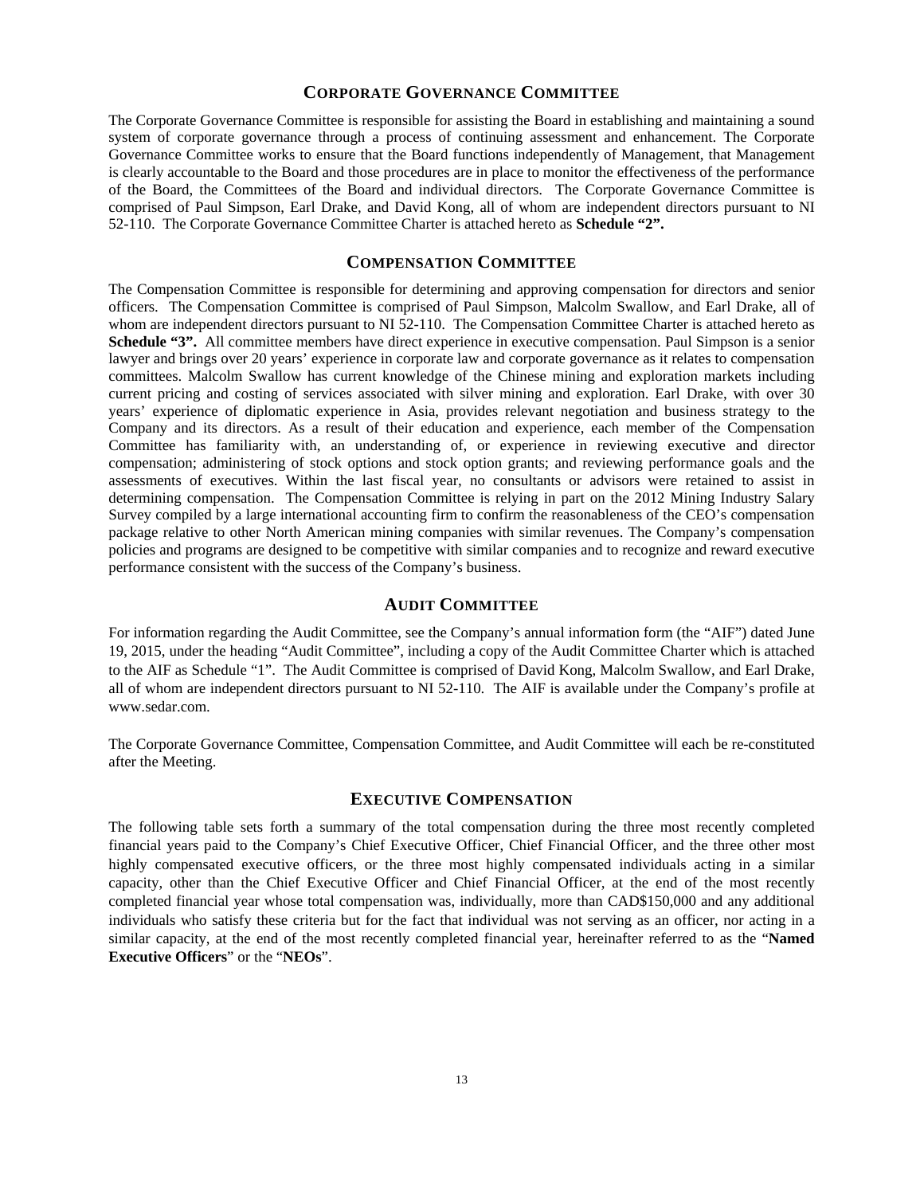## CORPORATE GOVERNANCE COMMITTEE

The Corporate Governance Committee is responsible for assisting the Board in establishing and maintaining a sound system of corporate governance through a process of continuing assessment and enhancement. The Corporate Governance Committee works to ensure that the Board functions independently of Management, that Management is clearly accountable to the Board and those procedures are in place to monitor the effectiveness of the performance of the Board, the Committees of the Board and individual directors. The Corporate Governance Committee is comprised of Paul Simpson, Earl Drake, and David Kong, all of whom are independent directors pursuant to NI 52-110. The Corporate Governance Committee Charter is attached hereto as **Schedule "2".**

## COMPENSATION COMMITTEE

The Compensation Committee is responsible for determining and approving compensation for directors and senior officers. The Compensation Committee is comprised of Paul Simpson, Malcolm Swallow, and Earl Drake, all of whom are independent directors pursuant to NI 52-110. The Compensation Committee Charter is attached hereto as **Schedule "3".** All committee members have direct experience in executive compensation. Paul Simpson is a senior lawyer and brings over 20 years' experience in corporate law and corporate governance as it relates to compensation committees. Malcolm Swallow has current knowledge of the Chinese mining and exploration markets including current pricing and costing of services associated with silver mining and exploration. Earl Drake, with over 30 years' experience of diplomatic experience in Asia, provides relevant negotiation and business strategy to the Company and its directors. As a result of their education and experience, each member of the Compensation Committee has familiarity with, an understanding of, or experience in reviewing executive and director compensation; administering of stock options and stock option grants; and reviewing performance goals and the assessments of executives. Within the last fiscal year, no consultants or advisors were retained to assist in determining compensation. The Compensation Committee is relying in part on the 2012 Mining Industry Salary Survey compiled by a large international accounting firm to confirm the reasonableness of the CEO's compensation package relative to other North American mining companies with similar revenues. The Company's compensation policies and programs are designed to be competitive with similar companies and to recognize and reward executive performance consistent with the success of the Company's business.

## AUDIT COMMITTEE

For information regarding the Audit Committee, see the Company's annual information form (the "AIF") dated June 19, 2015, under the heading "Audit Committee", including a copy of the Audit Committee Charter which is attached to the AIF as Schedule "1". The Audit Committee is comprised of David Kong, Malcolm Swallow, and Earl Drake, all of whom are independent directors pursuant to NI 52-110. The AIF is available under the Company's profile at www.sedar.com.

The Corporate Governance Committee, Compensation Committee, and Audit Committee will each be re-constituted after the Meeting.

## EXECUTIVE COMPENSATION

The following table sets forth a summary of the total compensation during the three most recently completed financial years paid to the Company's Chief Executive Officer, Chief Financial Officer, and the three other most highly compensated executive officers, or the three most highly compensated individuals acting in a similar capacity, other than the Chief Executive Officer and Chief Financial Officer, at the end of the most recently completed financial year whose total compensation was, individually, more than CAD$150,000 and any additional individuals who satisfy these criteria but for the fact that individual was not serving as an officer, nor acting in a similar capacity, at the end of the most recently completed financial year, hereinafter referred to as the "**Named Executive Officers**" or the "**NEOs**".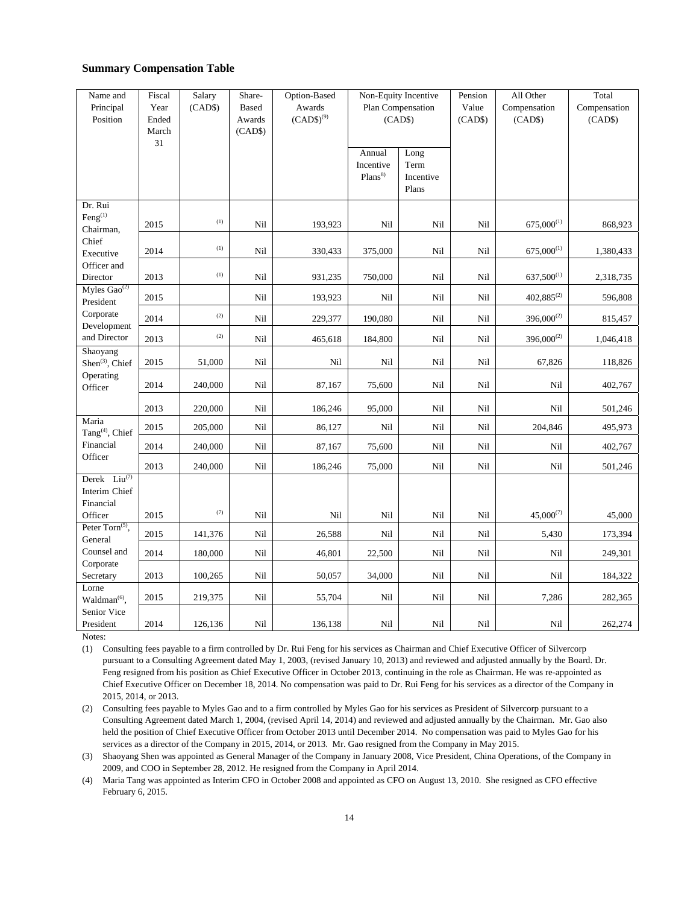### Summary Compensation Table

| Name and Principal Position | Fiscal Year Ended March 31 | Salary (CAD$) | Share-Based Awards (CAD$) | Option-Based Awards (CAD$)[9] | Non-Equity Incentive Plan Compensation (CAD$) | | Pension Value (CAD$) | All Other Compensation (CAD$) | Total Compensation (CAD$) |
|---|---|---|---|---|---|---|---|---|---|
| | | | | | Annual Incentive Plans[8] | Long Term Incentive Plans | | | |
| Dr. Rui Feng[1] Chairman, Chief Executive Officer and Director | 2015 | [1] | Nil | 193,923 | Nil | Nil | Nil | 675,000[1] | 868,923 |
| | 2014 | [1] | Nil | 330,433 | 375,000 | Nil | Nil | 675,000[1] | 1,380,433 |
| | 2013 | [1] | Nil | 931,235 | 750,000 | Nil | Nil | 637,500[1] | 2,318,735 |
| Myles Gao[2] President Corporate Development and Director | 2015 | | Nil | 193,923 | Nil | Nil | Nil | 402,885[2] | 596,808 |
| | 2014 | [2] | Nil | 229,377 | 190,080 | Nil | Nil | 396,000[2] | 815,457 |
| | 2013 | [2] | Nil | 465,618 | 184,800 | Nil | Nil | 396,000[2] | 1,046,418 |
| Shaoyang Shen[3], Chief Operating Officer | 2015 | 51,000 | Nil | Nil | Nil | Nil | Nil | 67,826 | 118,826 |
| | 2014 | 240,000 | Nil | 87,167 | 75,600 | Nil | Nil | Nil | 402,767 |
| | 2013 | 220,000 | Nil | 186,246 | 95,000 | Nil | Nil | Nil | 501,246 |
| Maria Tang[4], Chief Financial Officer | 2015 | 205,000 | Nil | 86,127 | Nil | Nil | Nil | 204,846 | 495,973 |
| | 2014 | 240,000 | Nil | 87,167 | 75,600 | Nil | Nil | Nil | 402,767 |
| | 2013 | 240,000 | Nil | 186,246 | 75,000 | Nil | Nil | Nil | 501,246 |
| Derek Liu[7] Interim Chief Financial Officer | 2015 | [7] | Nil | Nil | Nil | Nil | Nil | 45,000[7] | 45,000 |
| Peter Torn[5], General Counsel and Corporate Secretary | 2015 | 141,376 | Nil | 26,588 | Nil | Nil | Nil | 5,430 | 173,394 |
| | 2014 | 180,000 | Nil | 46,801 | 22,500 | Nil | Nil | Nil | 249,301 |
| | 2013 | 100,265 | Nil | 50,057 | 34,000 | Nil | Nil | Nil | 184,322 |
| Lorne Waldman[6], Senior Vice President | 2015 | 219,375 | Nil | 55,704 | Nil | Nil | Nil | 7,286 | 282,365 |
| | 2014 | 126,136 | Nil | 136,138 | Nil | Nil | Nil | Nil | 262,274 |

Notes:

(1) Consulting fees payable to a firm controlled by Dr. Rui Feng for his services as Chairman and Chief Executive Officer of Silvercorp pursuant to a Consulting Agreement dated May 1, 2003, (revised January 10, 2013) and reviewed and adjusted annually by the Board. Dr. Feng resigned from his position as Chief Executive Officer in October 2013, continuing in the role as Chairman. He was re-appointed as Chief Executive Officer on December 18, 2014. No compensation was paid to Dr. Rui Feng for his services as a director of the Company in 2015, 2014, or 2013.

(2) Consulting fees payable to Myles Gao and to a firm controlled by Myles Gao for his services as President of Silvercorp pursuant to a Consulting Agreement dated March 1, 2004, (revised April 14, 2014) and reviewed and adjusted annually by the Chairman. Mr. Gao also held the position of Chief Executive Officer from October 2013 until December 2014. No compensation was paid to Myles Gao for his services as a director of the Company in 2015, 2014, or 2013. Mr. Gao resigned from the Company in May 2015.

(3) Shaoyang Shen was appointed as General Manager of the Company in January 2008, Vice President, China Operations, of the Company in 2009, and COO in September 28, 2012. He resigned from the Company in April 2014.

(4) Maria Tang was appointed as Interim CFO in October 2008 and appointed as CFO on August 13, 2010. She resigned as CFO effective February 6, 2015.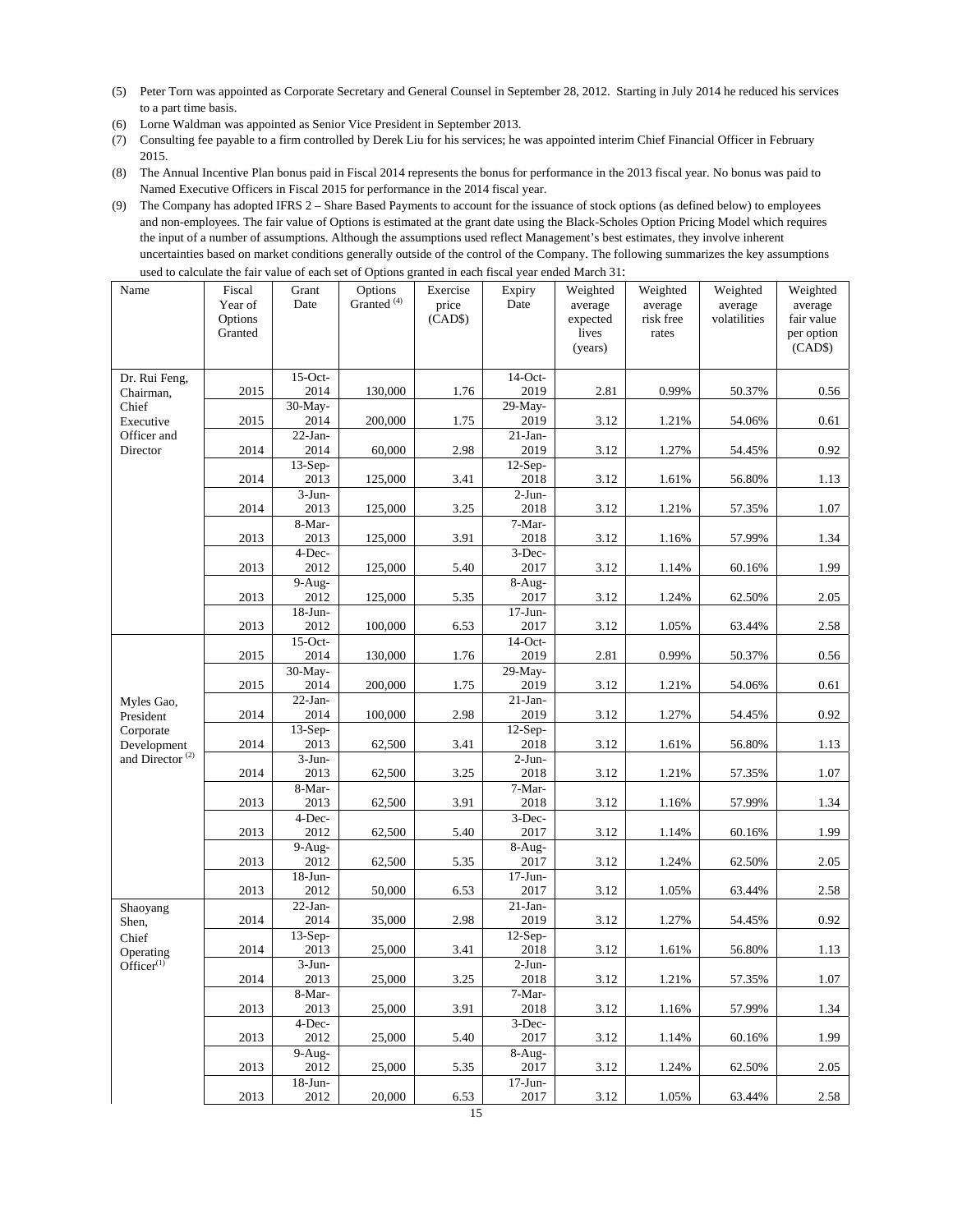(5) Peter Torn was appointed as Corporate Secretary and General Counsel in September 28, 2012. Starting in July 2014 he reduced his services to a part time basis.

(6) Lorne Waldman was appointed as Senior Vice President in September 2013.

(7) Consulting fee payable to a firm controlled by Derek Liu for his services; he was appointed interim Chief Financial Officer in February 2015.

(8) The Annual Incentive Plan bonus paid in Fiscal 2014 represents the bonus for performance in the 2013 fiscal year. No bonus was paid to Named Executive Officers in Fiscal 2015 for performance in the 2014 fiscal year.

(9) The Company has adopted IFRS 2 – Share Based Payments to account for the issuance of stock options (as defined below) to employees and non-employees. The fair value of Options is estimated at the grant date using the Black-Scholes Option Pricing Model which requires the input of a number of assumptions. Although the assumptions used reflect Management's best estimates, they involve inherent uncertainties based on market conditions generally outside of the control of the Company. The following summarizes the key assumptions used to calculate the fair value of each set of Options granted in each fiscal year ended March 31:

| Name | Fiscal Year of Options Granted | Grant Date | Options Granted [(4)] | Exercise price (CAD$) | Expiry Date | Weighted average expected lives (years) | Weighted average risk free rates | Weighted average volatilities | Weighted average fair value per option (CAD$) |
|---|---|---|---|---|---|---|---|---|---|
| Dr. Rui Feng, Chairman, Chief Executive Officer and Director | 2015 | 15-Oct-2014 | 130,000 | 1.76 | 14-Oct-2019 | 2.81 | 0.99% | 50.37% | 0.56 |
| | 2015 | 30-May-2014 | 200,000 | 1.75 | 29-May-2019 | 3.12 | 1.21% | 54.06% | 0.61 |
| | 2014 | 22-Jan-2014 | 60,000 | 2.98 | 21-Jan-2019 | 3.12 | 1.27% | 54.45% | 0.92 |
| | 2014 | 13-Sep-2013 | 125,000 | 3.41 | 12-Sep-2018 | 3.12 | 1.61% | 56.80% | 1.13 |
| | 2014 | 3-Jun-2013 | 125,000 | 3.25 | 2-Jun-2018 | 3.12 | 1.21% | 57.35% | 1.07 |
| | 2013 | 8-Mar-2013 | 125,000 | 3.91 | 7-Mar-2018 | 3.12 | 1.16% | 57.99% | 1.34 |
| | 2013 | 4-Dec-2012 | 125,000 | 5.40 | 3-Dec-2017 | 3.12 | 1.14% | 60.16% | 1.99 |
| | 2013 | 9-Aug-2012 | 125,000 | 5.35 | 8-Aug-2017 | 3.12 | 1.24% | 62.50% | 2.05 |
| | 2013 | 18-Jun-2012 | 100,000 | 6.53 | 17-Jun-2017 | 3.12 | 1.05% | 63.44% | 2.58 |
| Myles Gao, President Corporate Development and Director [(2)] | 2015 | 15-Oct-2014 | 130,000 | 1.76 | 14-Oct-2019 | 2.81 | 0.99% | 50.37% | 0.56 |
| | 2015 | 30-May-2014 | 200,000 | 1.75 | 29-May-2019 | 3.12 | 1.21% | 54.06% | 0.61 |
| | 2014 | 22-Jan-2014 | 100,000 | 2.98 | 21-Jan-2019 | 3.12 | 1.27% | 54.45% | 0.92 |
| | 2014 | 13-Sep-2013 | 62,500 | 3.41 | 12-Sep-2018 | 3.12 | 1.61% | 56.80% | 1.13 |
| | 2014 | 3-Jun-2013 | 62,500 | 3.25 | 2-Jun-2018 | 3.12 | 1.21% | 57.35% | 1.07 |
| | 2013 | 8-Mar-2013 | 62,500 | 3.91 | 7-Mar-2018 | 3.12 | 1.16% | 57.99% | 1.34 |
| | 2013 | 4-Dec-2012 | 62,500 | 5.40 | 3-Dec-2017 | 3.12 | 1.14% | 60.16% | 1.99 |
| | 2013 | 9-Aug-2012 | 62,500 | 5.35 | 8-Aug-2017 | 3.12 | 1.24% | 62.50% | 2.05 |
| | 2013 | 18-Jun-2012 | 50,000 | 6.53 | 17-Jun-2017 | 3.12 | 1.05% | 63.44% | 2.58 |
| Shaoyang Shen, Chief Operating Officer[(1)] | 2014 | 22-Jan-2014 | 35,000 | 2.98 | 21-Jan-2019 | 3.12 | 1.27% | 54.45% | 0.92 |
| | 2014 | 13-Sep-2013 | 25,000 | 3.41 | 12-Sep-2018 | 3.12 | 1.61% | 56.80% | 1.13 |
| | 2014 | 3-Jun-2013 | 25,000 | 3.25 | 2-Jun-2018 | 3.12 | 1.21% | 57.35% | 1.07 |
| | 2013 | 8-Mar-2013 | 25,000 | 3.91 | 7-Mar-2018 | 3.12 | 1.16% | 57.99% | 1.34 |
| | 2013 | 4-Dec-2012 | 25,000 | 5.40 | 3-Dec-2017 | 3.12 | 1.14% | 60.16% | 1.99 |
| | 2013 | 9-Aug-2012 | 25,000 | 5.35 | 8-Aug-2017 | 3.12 | 1.24% | 62.50% | 2.05 |
| | 2013 | 18-Jun-2012 | 20,000 | 6.53 | 17-Jun-2017 | 3.12 | 1.05% | 63.44% | 2.58 |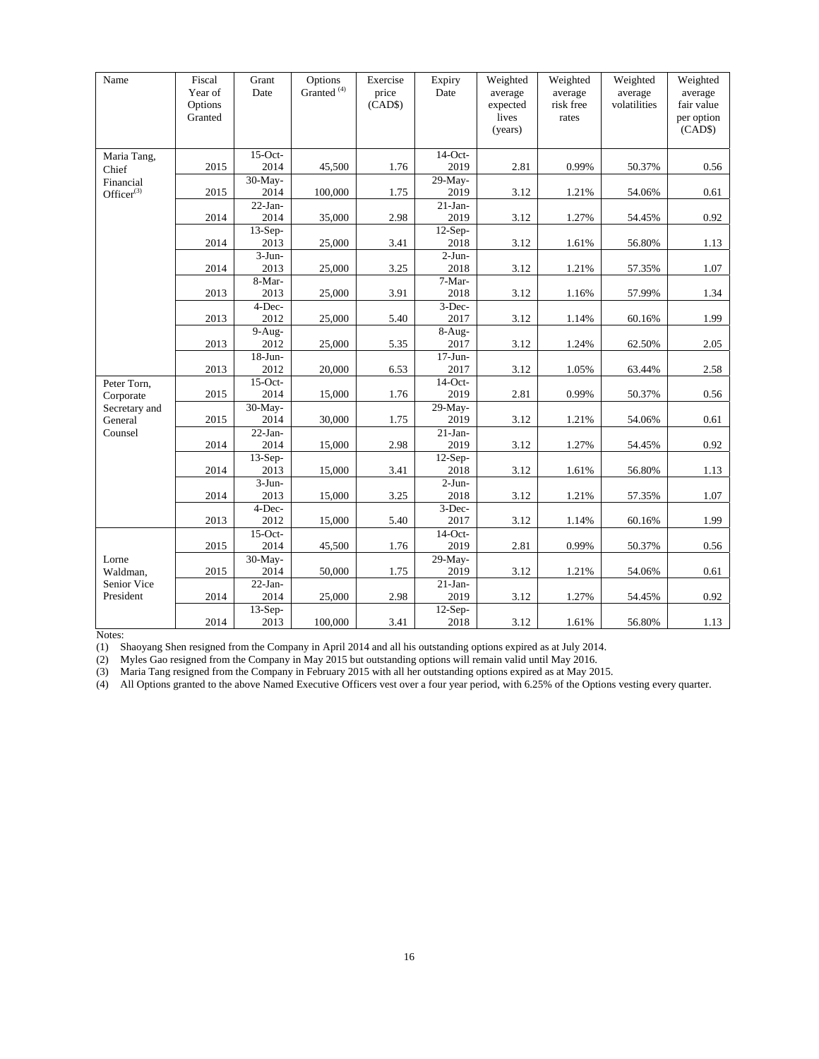| Name | Fiscal Year of Options Granted | Grant Date | Options Granted [(4)] | Exercise price (CAD$) | Expiry Date | Weighted average expected lives (years) | Weighted average risk free rates | Weighted average volatilities | Weighted average fair value per option (CAD$) |
|---|---|---|---|---|---|---|---|---|---|
| Maria Tang, Chief Financial Officer[(3)] | 2015 | 15-Oct-2014 | 45,500 | 1.76 | 14-Oct-2019 | 2.81 | 0.99% | 50.37% | 0.56 |
| | 2015 | 30-May-2014 | 100,000 | 1.75 | 29-May-2019 | 3.12 | 1.21% | 54.06% | 0.61 |
| | 2014 | 22-Jan-2014 | 35,000 | 2.98 | 21-Jan-2019 | 3.12 | 1.27% | 54.45% | 0.92 |
| | 2014 | 13-Sep-2013 | 25,000 | 3.41 | 12-Sep-2018 | 3.12 | 1.61% | 56.80% | 1.13 |
| | 2014 | 3-Jun-2013 | 25,000 | 3.25 | 2-Jun-2018 | 3.12 | 1.21% | 57.35% | 1.07 |
| | 2013 | 8-Mar-2013 | 25,000 | 3.91 | 7-Mar-2018 | 3.12 | 1.16% | 57.99% | 1.34 |
| | 2013 | 4-Dec-2012 | 25,000 | 5.40 | 3-Dec-2017 | 3.12 | 1.14% | 60.16% | 1.99 |
| | 2013 | 9-Aug-2012 | 25,000 | 5.35 | 8-Aug-2017 | 3.12 | 1.24% | 62.50% | 2.05 |
| | 2013 | 18-Jun-2012 | 20,000 | 6.53 | 17-Jun-2017 | 3.12 | 1.05% | 63.44% | 2.58 |
| Peter Torn, Corporate Secretary and General Counsel | 2015 | 15-Oct-2014 | 15,000 | 1.76 | 14-Oct-2019 | 2.81 | 0.99% | 50.37% | 0.56 |
| | 2015 | 30-May-2014 | 30,000 | 1.75 | 29-May-2019 | 3.12 | 1.21% | 54.06% | 0.61 |
| | 2014 | 22-Jan-2014 | 15,000 | 2.98 | 21-Jan-2019 | 3.12 | 1.27% | 54.45% | 0.92 |
| | 2014 | 13-Sep-2013 | 15,000 | 3.41 | 12-Sep-2018 | 3.12 | 1.61% | 56.80% | 1.13 |
| | 2014 | 3-Jun-2013 | 15,000 | 3.25 | 2-Jun-2018 | 3.12 | 1.21% | 57.35% | 1.07 |
| | 2013 | 4-Dec-2012 | 15,000 | 5.40 | 3-Dec-2017 | 3.12 | 1.14% | 60.16% | 1.99 |
| Lorne Waldman, Senior Vice President | 2015 | 15-Oct-2014 | 45,500 | 1.76 | 14-Oct-2019 | 2.81 | 0.99% | 50.37% | 0.56 |
| | 2015 | 30-May-2014 | 50,000 | 1.75 | 29-May-2019 | 3.12 | 1.21% | 54.06% | 0.61 |
| | 2014 | 22-Jan-2014 | 25,000 | 2.98 | 21-Jan-2019 | 3.12 | 1.27% | 54.45% | 0.92 |
| | 2014 | 13-Sep-2013 | 100,000 | 3.41 | 12-Sep-2018 | 3.12 | 1.61% | 56.80% | 1.13 |

Notes:

(1) Shaoyang Shen resigned from the Company in April 2014 and all his outstanding options expired as at July 2014.

(2) Myles Gao resigned from the Company in May 2015 but outstanding options will remain valid until May 2016.

(3) Maria Tang resigned from the Company in February 2015 with all her outstanding options expired as at May 2015.

(4) All Options granted to the above Named Executive Officers vest over a four year period, with 6.25% of the Options vesting every quarter.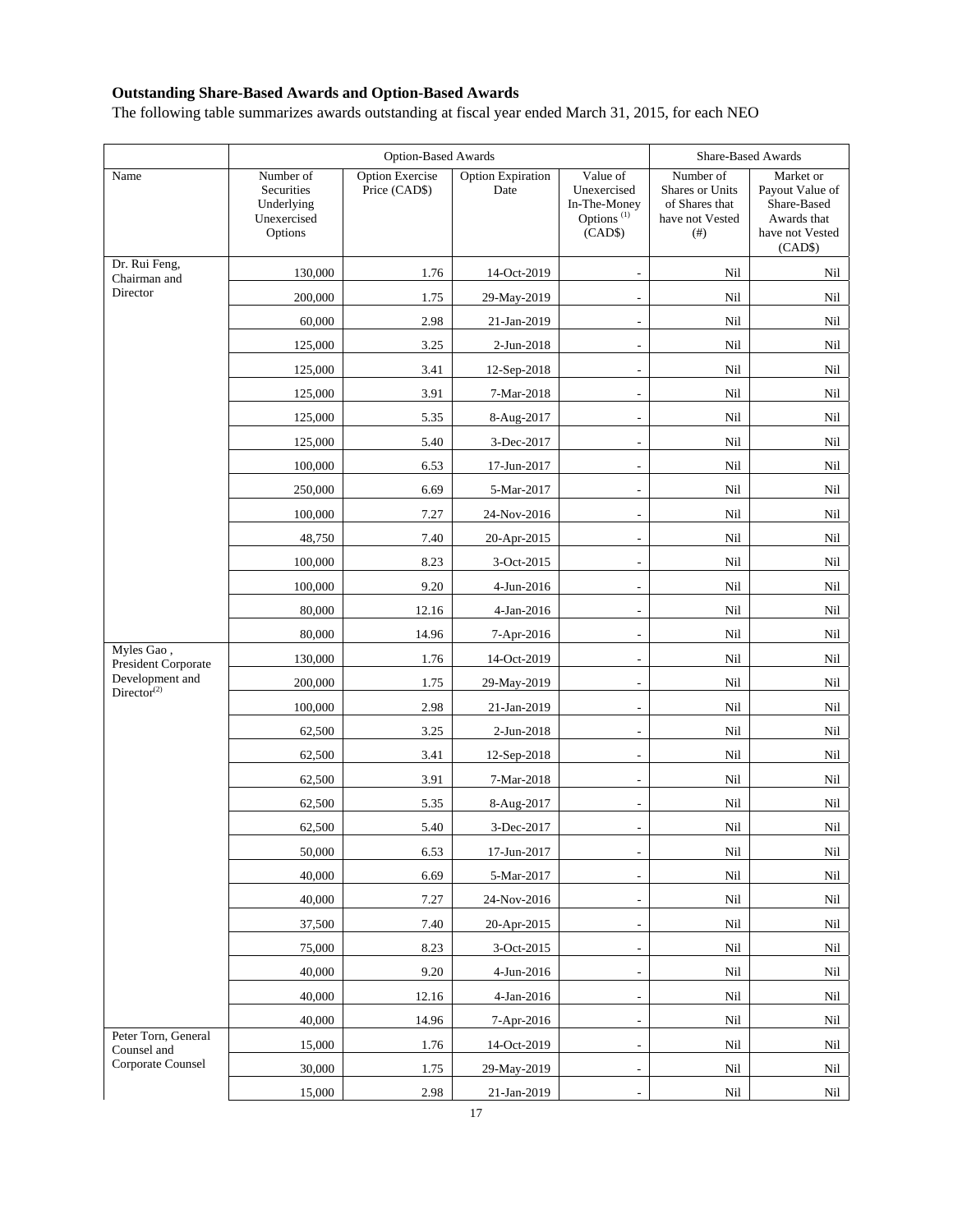**Outstanding Share-Based Awards and Option-Based Awards**

The following table summarizes awards outstanding at fiscal year ended March 31, 2015, for each NEO

| | Option-Based Awards | | | | Share-Based Awards | |
|---|---|---|---|---|---|---|
| Name | Number of Securities Underlying Unexercised Options | Option Exercise Price (CAD$) | Option Expiration Date | Value of Unexercised In-The-Money Options [(1)] (CAD$) | Number of Shares or Units of Shares that have not Vested (#) | Market or Payout Value of Share-Based Awards that have not Vested (CAD$) |
| Dr. Rui Feng, Chairman and Director | 130,000 | 1.76 | 14-Oct-2019 | - | Nil | Nil |
| | 200,000 | 1.75 | 29-May-2019 | - | Nil | Nil |
| | 60,000 | 2.98 | 21-Jan-2019 | - | Nil | Nil |
| | 125,000 | 3.25 | 2-Jun-2018 | - | Nil | Nil |
| | 125,000 | 3.41 | 12-Sep-2018 | - | Nil | Nil |
| | 125,000 | 3.91 | 7-Mar-2018 | - | Nil | Nil |
| | 125,000 | 5.35 | 8-Aug-2017 | - | Nil | Nil |
| | 125,000 | 5.40 | 3-Dec-2017 | - | Nil | Nil |
| | 100,000 | 6.53 | 17-Jun-2017 | - | Nil | Nil |
| | 250,000 | 6.69 | 5-Mar-2017 | - | Nil | Nil |
| | 100,000 | 7.27 | 24-Nov-2016 | - | Nil | Nil |
| | 48,750 | 7.40 | 20-Apr-2015 | - | Nil | Nil |
| | 100,000 | 8.23 | 3-Oct-2015 | - | Nil | Nil |
| | 100,000 | 9.20 | 4-Jun-2016 | - | Nil | Nil |
| | 80,000 | 12.16 | 4-Jan-2016 | - | Nil | Nil |
| | 80,000 | 14.96 | 7-Apr-2016 | - | Nil | Nil |
| Myles Gao, President Corporate Development and Director[(2)] | 130,000 | 1.76 | 14-Oct-2019 | - | Nil | Nil |
| | 200,000 | 1.75 | 29-May-2019 | - | Nil | Nil |
| | 100,000 | 2.98 | 21-Jan-2019 | - | Nil | Nil |
| | 62,500 | 3.25 | 2-Jun-2018 | - | Nil | Nil |
| | 62,500 | 3.41 | 12-Sep-2018 | - | Nil | Nil |
| | 62,500 | 3.91 | 7-Mar-2018 | - | Nil | Nil |
| | 62,500 | 5.35 | 8-Aug-2017 | - | Nil | Nil |
| | 62,500 | 5.40 | 3-Dec-2017 | - | Nil | Nil |
| | 50,000 | 6.53 | 17-Jun-2017 | - | Nil | Nil |
| | 40,000 | 6.69 | 5-Mar-2017 | - | Nil | Nil |
| | 40,000 | 7.27 | 24-Nov-2016 | - | Nil | Nil |
| | 37,500 | 7.40 | 20-Apr-2015 | - | Nil | Nil |
| | 75,000 | 8.23 | 3-Oct-2015 | - | Nil | Nil |
| | 40,000 | 9.20 | 4-Jun-2016 | - | Nil | Nil |
| | 40,000 | 12.16 | 4-Jan-2016 | - | Nil | Nil |
| | 40,000 | 14.96 | 7-Apr-2016 | - | Nil | Nil |
| Peter Torn, General Counsel and Corporate Counsel | 15,000 | 1.76 | 14-Oct-2019 | - | Nil | Nil |
| | 30,000 | 1.75 | 29-May-2019 | - | Nil | Nil |
| | 15,000 | 2.98 | 21-Jan-2019 | - | Nil | Nil |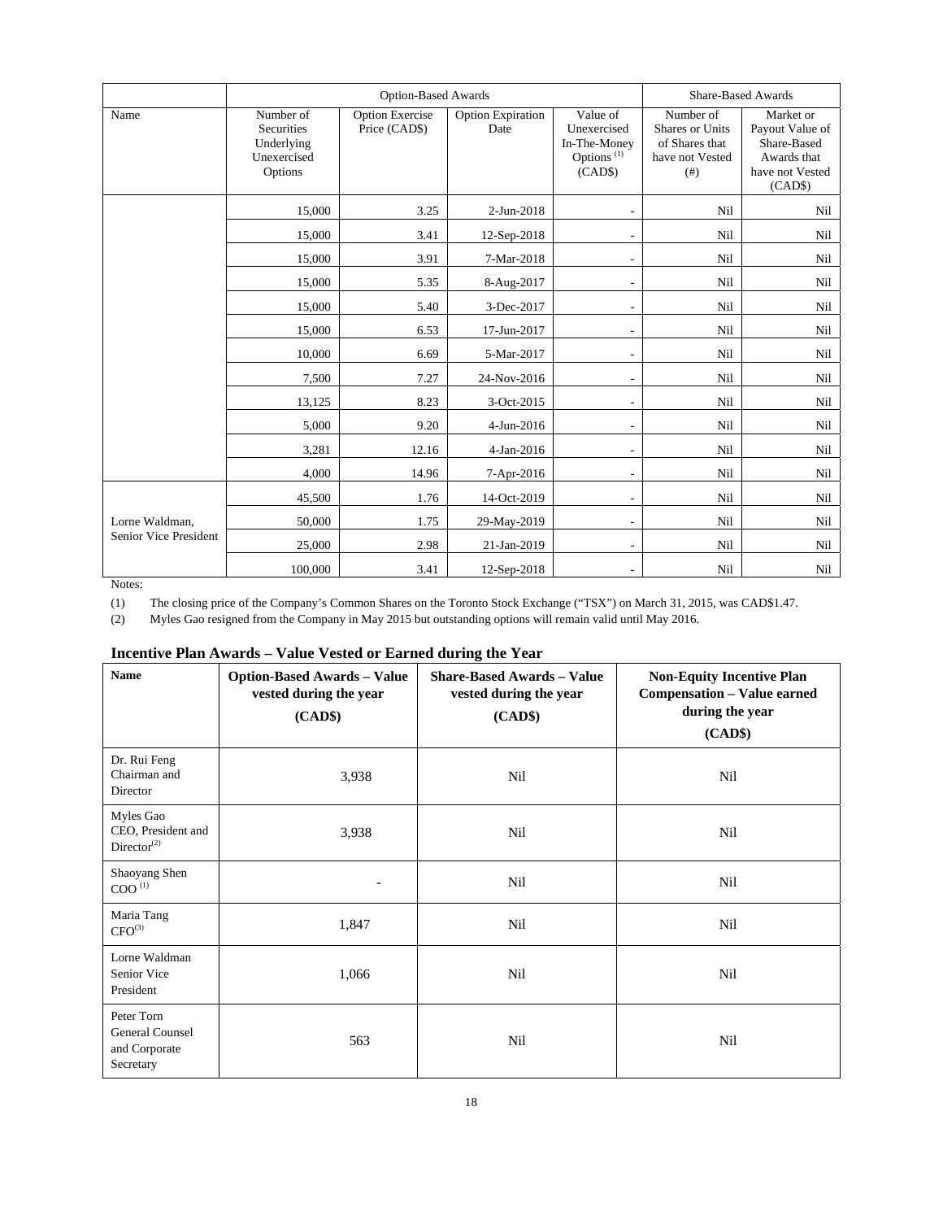| | Option-Based Awards | | | | Share-Based Awards | |
|---|---|---|---|---|---|---|
| Name | Number of Securities Underlying Unexercised Options | Option Exercise Price (CAD$) | Option Expiration Date | Value of Unexercised In-The-Money Options [(1)] (CAD$) | Number of Shares or Units of Shares that have not Vested (#) | Market or Payout Value of Share-Based Awards that have not Vested (CAD$) |
| | 15,000 | 3.25 | 2-Jun-2018 | - | Nil | Nil |
| | 15,000 | 3.41 | 12-Sep-2018 | - | Nil | Nil |
| | 15,000 | 3.91 | 7-Mar-2018 | - | Nil | Nil |
| | 15,000 | 5.35 | 8-Aug-2017 | - | Nil | Nil |
| | 15,000 | 5.40 | 3-Dec-2017 | - | Nil | Nil |
| | 15,000 | 6.53 | 17-Jun-2017 | - | Nil | Nil |
| | 10,000 | 6.69 | 5-Mar-2017 | - | Nil | Nil |
| | 7,500 | 7.27 | 24-Nov-2016 | - | Nil | Nil |
| | 13,125 | 8.23 | 3-Oct-2015 | - | Nil | Nil |
| | 5,000 | 9.20 | 4-Jun-2016 | - | Nil | Nil |
| | 3,281 | 12.16 | 4-Jan-2016 | - | Nil | Nil |
| | 4,000 | 14.96 | 7-Apr-2016 | - | Nil | Nil |
| Lorne Waldman, Senior Vice President | 45,500 | 1.76 | 14-Oct-2019 | - | Nil | Nil |
| | 50,000 | 1.75 | 29-May-2019 | - | Nil | Nil |
| | 25,000 | 2.98 | 21-Jan-2019 | - | Nil | Nil |
| | 100,000 | 3.41 | 12-Sep-2018 | - | Nil | Nil |

Notes:

(1) The closing price of the Company's Common Shares on the Toronto Stock Exchange ("TSX") on March 31, 2015, was CAD$1.47.

(2) Myles Gao resigned from the Company in May 2015 but outstanding options will remain valid until May 2016.

## Incentive Plan Awards – Value Vested or Earned during the Year

| Name | Option-Based Awards – Value vested during the year (CAD$) | Share-Based Awards – Value vested during the year (CAD$) | Non-Equity Incentive Plan Compensation – Value earned during the year (CAD$) |
|---|---|---|---|
| Dr. Rui Feng Chairman and Director | 3,938 | Nil | Nil |
| Myles Gao CEO, President and Director[(2)] | 3,938 | Nil | Nil |
| Shaoyang Shen COO [(1)] | - | Nil | Nil |
| Maria Tang CFO[(3)] | 1,847 | Nil | Nil |
| Lorne Waldman Senior Vice President | 1,066 | Nil | Nil |
| Peter Torn General Counsel and Corporate Secretary | 563 | Nil | Nil |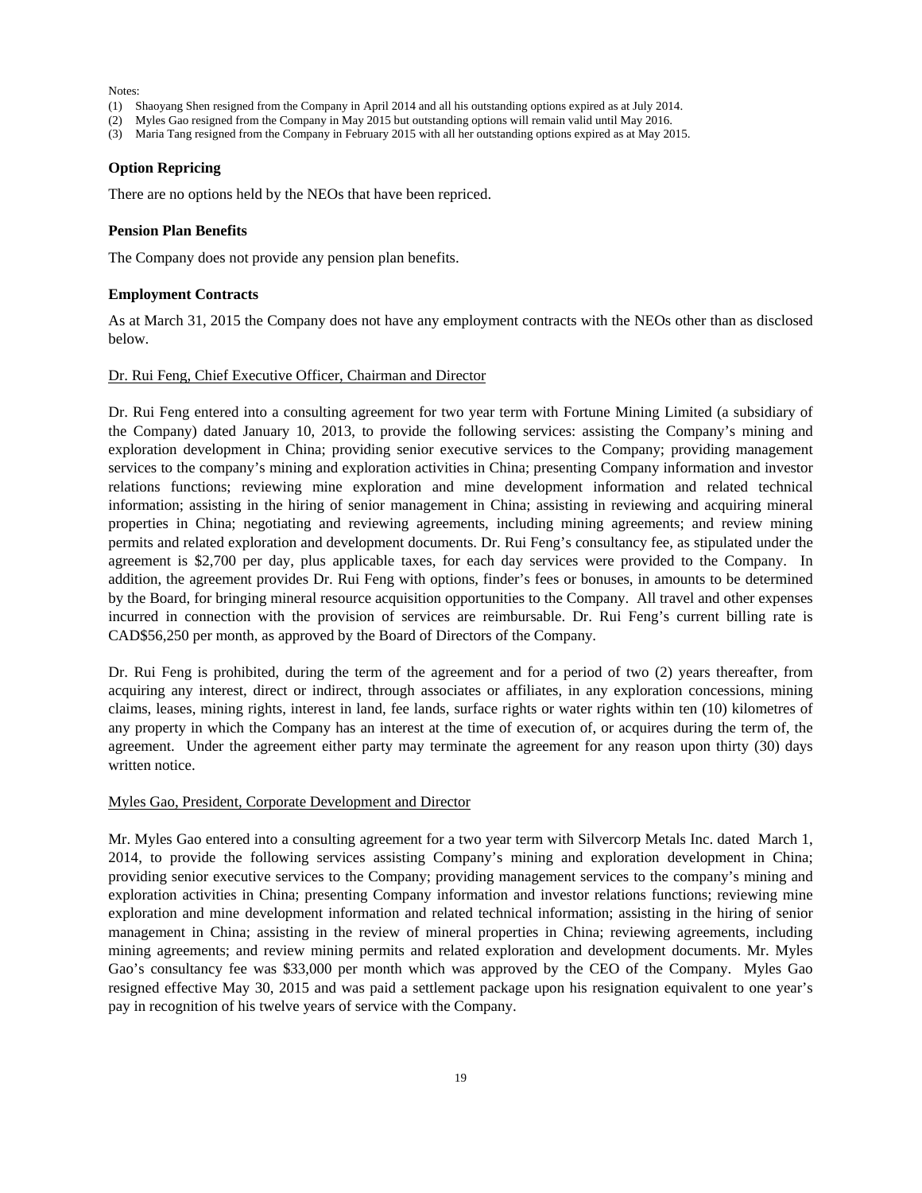Notes:

(1) Shaoyang Shen resigned from the Company in April 2014 and all his outstanding options expired as at July 2014.
(2) Myles Gao resigned from the Company in May 2015 but outstanding options will remain valid until May 2016.
(3) Maria Tang resigned from the Company in February 2015 with all her outstanding options expired as at May 2015.

**Option Repricing**

There are no options held by the NEOs that have been repriced.

**Pension Plan Benefits**

The Company does not provide any pension plan benefits.

**Employment Contracts**

As at March 31, 2015 the Company does not have any employment contracts with the NEOs other than as disclosed below.

Dr. Rui Feng, Chief Executive Officer, Chairman and Director

Dr. Rui Feng entered into a consulting agreement for two year term with Fortune Mining Limited (a subsidiary of the Company) dated January 10, 2013, to provide the following services: assisting the Company's mining and exploration development in China; providing senior executive services to the Company; providing management services to the company's mining and exploration activities in China; presenting Company information and investor relations functions; reviewing mine exploration and mine development information and related technical information; assisting in the hiring of senior management in China; assisting in reviewing and acquiring mineral properties in China; negotiating and reviewing agreements, including mining agreements; and review mining permits and related exploration and development documents. Dr. Rui Feng's consultancy fee, as stipulated under the agreement is $2,700 per day, plus applicable taxes, for each day services were provided to the Company. In addition, the agreement provides Dr. Rui Feng with options, finder's fees or bonuses, in amounts to be determined by the Board, for bringing mineral resource acquisition opportunities to the Company. All travel and other expenses incurred in connection with the provision of services are reimbursable. Dr. Rui Feng's current billing rate is CAD$56,250 per month, as approved by the Board of Directors of the Company.

Dr. Rui Feng is prohibited, during the term of the agreement and for a period of two (2) years thereafter, from acquiring any interest, direct or indirect, through associates or affiliates, in any exploration concessions, mining claims, leases, mining rights, interest in land, fee lands, surface rights or water rights within ten (10) kilometres of any property in which the Company has an interest at the time of execution of, or acquires during the term of, the agreement. Under the agreement either party may terminate the agreement for any reason upon thirty (30) days written notice.

Myles Gao, President, Corporate Development and Director

Mr. Myles Gao entered into a consulting agreement for a two year term with Silvercorp Metals Inc. dated March 1, 2014, to provide the following services assisting Company's mining and exploration development in China; providing senior executive services to the Company; providing management services to the company's mining and exploration activities in China; presenting Company information and investor relations functions; reviewing mine exploration and mine development information and related technical information; assisting in the hiring of senior management in China; assisting in the review of mineral properties in China; reviewing agreements, including mining agreements; and review mining permits and related exploration and development documents. Mr. Myles Gao's consultancy fee was $33,000 per month which was approved by the CEO of the Company. Myles Gao resigned effective May 30, 2015 and was paid a settlement package upon his resignation equivalent to one year's pay in recognition of his twelve years of service with the Company.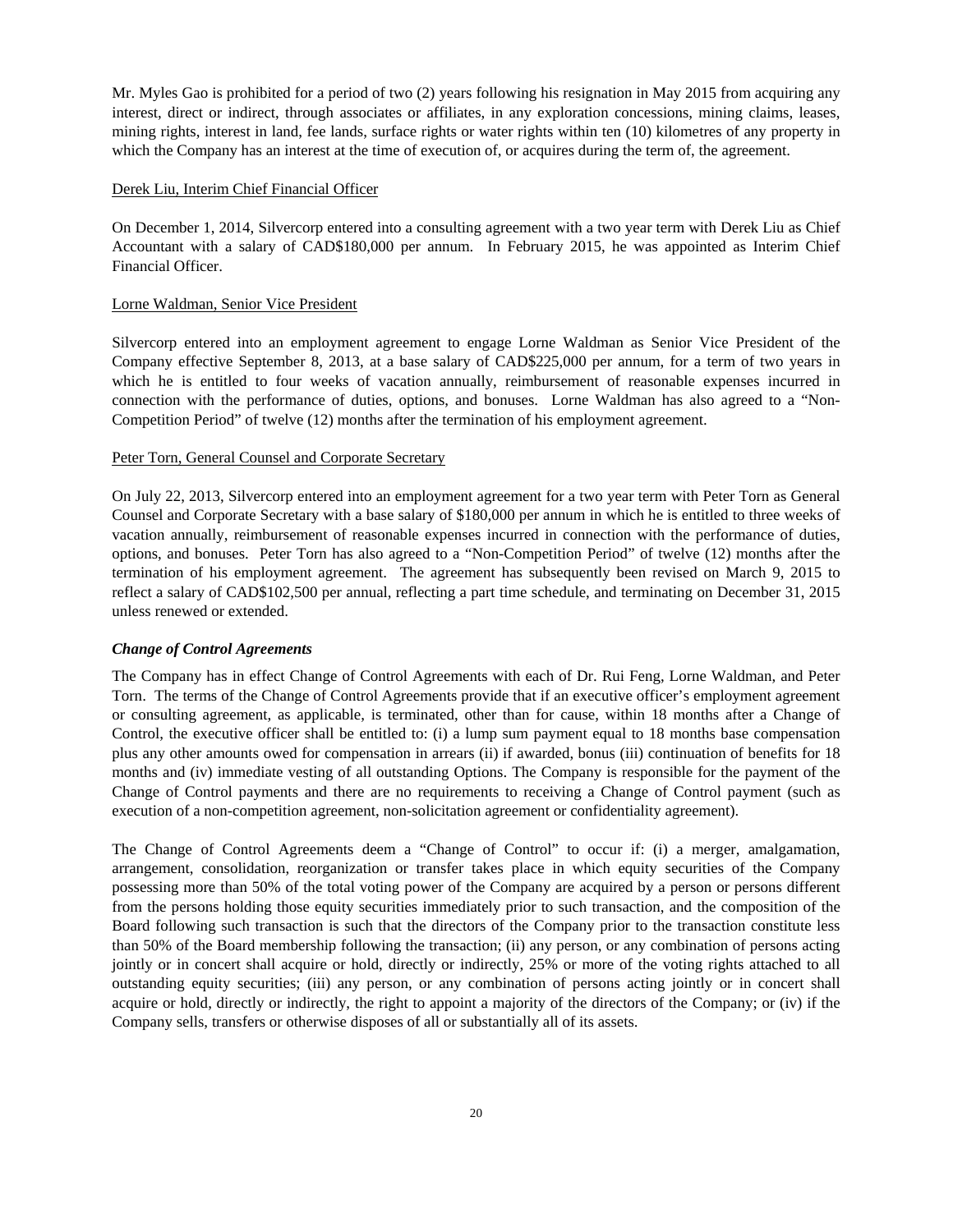Mr. Myles Gao is prohibited for a period of two (2) years following his resignation in May 2015 from acquiring any interest, direct or indirect, through associates or affiliates, in any exploration concessions, mining claims, leases, mining rights, interest in land, fee lands, surface rights or water rights within ten (10) kilometres of any property in which the Company has an interest at the time of execution of, or acquires during the term of, the agreement.

Derek Liu, Interim Chief Financial Officer

On December 1, 2014, Silvercorp entered into a consulting agreement with a two year term with Derek Liu as Chief Accountant with a salary of CAD$180,000 per annum. In February 2015, he was appointed as Interim Chief Financial Officer.

Lorne Waldman, Senior Vice President

Silvercorp entered into an employment agreement to engage Lorne Waldman as Senior Vice President of the Company effective September 8, 2013, at a base salary of CAD$225,000 per annum, for a term of two years in which he is entitled to four weeks of vacation annually, reimbursement of reasonable expenses incurred in connection with the performance of duties, options, and bonuses. Lorne Waldman has also agreed to a "Non-Competition Period" of twelve (12) months after the termination of his employment agreement.

Peter Torn, General Counsel and Corporate Secretary

On July 22, 2013, Silvercorp entered into an employment agreement for a two year term with Peter Torn as General Counsel and Corporate Secretary with a base salary of $180,000 per annum in which he is entitled to three weeks of vacation annually, reimbursement of reasonable expenses incurred in connection with the performance of duties, options, and bonuses. Peter Torn has also agreed to a "Non-Competition Period" of twelve (12) months after the termination of his employment agreement. The agreement has subsequently been revised on March 9, 2015 to reflect a salary of CAD$102,500 per annual, reflecting a part time schedule, and terminating on December 31, 2015 unless renewed or extended.

***Change of Control Agreements***

The Company has in effect Change of Control Agreements with each of Dr. Rui Feng, Lorne Waldman, and Peter Torn. The terms of the Change of Control Agreements provide that if an executive officer's employment agreement or consulting agreement, as applicable, is terminated, other than for cause, within 18 months after a Change of Control, the executive officer shall be entitled to: (i) a lump sum payment equal to 18 months base compensation plus any other amounts owed for compensation in arrears (ii) if awarded, bonus (iii) continuation of benefits for 18 months and (iv) immediate vesting of all outstanding Options. The Company is responsible for the payment of the Change of Control payments and there are no requirements to receiving a Change of Control payment (such as execution of a non-competition agreement, non-solicitation agreement or confidentiality agreement).

The Change of Control Agreements deem a "Change of Control" to occur if: (i) a merger, amalgamation, arrangement, consolidation, reorganization or transfer takes place in which equity securities of the Company possessing more than 50% of the total voting power of the Company are acquired by a person or persons different from the persons holding those equity securities immediately prior to such transaction, and the composition of the Board following such transaction is such that the directors of the Company prior to the transaction constitute less than 50% of the Board membership following the transaction; (ii) any person, or any combination of persons acting jointly or in concert shall acquire or hold, directly or indirectly, 25% or more of the voting rights attached to all outstanding equity securities; (iii) any person, or any combination of persons acting jointly or in concert shall acquire or hold, directly or indirectly, the right to appoint a majority of the directors of the Company; or (iv) if the Company sells, transfers or otherwise disposes of all or substantially all of its assets.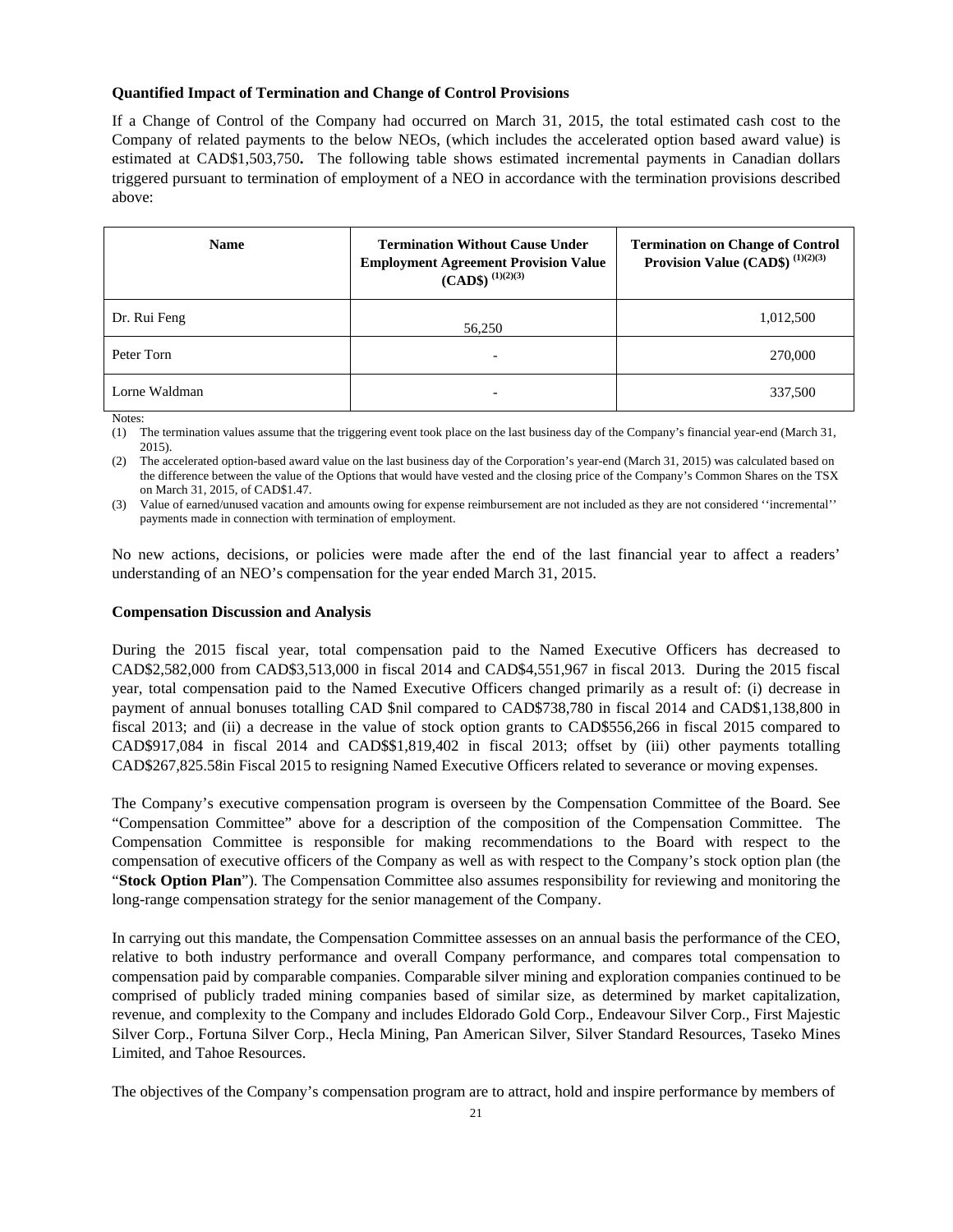**Quantified Impact of Termination and Change of Control Provisions**

If a Change of Control of the Company had occurred on March 31, 2015, the total estimated cash cost to the Company of related payments to the below NEOs, (which includes the accelerated option based award value) is estimated at CAD$1,503,750**.** The following table shows estimated incremental payments in Canadian dollars triggered pursuant to termination of employment of a NEO in accordance with the termination provisions described above:

| Name | Termination Without Cause Under Employment Agreement Provision Value (CAD$) (1)(2)(3) | Termination on Change of Control Provision Value (CAD$) (1)(2)(3) |
|---|---|---|
| Dr. Rui Feng | 56,250 | 1,012,500 |
| Peter Torn | - | 270,000 |
| Lorne Waldman | - | 337,500 |

Notes:

(1) The termination values assume that the triggering event took place on the last business day of the Company's financial year-end (March 31, 2015).

(2) The accelerated option-based award value on the last business day of the Corporation's year-end (March 31, 2015) was calculated based on the difference between the value of the Options that would have vested and the closing price of the Company's Common Shares on the TSX on March 31, 2015, of CAD$1.47.

(3) Value of earned/unused vacation and amounts owing for expense reimbursement are not included as they are not considered ''incremental'' payments made in connection with termination of employment.

No new actions, decisions, or policies were made after the end of the last financial year to affect a readers' understanding of an NEO's compensation for the year ended March 31, 2015.

**Compensation Discussion and Analysis**

During the 2015 fiscal year, total compensation paid to the Named Executive Officers has decreased to CAD$2,582,000 from CAD$3,513,000 in fiscal 2014 and CAD$4,551,967 in fiscal 2013. During the 2015 fiscal year, total compensation paid to the Named Executive Officers changed primarily as a result of: (i) decrease in payment of annual bonuses totalling CAD $nil compared to CAD$738,780 in fiscal 2014 and CAD$1,138,800 in fiscal 2013; and (ii) a decrease in the value of stock option grants to CAD$556,266 in fiscal 2015 compared to CAD$917,084 in fiscal 2014 and CAD$$1,819,402 in fiscal 2013; offset by (iii) other payments totalling CAD$267,825.58in Fiscal 2015 to resigning Named Executive Officers related to severance or moving expenses.

The Company's executive compensation program is overseen by the Compensation Committee of the Board. See "Compensation Committee" above for a description of the composition of the Compensation Committee. The Compensation Committee is responsible for making recommendations to the Board with respect to the compensation of executive officers of the Company as well as with respect to the Company's stock option plan (the "**Stock Option Plan**"). The Compensation Committee also assumes responsibility for reviewing and monitoring the long-range compensation strategy for the senior management of the Company.

In carrying out this mandate, the Compensation Committee assesses on an annual basis the performance of the CEO, relative to both industry performance and overall Company performance, and compares total compensation to compensation paid by comparable companies. Comparable silver mining and exploration companies continued to be comprised of publicly traded mining companies based of similar size, as determined by market capitalization, revenue, and complexity to the Company and includes Eldorado Gold Corp., Endeavour Silver Corp., First Majestic Silver Corp., Fortuna Silver Corp., Hecla Mining, Pan American Silver, Silver Standard Resources, Taseko Mines Limited, and Tahoe Resources.

The objectives of the Company's compensation program are to attract, hold and inspire performance by members of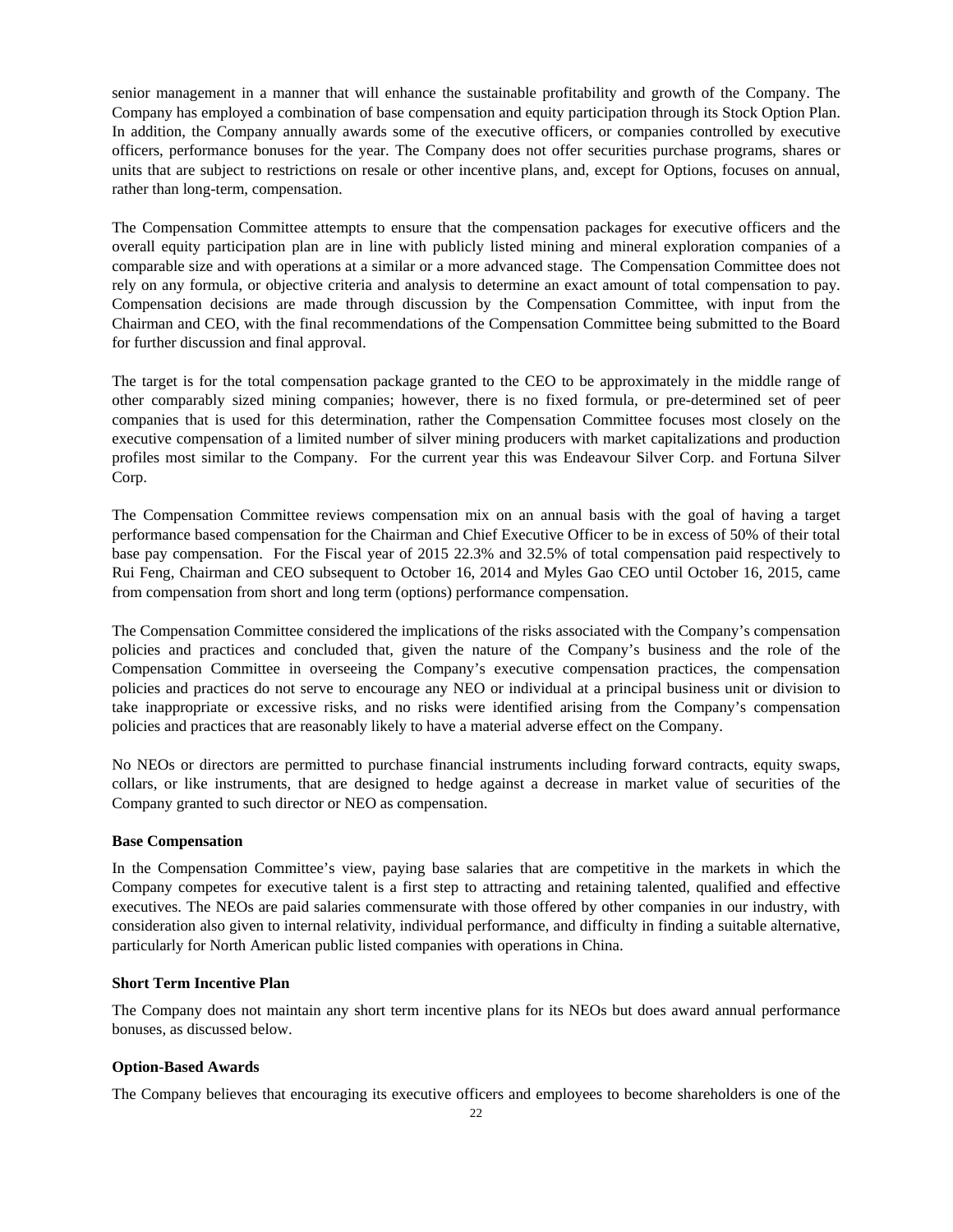senior management in a manner that will enhance the sustainable profitability and growth of the Company. The Company has employed a combination of base compensation and equity participation through its Stock Option Plan. In addition, the Company annually awards some of the executive officers, or companies controlled by executive officers, performance bonuses for the year. The Company does not offer securities purchase programs, shares or units that are subject to restrictions on resale or other incentive plans, and, except for Options, focuses on annual, rather than long-term, compensation.

The Compensation Committee attempts to ensure that the compensation packages for executive officers and the overall equity participation plan are in line with publicly listed mining and mineral exploration companies of a comparable size and with operations at a similar or a more advanced stage. The Compensation Committee does not rely on any formula, or objective criteria and analysis to determine an exact amount of total compensation to pay. Compensation decisions are made through discussion by the Compensation Committee, with input from the Chairman and CEO, with the final recommendations of the Compensation Committee being submitted to the Board for further discussion and final approval.

The target is for the total compensation package granted to the CEO to be approximately in the middle range of other comparably sized mining companies; however, there is no fixed formula, or pre-determined set of peer companies that is used for this determination, rather the Compensation Committee focuses most closely on the executive compensation of a limited number of silver mining producers with market capitalizations and production profiles most similar to the Company. For the current year this was Endeavour Silver Corp. and Fortuna Silver Corp.

The Compensation Committee reviews compensation mix on an annual basis with the goal of having a target performance based compensation for the Chairman and Chief Executive Officer to be in excess of 50% of their total base pay compensation. For the Fiscal year of 2015 22.3% and 32.5% of total compensation paid respectively to Rui Feng, Chairman and CEO subsequent to October 16, 2014 and Myles Gao CEO until October 16, 2015, came from compensation from short and long term (options) performance compensation.

The Compensation Committee considered the implications of the risks associated with the Company's compensation policies and practices and concluded that, given the nature of the Company's business and the role of the Compensation Committee in overseeing the Company's executive compensation practices, the compensation policies and practices do not serve to encourage any NEO or individual at a principal business unit or division to take inappropriate or excessive risks, and no risks were identified arising from the Company's compensation policies and practices that are reasonably likely to have a material adverse effect on the Company.

No NEOs or directors are permitted to purchase financial instruments including forward contracts, equity swaps, collars, or like instruments, that are designed to hedge against a decrease in market value of securities of the Company granted to such director or NEO as compensation.

**Base Compensation**

In the Compensation Committee's view, paying base salaries that are competitive in the markets in which the Company competes for executive talent is a first step to attracting and retaining talented, qualified and effective executives. The NEOs are paid salaries commensurate with those offered by other companies in our industry, with consideration also given to internal relativity, individual performance, and difficulty in finding a suitable alternative, particularly for North American public listed companies with operations in China.

**Short Term Incentive Plan**

The Company does not maintain any short term incentive plans for its NEOs but does award annual performance bonuses, as discussed below.

**Option-Based Awards**

The Company believes that encouraging its executive officers and employees to become shareholders is one of the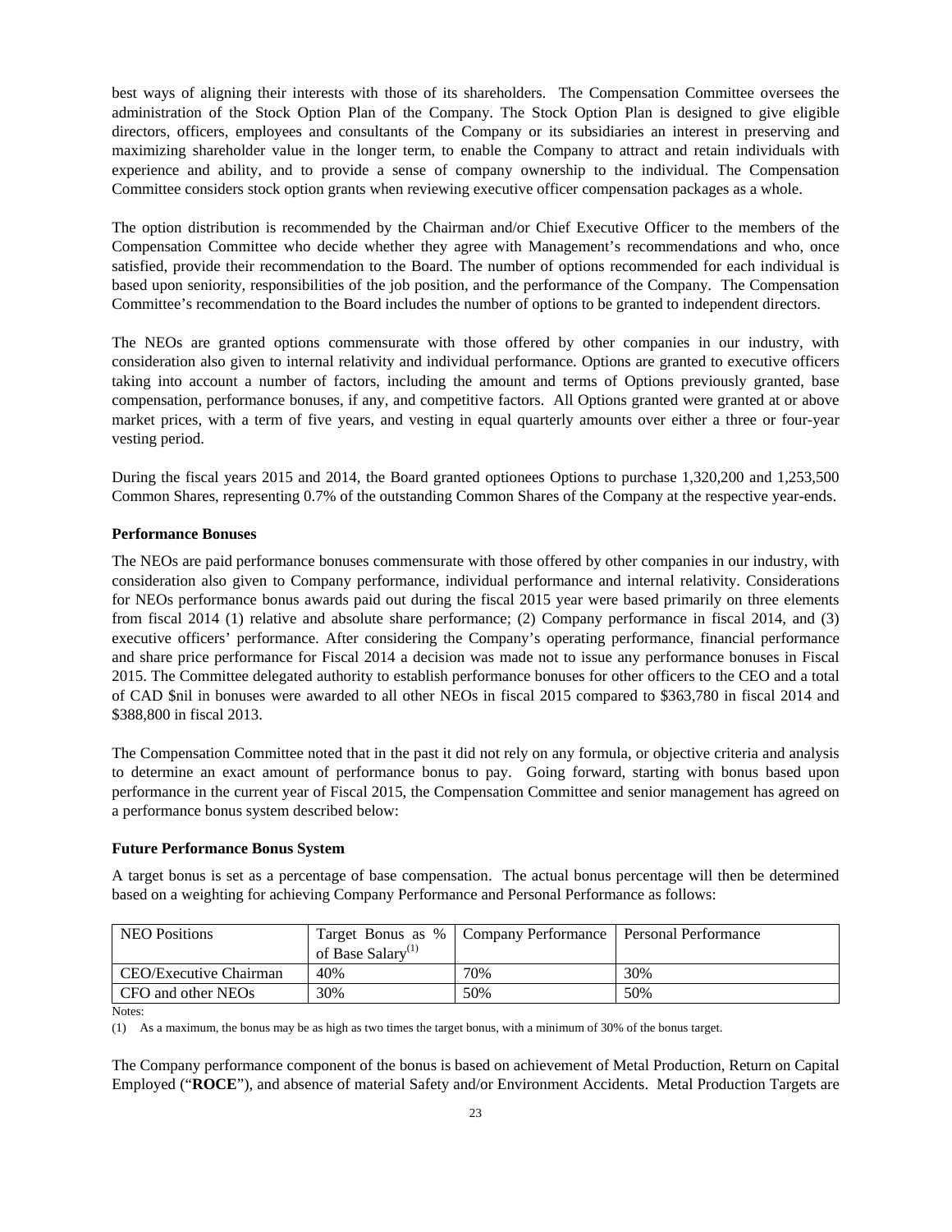best ways of aligning their interests with those of its shareholders. The Compensation Committee oversees the administration of the Stock Option Plan of the Company. The Stock Option Plan is designed to give eligible directors, officers, employees and consultants of the Company or its subsidiaries an interest in preserving and maximizing shareholder value in the longer term, to enable the Company to attract and retain individuals with experience and ability, and to provide a sense of company ownership to the individual. The Compensation Committee considers stock option grants when reviewing executive officer compensation packages as a whole.

The option distribution is recommended by the Chairman and/or Chief Executive Officer to the members of the Compensation Committee who decide whether they agree with Management's recommendations and who, once satisfied, provide their recommendation to the Board. The number of options recommended for each individual is based upon seniority, responsibilities of the job position, and the performance of the Company. The Compensation Committee's recommendation to the Board includes the number of options to be granted to independent directors.

The NEOs are granted options commensurate with those offered by other companies in our industry, with consideration also given to internal relativity and individual performance. Options are granted to executive officers taking into account a number of factors, including the amount and terms of Options previously granted, base compensation, performance bonuses, if any, and competitive factors. All Options granted were granted at or above market prices, with a term of five years, and vesting in equal quarterly amounts over either a three or four-year vesting period.

During the fiscal years 2015 and 2014, the Board granted optionees Options to purchase 1,320,200 and 1,253,500 Common Shares, representing 0.7% of the outstanding Common Shares of the Company at the respective year-ends.

**Performance Bonuses**

The NEOs are paid performance bonuses commensurate with those offered by other companies in our industry, with consideration also given to Company performance, individual performance and internal relativity. Considerations for NEOs performance bonus awards paid out during the fiscal 2015 year were based primarily on three elements from fiscal 2014 (1) relative and absolute share performance; (2) Company performance in fiscal 2014, and (3) executive officers' performance. After considering the Company's operating performance, financial performance and share price performance for Fiscal 2014 a decision was made not to issue any performance bonuses in Fiscal 2015. The Committee delegated authority to establish performance bonuses for other officers to the CEO and a total of CAD $nil in bonuses were awarded to all other NEOs in fiscal 2015 compared to $363,780 in fiscal 2014 and $388,800 in fiscal 2013.

The Compensation Committee noted that in the past it did not rely on any formula, or objective criteria and analysis to determine an exact amount of performance bonus to pay. Going forward, starting with bonus based upon performance in the current year of Fiscal 2015, the Compensation Committee and senior management has agreed on a performance bonus system described below:

**Future Performance Bonus System**

A target bonus is set as a percentage of base compensation. The actual bonus percentage will then be determined based on a weighting for achieving Company Performance and Personal Performance as follows:

| NEO Positions | Target Bonus as % of Base Salary[(1)] | Company Performance | Personal Performance |
|---|---|---|---|
| CEO/Executive Chairman | 40% | 70% | 30% |
| CFO and other NEOs | 30% | 50% | 50% |

Notes:

(1) As a maximum, the bonus may be as high as two times the target bonus, with a minimum of 30% of the bonus target.

The Company performance component of the bonus is based on achievement of Metal Production, Return on Capital Employed ("**ROCE**"), and absence of material Safety and/or Environment Accidents. Metal Production Targets are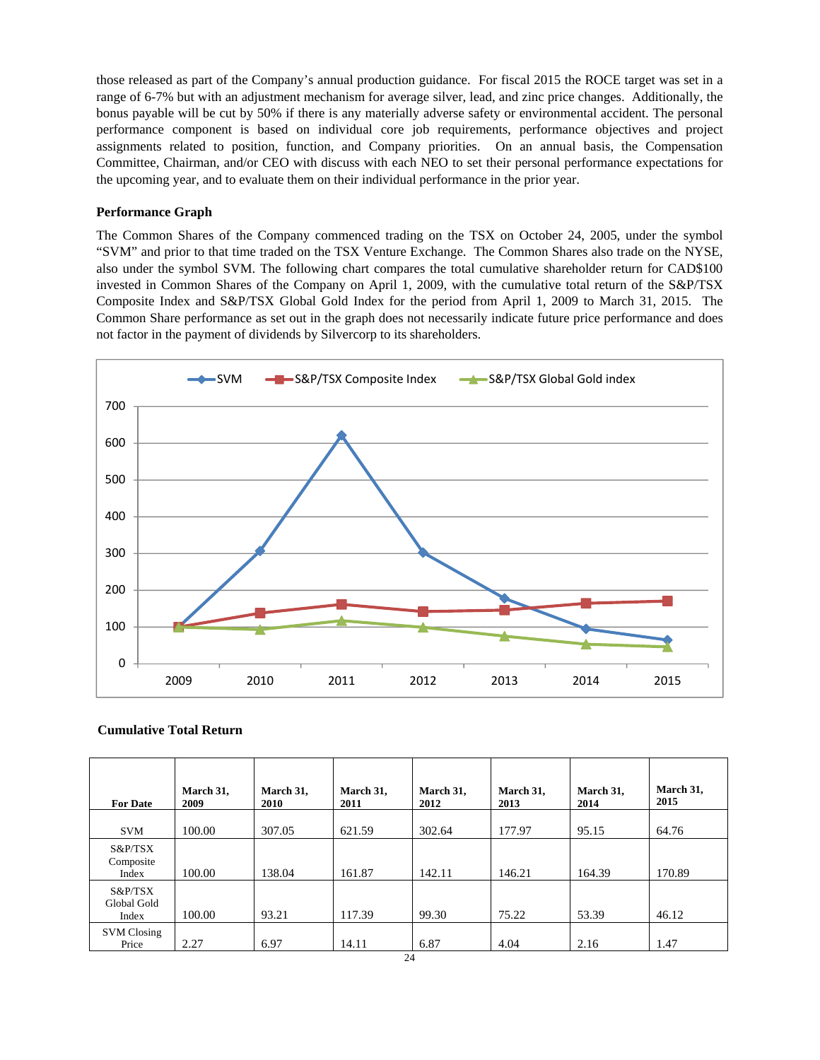those released as part of the Company's annual production guidance. For fiscal 2015 the ROCE target was set in a range of 6-7% but with an adjustment mechanism for average silver, lead, and zinc price changes. Additionally, the bonus payable will be cut by 50% if there is any materially adverse safety or environmental accident. The personal performance component is based on individual core job requirements, performance objectives and project assignments related to position, function, and Company priorities. On an annual basis, the Compensation Committee, Chairman, and/or CEO with discuss with each NEO to set their personal performance expectations for the upcoming year, and to evaluate them on their individual performance in the prior year.

**Performance Graph**

The Common Shares of the Company commenced trading on the TSX on October 24, 2005, under the symbol "SVM" and prior to that time traded on the TSX Venture Exchange. The Common Shares also trade on the NYSE, also under the symbol SVM. The following chart compares the total cumulative shareholder return for CAD$100 invested in Common Shares of the Company on April 1, 2009, with the cumulative total return of the S&P/TSX Composite Index and S&P/TSX Global Gold Index for the period from April 1, 2009 to March 31, 2015. The Common Share performance as set out in the graph does not necessarily indicate future price performance and does not factor in the payment of dividends by Silvercorp to its shareholders.

**Cumulative Total Return**

| For Date | March 31, 2009 | March 31, 2010 | March 31, 2011 | March 31, 2012 | March 31, 2013 | March 31, 2014 | March 31, 2015 |
|---|---|---|---|---|---|---|---|
| SVM | 100.00 | 307.05 | 621.59 | 302.64 | 177.97 | 95.15 | 64.76 |
| S&P/TSX Composite Index | 100.00 | 138.04 | 161.87 | 142.11 | 146.21 | 164.39 | 170.89 |
| S&P/TSX Global Gold Index | 100.00 | 93.21 | 117.39 | 99.30 | 75.22 | 53.39 | 46.12 |
| SVM Closing Price | 2.27 | 6.97 | 14.11 | 6.87 | 4.04 | 2.16 | 1.47 |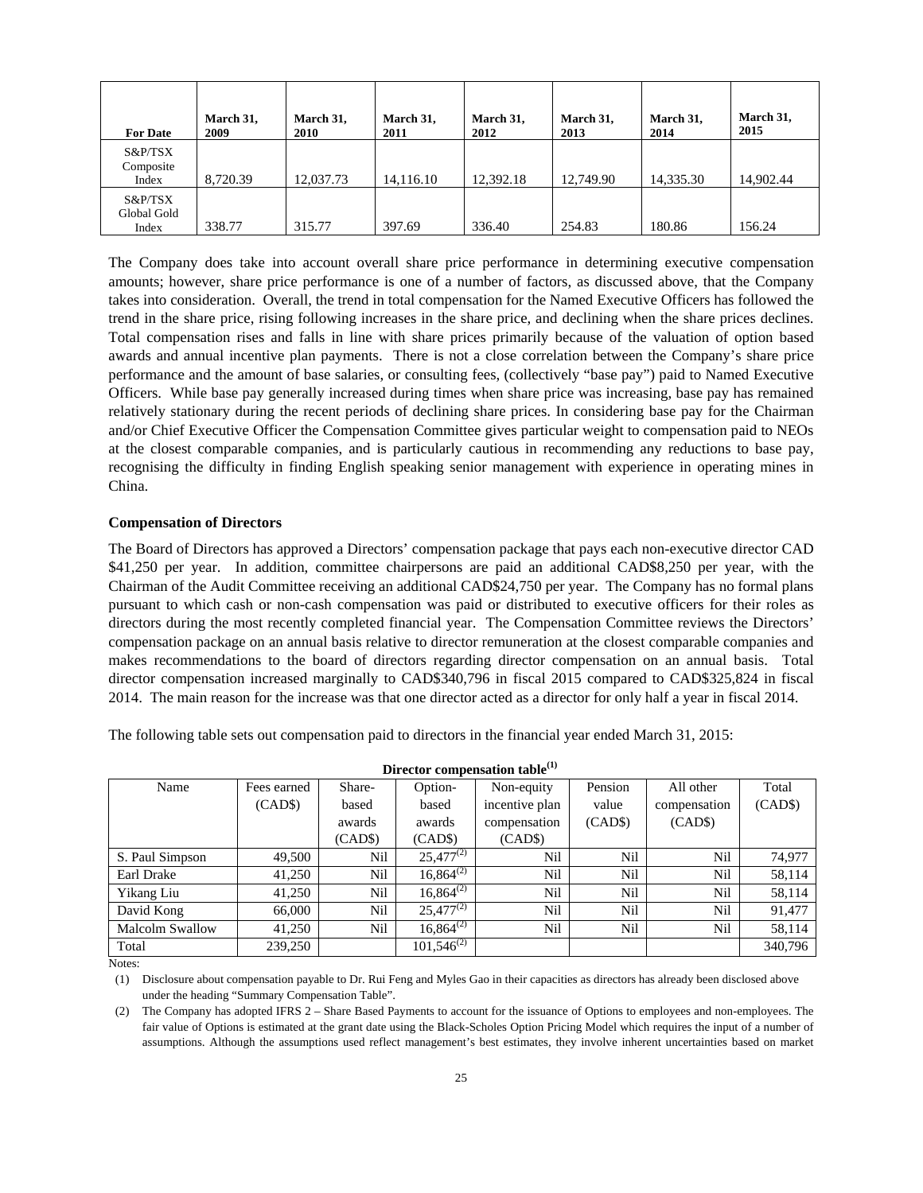| For Date | March 31, 2009 | March 31, 2010 | March 31, 2011 | March 31, 2012 | March 31, 2013 | March 31, 2014 | March 31, 2015 |
|---|---|---|---|---|---|---|---|
| S&P/TSX Composite Index | 8,720.39 | 12,037.73 | 14,116.10 | 12,392.18 | 12,749.90 | 14,335.30 | 14,902.44 |
| S&P/TSX Global Gold Index | 338.77 | 315.77 | 397.69 | 336.40 | 254.83 | 180.86 | 156.24 |

The Company does take into account overall share price performance in determining executive compensation amounts; however, share price performance is one of a number of factors, as discussed above, that the Company takes into consideration. Overall, the trend in total compensation for the Named Executive Officers has followed the trend in the share price, rising following increases in the share price, and declining when the share prices declines. Total compensation rises and falls in line with share prices primarily because of the valuation of option based awards and annual incentive plan payments. There is not a close correlation between the Company's share price performance and the amount of base salaries, or consulting fees, (collectively "base pay") paid to Named Executive Officers. While base pay generally increased during times when share price was increasing, base pay has remained relatively stationary during the recent periods of declining share prices. In considering base pay for the Chairman and/or Chief Executive Officer the Compensation Committee gives particular weight to compensation paid to NEOs at the closest comparable companies, and is particularly cautious in recommending any reductions to base pay, recognising the difficulty in finding English speaking senior management with experience in operating mines in China.

### Compensation of Directors

The Board of Directors has approved a Directors' compensation package that pays each non-executive director CAD $41,250 per year. In addition, committee chairpersons are paid an additional CAD$8,250 per year, with the Chairman of the Audit Committee receiving an additional CAD$24,750 per year. The Company has no formal plans pursuant to which cash or non-cash compensation was paid or distributed to executive officers for their roles as directors during the most recently completed financial year. The Compensation Committee reviews the Directors' compensation package on an annual basis relative to director remuneration at the closest comparable companies and makes recommendations to the board of directors regarding director compensation on an annual basis. Total director compensation increased marginally to CAD$340,796 in fiscal 2015 compared to CAD$325,824 in fiscal 2014. The main reason for the increase was that one director acted as a director for only half a year in fiscal 2014.

The following table sets out compensation paid to directors in the financial year ended March 31, 2015:

**Director compensation table[(1)]**

| Name | Fees earned (CAD$) | Share-based awards (CAD$) | Option-based awards (CAD$) | Non-equity incentive plan compensation (CAD$) | Pension value (CAD$) | All other compensation (CAD$) | Total (CAD$) |
|---|---|---|---|---|---|---|---|
| S. Paul Simpson | 49,500 | Nil | 25,477[(2)] | Nil | Nil | Nil | 74,977 |
| Earl Drake | 41,250 | Nil | 16,864[(2)] | Nil | Nil | Nil | 58,114 |
| Yikang Liu | 41,250 | Nil | 16,864[(2)] | Nil | Nil | Nil | 58,114 |
| David Kong | 66,000 | Nil | 25,477[(2)] | Nil | Nil | Nil | 91,477 |
| Malcolm Swallow | 41,250 | Nil | 16,864[(2)] | Nil | Nil | Nil | 58,114 |
| Total | 239,250 | | 101,546[(2)] | | | | 340,796 |

Notes:

(1) Disclosure about compensation payable to Dr. Rui Feng and Myles Gao in their capacities as directors has already been disclosed above under the heading "Summary Compensation Table".

(2) The Company has adopted IFRS 2 – Share Based Payments to account for the issuance of Options to employees and non-employees. The fair value of Options is estimated at the grant date using the Black-Scholes Option Pricing Model which requires the input of a number of assumptions. Although the assumptions used reflect management's best estimates, they involve inherent uncertainties based on market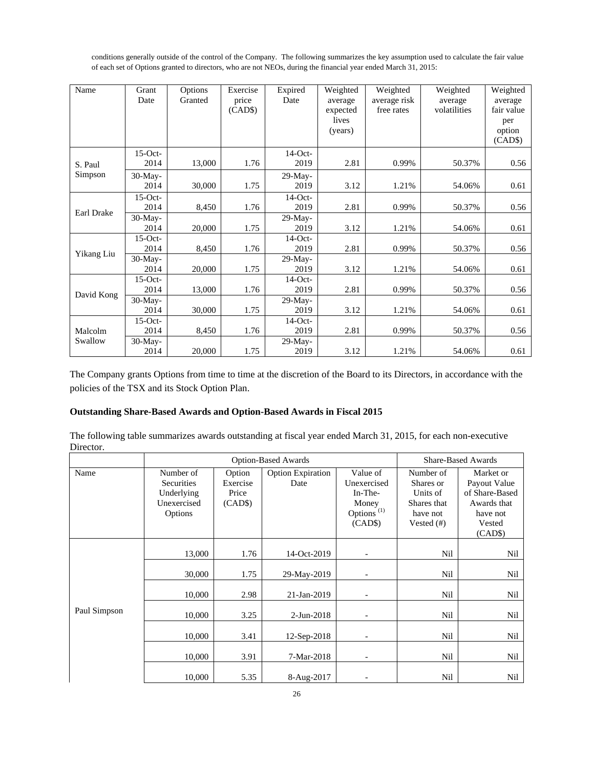conditions generally outside of the control of the Company. The following summarizes the key assumption used to calculate the fair value of each set of Options granted to directors, who are not NEOs, during the financial year ended March 31, 2015:

| Name | Grant Date | Options Granted | Exercise price (CAD$) | Expired Date | Weighted average expected lives (years) | Weighted average risk free rates | Weighted average volatilities | Weighted average fair value per option (CAD$) |
|---|---|---|---|---|---|---|---|---|
| S. Paul Simpson | 15-Oct-2014 | 13,000 | 1.76 | 14-Oct-2019 | 2.81 | 0.99% | 50.37% | 0.56 |
| | 30-May-2014 | 30,000 | 1.75 | 29-May-2019 | 3.12 | 1.21% | 54.06% | 0.61 |
| Earl Drake | 15-Oct-2014 | 8,450 | 1.76 | 14-Oct-2019 | 2.81 | 0.99% | 50.37% | 0.56 |
| | 30-May-2014 | 20,000 | 1.75 | 29-May-2019 | 3.12 | 1.21% | 54.06% | 0.61 |
| Yikang Liu | 15-Oct-2014 | 8,450 | 1.76 | 14-Oct-2019 | 2.81 | 0.99% | 50.37% | 0.56 |
| | 30-May-2014 | 20,000 | 1.75 | 29-May-2019 | 3.12 | 1.21% | 54.06% | 0.61 |
| David Kong | 15-Oct-2014 | 13,000 | 1.76 | 14-Oct-2019 | 2.81 | 0.99% | 50.37% | 0.56 |
| | 30-May-2014 | 30,000 | 1.75 | 29-May-2019 | 3.12 | 1.21% | 54.06% | 0.61 |
| Malcolm Swallow | 15-Oct-2014 | 8,450 | 1.76 | 14-Oct-2019 | 2.81 | 0.99% | 50.37% | 0.56 |
| | 30-May-2014 | 20,000 | 1.75 | 29-May-2019 | 3.12 | 1.21% | 54.06% | 0.61 |

The Company grants Options from time to time at the discretion of the Board to its Directors, in accordance with the policies of the TSX and its Stock Option Plan.

### Outstanding Share-Based Awards and Option-Based Awards in Fiscal 2015

The following table summarizes awards outstanding at fiscal year ended March 31, 2015, for each non-executive Director.

| | Option-Based Awards | | | | Share-Based Awards | |
|---|---|---|---|---|---|---|
| Name | Number of Securities Underlying Unexercised Options | Option Exercise Price (CAD$) | Option Expiration Date | Value of Unexercised In-The-Money Options [(1)] (CAD$) | Number of Shares or Units of Shares that have not Vested (#) | Market or Payout Value of Share-Based Awards that have not Vested (CAD$) |
| Paul Simpson | 13,000 | 1.76 | 14-Oct-2019 | - | Nil | Nil |
| | 30,000 | 1.75 | 29-May-2019 | - | Nil | Nil |
| | 10,000 | 2.98 | 21-Jan-2019 | - | Nil | Nil |
| | 10,000 | 3.25 | 2-Jun-2018 | - | Nil | Nil |
| | 10,000 | 3.41 | 12-Sep-2018 | - | Nil | Nil |
| | 10,000 | 3.91 | 7-Mar-2018 | - | Nil | Nil |
| | 10,000 | 5.35 | 8-Aug-2017 | - | Nil | Nil |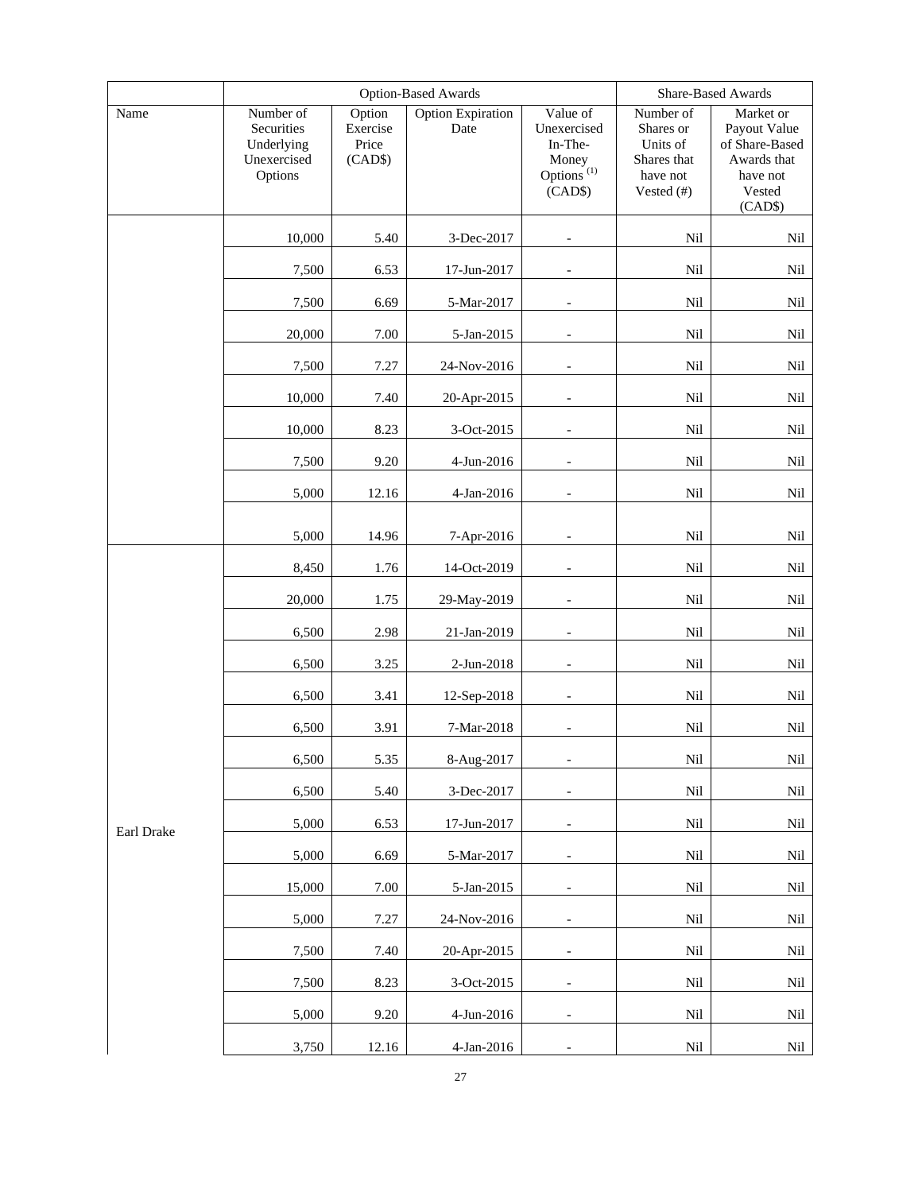| Name | Option-Based Awards | | | | Share-Based Awards | |
|---|---|---|---|---|---|---|
| | Number of Securities Underlying Unexercised Options | Option Exercise Price (CAD$) | Option Expiration Date | Value of Unexercised In-The-Money Options [(1)] (CAD$) | Number of Shares or Units of Shares that have not Vested (#) | Market or Payout Value of Share-Based Awards that have not Vested (CAD$) |
| | 10,000 | 5.40 | 3-Dec-2017 | - | Nil | Nil |
| | 7,500 | 6.53 | 17-Jun-2017 | - | Nil | Nil |
| | 7,500 | 6.69 | 5-Mar-2017 | - | Nil | Nil |
| | 20,000 | 7.00 | 5-Jan-2015 | - | Nil | Nil |
| | 7,500 | 7.27 | 24-Nov-2016 | - | Nil | Nil |
| | 10,000 | 7.40 | 20-Apr-2015 | - | Nil | Nil |
| | 10,000 | 8.23 | 3-Oct-2015 | - | Nil | Nil |
| | 7,500 | 9.20 | 4-Jun-2016 | - | Nil | Nil |
| | 5,000 | 12.16 | 4-Jan-2016 | - | Nil | Nil |
| | 5,000 | 14.96 | 7-Apr-2016 | - | Nil | Nil |
| Earl Drake | 8,450 | 1.76 | 14-Oct-2019 | - | Nil | Nil |
| | 20,000 | 1.75 | 29-May-2019 | - | Nil | Nil |
| | 6,500 | 2.98 | 21-Jan-2019 | - | Nil | Nil |
| | 6,500 | 3.25 | 2-Jun-2018 | - | Nil | Nil |
| | 6,500 | 3.41 | 12-Sep-2018 | - | Nil | Nil |
| | 6,500 | 3.91 | 7-Mar-2018 | - | Nil | Nil |
| | 6,500 | 5.35 | 8-Aug-2017 | - | Nil | Nil |
| | 6,500 | 5.40 | 3-Dec-2017 | - | Nil | Nil |
| | 5,000 | 6.53 | 17-Jun-2017 | - | Nil | Nil |
| | 5,000 | 6.69 | 5-Mar-2017 | - | Nil | Nil |
| | 15,000 | 7.00 | 5-Jan-2015 | - | Nil | Nil |
| | 5,000 | 7.27 | 24-Nov-2016 | - | Nil | Nil |
| | 7,500 | 7.40 | 20-Apr-2015 | - | Nil | Nil |
| | 7,500 | 8.23 | 3-Oct-2015 | - | Nil | Nil |
| | 5,000 | 9.20 | 4-Jun-2016 | - | Nil | Nil |
| | 3,750 | 12.16 | 4-Jan-2016 | - | Nil | Nil |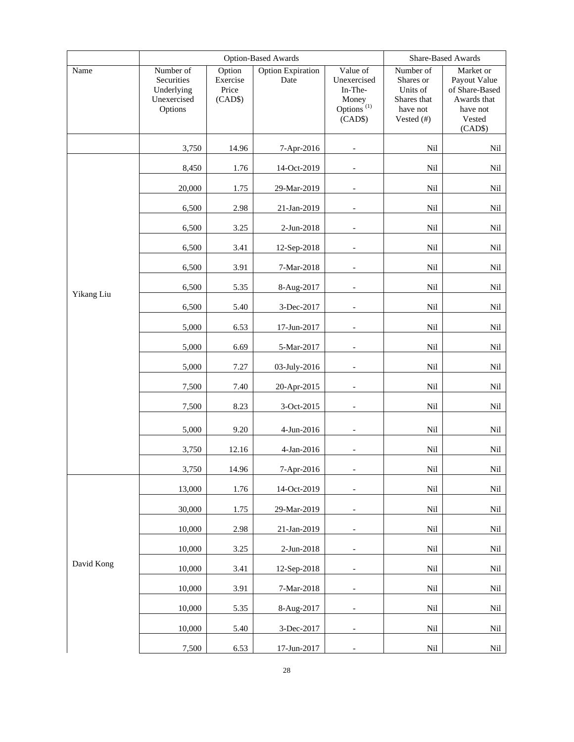| | Option-Based Awards | | | | Share-Based Awards | |
|---|---|---|---|---|---|---|
| Name | Number of Securities Underlying Unexercised Options | Option Exercise Price (CAD$) | Option Expiration Date | Value of Unexercised In-The-Money Options [(1)] (CAD$) | Number of Shares or Units of Shares that have not Vested (#) | Market or Payout Value of Share-Based Awards that have not Vested (CAD$) |
| | 3,750 | 14.96 | 7-Apr-2016 | - | Nil | Nil |
| Yikang Liu | 8,450 | 1.76 | 14-Oct-2019 | - | Nil | Nil |
| | 20,000 | 1.75 | 29-Mar-2019 | - | Nil | Nil |
| | 6,500 | 2.98 | 21-Jan-2019 | - | Nil | Nil |
| | 6,500 | 3.25 | 2-Jun-2018 | - | Nil | Nil |
| | 6,500 | 3.41 | 12-Sep-2018 | - | Nil | Nil |
| | 6,500 | 3.91 | 7-Mar-2018 | - | Nil | Nil |
| | 6,500 | 5.35 | 8-Aug-2017 | - | Nil | Nil |
| | 6,500 | 5.40 | 3-Dec-2017 | - | Nil | Nil |
| | 5,000 | 6.53 | 17-Jun-2017 | - | Nil | Nil |
| | 5,000 | 6.69 | 5-Mar-2017 | - | Nil | Nil |
| | 5,000 | 7.27 | 03-July-2016 | - | Nil | Nil |
| | 7,500 | 7.40 | 20-Apr-2015 | - | Nil | Nil |
| | 7,500 | 8.23 | 3-Oct-2015 | - | Nil | Nil |
| | 5,000 | 9.20 | 4-Jun-2016 | - | Nil | Nil |
| | 3,750 | 12.16 | 4-Jan-2016 | - | Nil | Nil |
| | 3,750 | 14.96 | 7-Apr-2016 | - | Nil | Nil |
| David Kong | 13,000 | 1.76 | 14-Oct-2019 | - | Nil | Nil |
| | 30,000 | 1.75 | 29-Mar-2019 | - | Nil | Nil |
| | 10,000 | 2.98 | 21-Jan-2019 | - | Nil | Nil |
| | 10,000 | 3.25 | 2-Jun-2018 | - | Nil | Nil |
| | 10,000 | 3.41 | 12-Sep-2018 | - | Nil | Nil |
| | 10,000 | 3.91 | 7-Mar-2018 | - | Nil | Nil |
| | 10,000 | 5.35 | 8-Aug-2017 | - | Nil | Nil |
| | 10,000 | 5.40 | 3-Dec-2017 | - | Nil | Nil |
| | 7,500 | 6.53 | 17-Jun-2017 | - | Nil | Nil |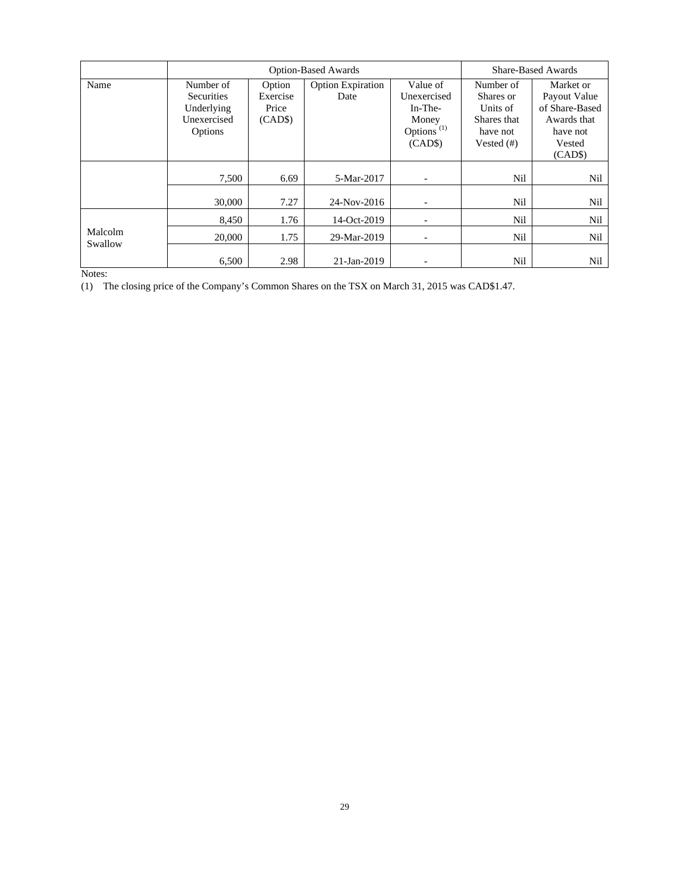| Name | Option-Based Awards | | | | Share-Based Awards | |
|---|---|---|---|---|---|---|
| | Number of Securities Underlying Unexercised Options | Option Exercise Price (CAD$) | Option Expiration Date | Value of Unexercised In-The-Money Options (1) (CAD$) | Number of Shares or Units of Shares that have not Vested (#) | Market or Payout Value of Share-Based Awards that have not Vested (CAD$) |
| | 7,500 | 6.69 | 5-Mar-2017 | - | Nil | Nil |
| | 30,000 | 7.27 | 24-Nov-2016 | - | Nil | Nil |
| Malcolm Swallow | 8,450 | 1.76 | 14-Oct-2019 | - | Nil | Nil |
| | 20,000 | 1.75 | 29-Mar-2019 | - | Nil | Nil |
| | 6,500 | 2.98 | 21-Jan-2019 | - | Nil | Nil |

Notes:

(1) The closing price of the Company's Common Shares on the TSX on March 31, 2015 was CAD$1.47.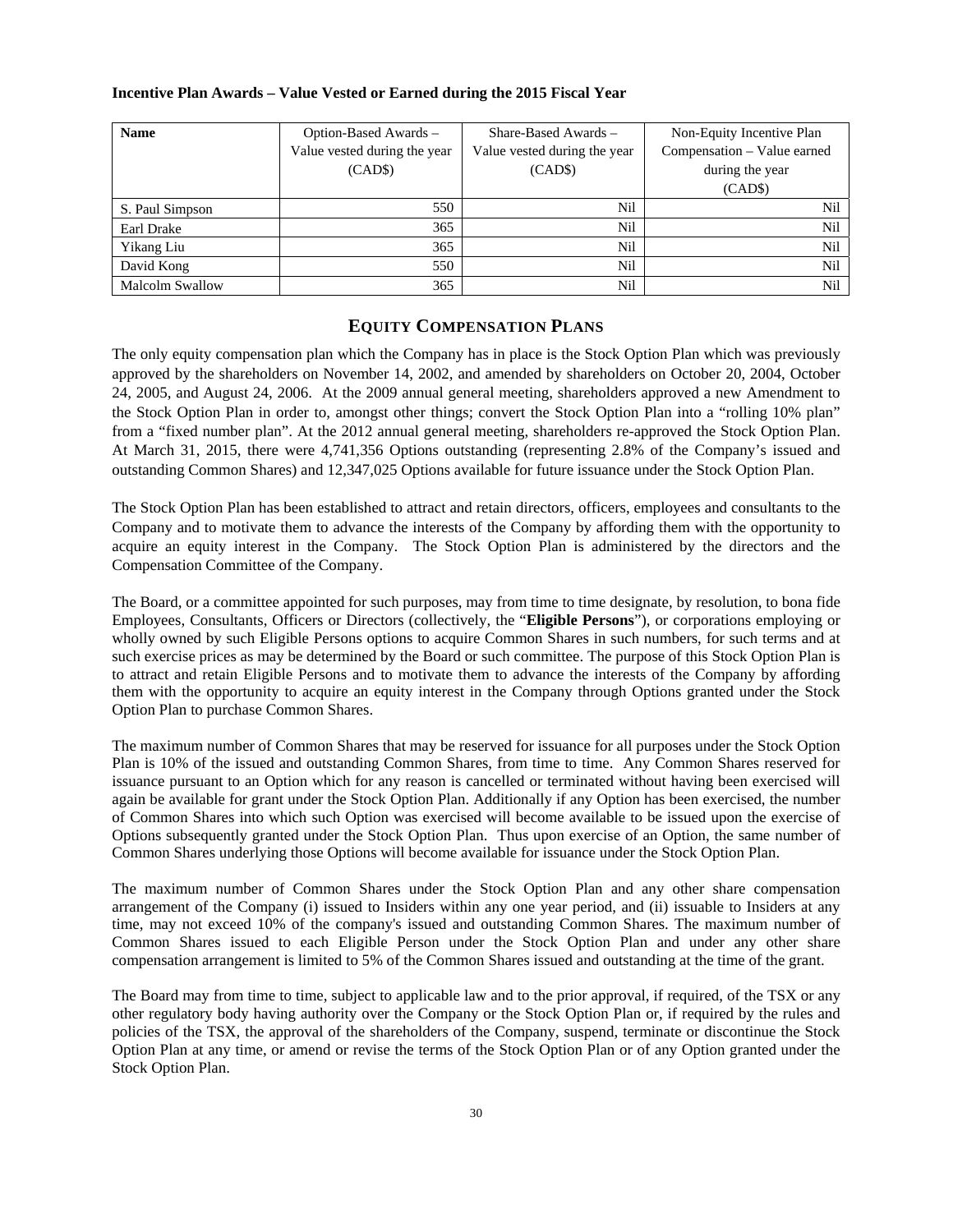**Incentive Plan Awards – Value Vested or Earned during the 2015 Fiscal Year**

| Name | Option-Based Awards – Value vested during the year (CAD$) | Share-Based Awards – Value vested during the year (CAD$) | Non-Equity Incentive Plan Compensation – Value earned during the year (CAD$) |
|---|---|---|---|
| S. Paul Simpson | 550 | Nil | Nil |
| Earl Drake | 365 | Nil | Nil |
| Yikang Liu | 365 | Nil | Nil |
| David Kong | 550 | Nil | Nil |
| Malcolm Swallow | 365 | Nil | Nil |

## EQUITY COMPENSATION PLANS

The only equity compensation plan which the Company has in place is the Stock Option Plan which was previously approved by the shareholders on November 14, 2002, and amended by shareholders on October 20, 2004, October 24, 2005, and August 24, 2006. At the 2009 annual general meeting, shareholders approved a new Amendment to the Stock Option Plan in order to, amongst other things; convert the Stock Option Plan into a "rolling 10% plan" from a "fixed number plan". At the 2012 annual general meeting, shareholders re-approved the Stock Option Plan. At March 31, 2015, there were 4,741,356 Options outstanding (representing 2.8% of the Company's issued and outstanding Common Shares) and 12,347,025 Options available for future issuance under the Stock Option Plan.

The Stock Option Plan has been established to attract and retain directors, officers, employees and consultants to the Company and to motivate them to advance the interests of the Company by affording them with the opportunity to acquire an equity interest in the Company. The Stock Option Plan is administered by the directors and the Compensation Committee of the Company.

The Board, or a committee appointed for such purposes, may from time to time designate, by resolution, to bona fide Employees, Consultants, Officers or Directors (collectively, the "**Eligible Persons**"), or corporations employing or wholly owned by such Eligible Persons options to acquire Common Shares in such numbers, for such terms and at such exercise prices as may be determined by the Board or such committee. The purpose of this Stock Option Plan is to attract and retain Eligible Persons and to motivate them to advance the interests of the Company by affording them with the opportunity to acquire an equity interest in the Company through Options granted under the Stock Option Plan to purchase Common Shares.

The maximum number of Common Shares that may be reserved for issuance for all purposes under the Stock Option Plan is 10% of the issued and outstanding Common Shares, from time to time. Any Common Shares reserved for issuance pursuant to an Option which for any reason is cancelled or terminated without having been exercised will again be available for grant under the Stock Option Plan. Additionally if any Option has been exercised, the number of Common Shares into which such Option was exercised will become available to be issued upon the exercise of Options subsequently granted under the Stock Option Plan. Thus upon exercise of an Option, the same number of Common Shares underlying those Options will become available for issuance under the Stock Option Plan.

The maximum number of Common Shares under the Stock Option Plan and any other share compensation arrangement of the Company (i) issued to Insiders within any one year period, and (ii) issuable to Insiders at any time, may not exceed 10% of the company's issued and outstanding Common Shares. The maximum number of Common Shares issued to each Eligible Person under the Stock Option Plan and under any other share compensation arrangement is limited to 5% of the Common Shares issued and outstanding at the time of the grant.

The Board may from time to time, subject to applicable law and to the prior approval, if required, of the TSX or any other regulatory body having authority over the Company or the Stock Option Plan or, if required by the rules and policies of the TSX, the approval of the shareholders of the Company, suspend, terminate or discontinue the Stock Option Plan at any time, or amend or revise the terms of the Stock Option Plan or of any Option granted under the Stock Option Plan.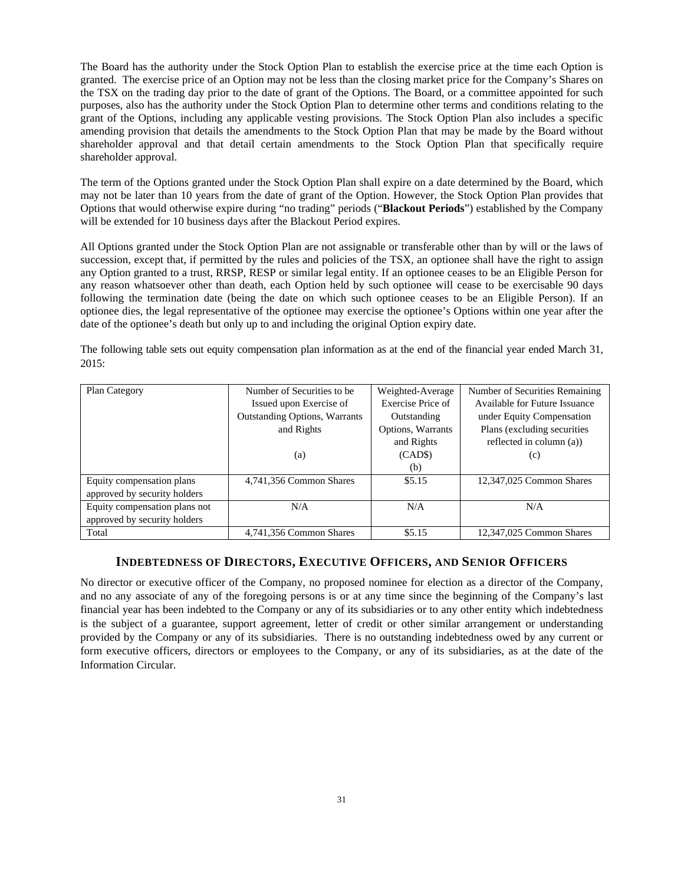The Board has the authority under the Stock Option Plan to establish the exercise price at the time each Option is granted. The exercise price of an Option may not be less than the closing market price for the Company's Shares on the TSX on the trading day prior to the date of grant of the Options. The Board, or a committee appointed for such purposes, also has the authority under the Stock Option Plan to determine other terms and conditions relating to the grant of the Options, including any applicable vesting provisions. The Stock Option Plan also includes a specific amending provision that details the amendments to the Stock Option Plan that may be made by the Board without shareholder approval and that detail certain amendments to the Stock Option Plan that specifically require shareholder approval.

The term of the Options granted under the Stock Option Plan shall expire on a date determined by the Board, which may not be later than 10 years from the date of grant of the Option. However, the Stock Option Plan provides that Options that would otherwise expire during "no trading" periods ("**Blackout Periods**") established by the Company will be extended for 10 business days after the Blackout Period expires.

All Options granted under the Stock Option Plan are not assignable or transferable other than by will or the laws of succession, except that, if permitted by the rules and policies of the TSX, an optionee shall have the right to assign any Option granted to a trust, RRSP, RESP or similar legal entity. If an optionee ceases to be an Eligible Person for any reason whatsoever other than death, each Option held by such optionee will cease to be exercisable 90 days following the termination date (being the date on which such optionee ceases to be an Eligible Person). If an optionee dies, the legal representative of the optionee may exercise the optionee's Options within one year after the date of the optionee's death but only up to and including the original Option expiry date.

The following table sets out equity compensation plan information as at the end of the financial year ended March 31, 2015:

| Plan Category | Number of Securities to be Issued upon Exercise of Outstanding Options, Warrants and Rights<br><br>(a) | Weighted-Average Exercise Price of Outstanding Options, Warrants and Rights (CAD$)<br>(b) | Number of Securities Remaining Available for Future Issuance under Equity Compensation Plans (excluding securities reflected in column (a))<br>(c) |
|---|---|---|---|
| Equity compensation plans approved by security holders | 4,741,356 Common Shares | $5.15 | 12,347,025 Common Shares |
| Equity compensation plans not approved by security holders | N/A | N/A | N/A |
| Total | 4,741,356 Common Shares | $5.15 | 12,347,025 Common Shares |

## INDEBTEDNESS OF DIRECTORS, EXECUTIVE OFFICERS, AND SENIOR OFFICERS

No director or executive officer of the Company, no proposed nominee for election as a director of the Company, and no any associate of any of the foregoing persons is or at any time since the beginning of the Company's last financial year has been indebted to the Company or any of its subsidiaries or to any other entity which indebtedness is the subject of a guarantee, support agreement, letter of credit or other similar arrangement or understanding provided by the Company or any of its subsidiaries. There is no outstanding indebtedness owed by any current or form executive officers, directors or employees to the Company, or any of its subsidiaries, as at the date of the Information Circular.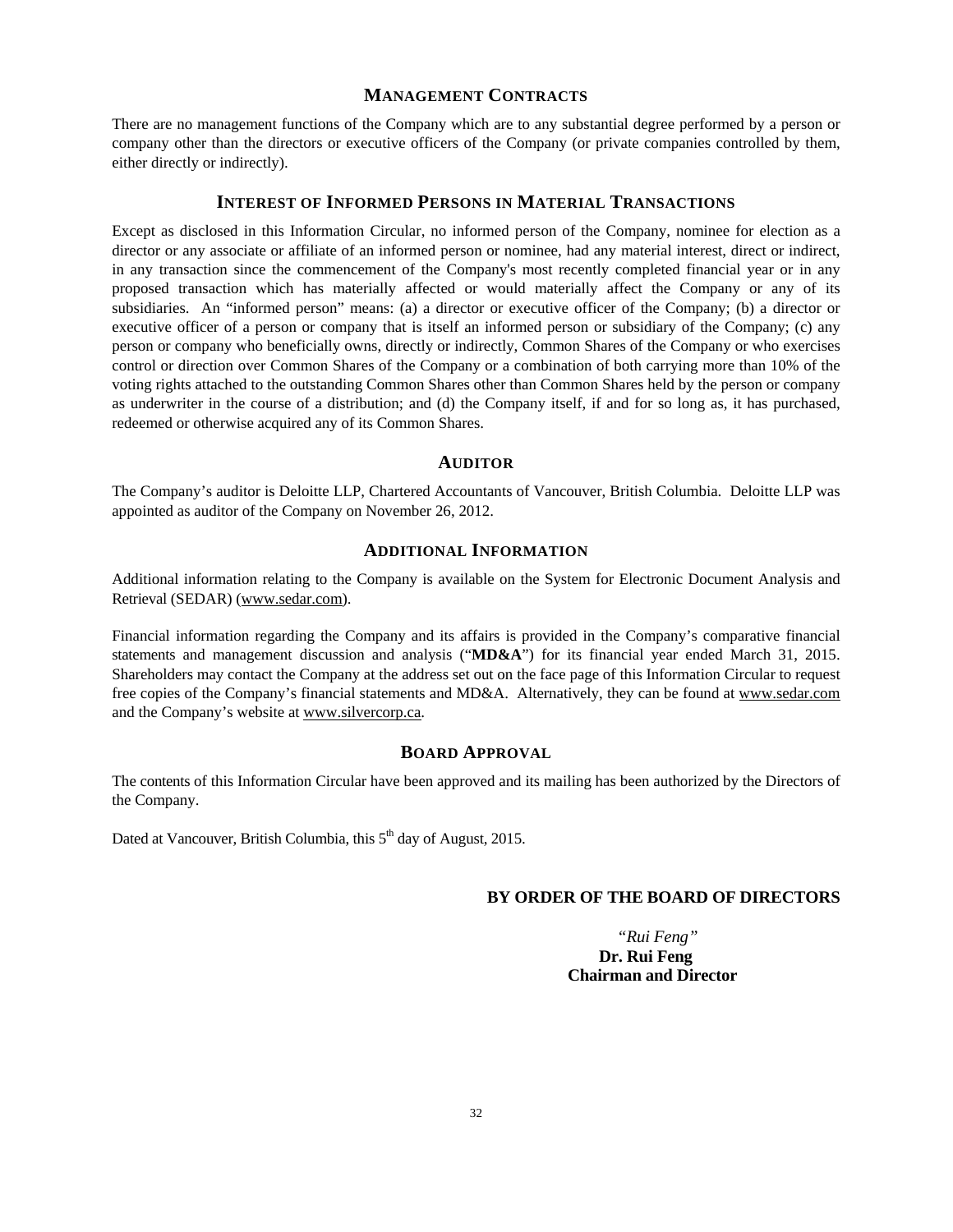## MANAGEMENT CONTRACTS

There are no management functions of the Company which are to any substantial degree performed by a person or company other than the directors or executive officers of the Company (or private companies controlled by them, either directly or indirectly).

## INTEREST OF INFORMED PERSONS IN MATERIAL TRANSACTIONS

Except as disclosed in this Information Circular, no informed person of the Company, nominee for election as a director or any associate or affiliate of an informed person or nominee, had any material interest, direct or indirect, in any transaction since the commencement of the Company's most recently completed financial year or in any proposed transaction which has materially affected or would materially affect the Company or any of its subsidiaries. An "informed person" means: (a) a director or executive officer of the Company; (b) a director or executive officer of a person or company that is itself an informed person or subsidiary of the Company; (c) any person or company who beneficially owns, directly or indirectly, Common Shares of the Company or who exercises control or direction over Common Shares of the Company or a combination of both carrying more than 10% of the voting rights attached to the outstanding Common Shares other than Common Shares held by the person or company as underwriter in the course of a distribution; and (d) the Company itself, if and for so long as, it has purchased, redeemed or otherwise acquired any of its Common Shares.

## AUDITOR

The Company's auditor is Deloitte LLP, Chartered Accountants of Vancouver, British Columbia. Deloitte LLP was appointed as auditor of the Company on November 26, 2012.

## ADDITIONAL INFORMATION

Additional information relating to the Company is available on the System for Electronic Document Analysis and Retrieval (SEDAR) (www.sedar.com).

Financial information regarding the Company and its affairs is provided in the Company's comparative financial statements and management discussion and analysis ("**MD&A**") for its financial year ended March 31, 2015. Shareholders may contact the Company at the address set out on the face page of this Information Circular to request free copies of the Company's financial statements and MD&A. Alternatively, they can be found at www.sedar.com and the Company's website at www.silvercorp.ca.

## BOARD APPROVAL

The contents of this Information Circular have been approved and its mailing has been authorized by the Directors of the Company.

Dated at Vancouver, British Columbia, this 5th day of August, 2015.

**BY ORDER OF THE BOARD OF DIRECTORS**

*"Rui Feng"*
**Dr. Rui Feng**
**Chairman and Director**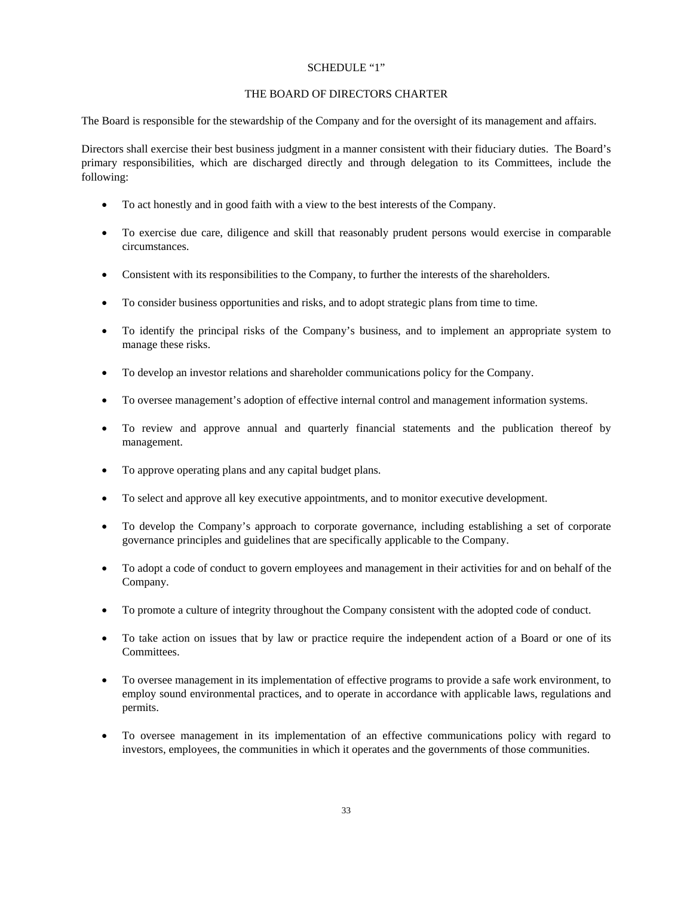# SCHEDULE "1"

## THE BOARD OF DIRECTORS CHARTER

The Board is responsible for the stewardship of the Company and for the oversight of its management and affairs.

Directors shall exercise their best business judgment in a manner consistent with their fiduciary duties. The Board's primary responsibilities, which are discharged directly and through delegation to its Committees, include the following:

- To act honestly and in good faith with a view to the best interests of the Company.
- To exercise due care, diligence and skill that reasonably prudent persons would exercise in comparable circumstances.
- Consistent with its responsibilities to the Company, to further the interests of the shareholders.
- To consider business opportunities and risks, and to adopt strategic plans from time to time.
- To identify the principal risks of the Company's business, and to implement an appropriate system to manage these risks.
- To develop an investor relations and shareholder communications policy for the Company.
- To oversee management's adoption of effective internal control and management information systems.
- To review and approve annual and quarterly financial statements and the publication thereof by management.
- To approve operating plans and any capital budget plans.
- To select and approve all key executive appointments, and to monitor executive development.
- To develop the Company's approach to corporate governance, including establishing a set of corporate governance principles and guidelines that are specifically applicable to the Company.
- To adopt a code of conduct to govern employees and management in their activities for and on behalf of the Company.
- To promote a culture of integrity throughout the Company consistent with the adopted code of conduct.
- To take action on issues that by law or practice require the independent action of a Board or one of its Committees.
- To oversee management in its implementation of effective programs to provide a safe work environment, to employ sound environmental practices, and to operate in accordance with applicable laws, regulations and permits.
- To oversee management in its implementation of an effective communications policy with regard to investors, employees, the communities in which it operates and the governments of those communities.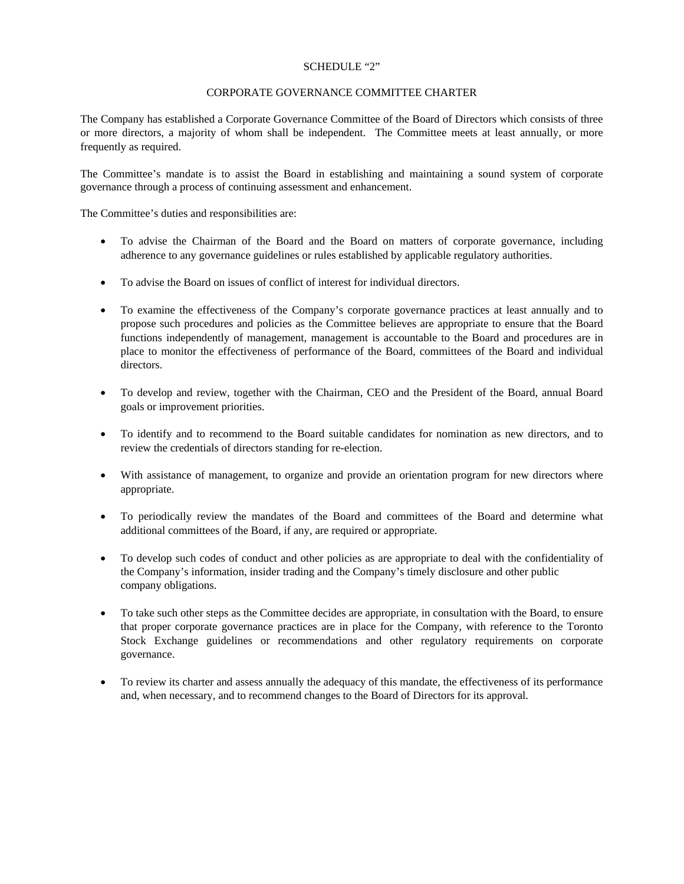SCHEDULE “2”

CORPORATE GOVERNANCE COMMITTEE CHARTER

The Company has established a Corporate Governance Committee of the Board of Directors which consists of three or more directors, a majority of whom shall be independent. The Committee meets at least annually, or more frequently as required.

The Committee’s mandate is to assist the Board in establishing and maintaining a sound system of corporate governance through a process of continuing assessment and enhancement.

The Committee’s duties and responsibilities are:

- To advise the Chairman of the Board and the Board on matters of corporate governance, including adherence to any governance guidelines or rules established by applicable regulatory authorities.

- To advise the Board on issues of conflict of interest for individual directors.

- To examine the effectiveness of the Company’s corporate governance practices at least annually and to propose such procedures and policies as the Committee believes are appropriate to ensure that the Board functions independently of management, management is accountable to the Board and procedures are in place to monitor the effectiveness of performance of the Board, committees of the Board and individual directors.

- To develop and review, together with the Chairman, CEO and the President of the Board, annual Board goals or improvement priorities.

- To identify and to recommend to the Board suitable candidates for nomination as new directors, and to review the credentials of directors standing for re-election.

- With assistance of management, to organize and provide an orientation program for new directors where appropriate.

- To periodically review the mandates of the Board and committees of the Board and determine what additional committees of the Board, if any, are required or appropriate.

- To develop such codes of conduct and other policies as are appropriate to deal with the confidentiality of the Company’s information, insider trading and the Company’s timely disclosure and other public company obligations.

- To take such other steps as the Committee decides are appropriate, in consultation with the Board, to ensure that proper corporate governance practices are in place for the Company, with reference to the Toronto Stock Exchange guidelines or recommendations and other regulatory requirements on corporate governance.

- To review its charter and assess annually the adequacy of this mandate, the effectiveness of its performance and, when necessary, and to recommend changes to the Board of Directors for its approval.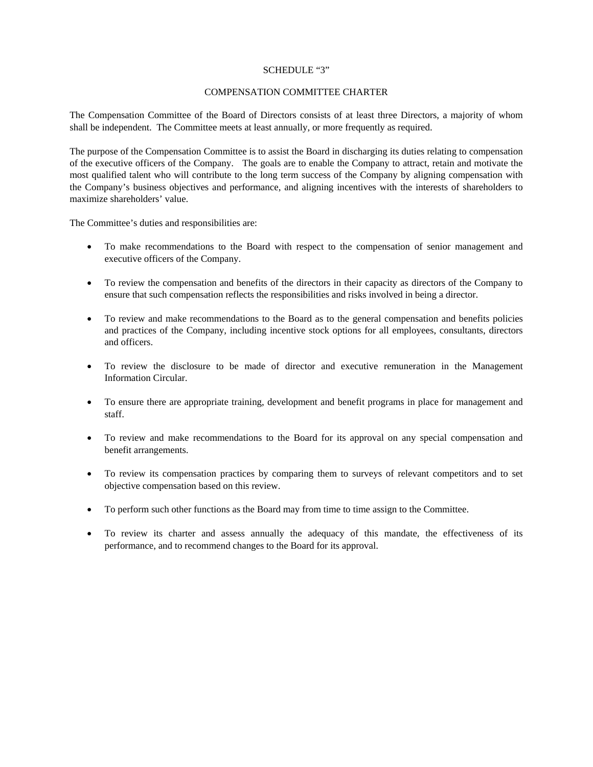# SCHEDULE "3"

## COMPENSATION COMMITTEE CHARTER

The Compensation Committee of the Board of Directors consists of at least three Directors, a majority of whom shall be independent. The Committee meets at least annually, or more frequently as required.

The purpose of the Compensation Committee is to assist the Board in discharging its duties relating to compensation of the executive officers of the Company. The goals are to enable the Company to attract, retain and motivate the most qualified talent who will contribute to the long term success of the Company by aligning compensation with the Company's business objectives and performance, and aligning incentives with the interests of shareholders to maximize shareholders' value.

The Committee's duties and responsibilities are:

- To make recommendations to the Board with respect to the compensation of senior management and executive officers of the Company.
- To review the compensation and benefits of the directors in their capacity as directors of the Company to ensure that such compensation reflects the responsibilities and risks involved in being a director.
- To review and make recommendations to the Board as to the general compensation and benefits policies and practices of the Company, including incentive stock options for all employees, consultants, directors and officers.
- To review the disclosure to be made of director and executive remuneration in the Management Information Circular.
- To ensure there are appropriate training, development and benefit programs in place for management and staff.
- To review and make recommendations to the Board for its approval on any special compensation and benefit arrangements.
- To review its compensation practices by comparing them to surveys of relevant competitors and to set objective compensation based on this review.
- To perform such other functions as the Board may from time to time assign to the Committee.
- To review its charter and assess annually the adequacy of this mandate, the effectiveness of its performance, and to recommend changes to the Board for its approval.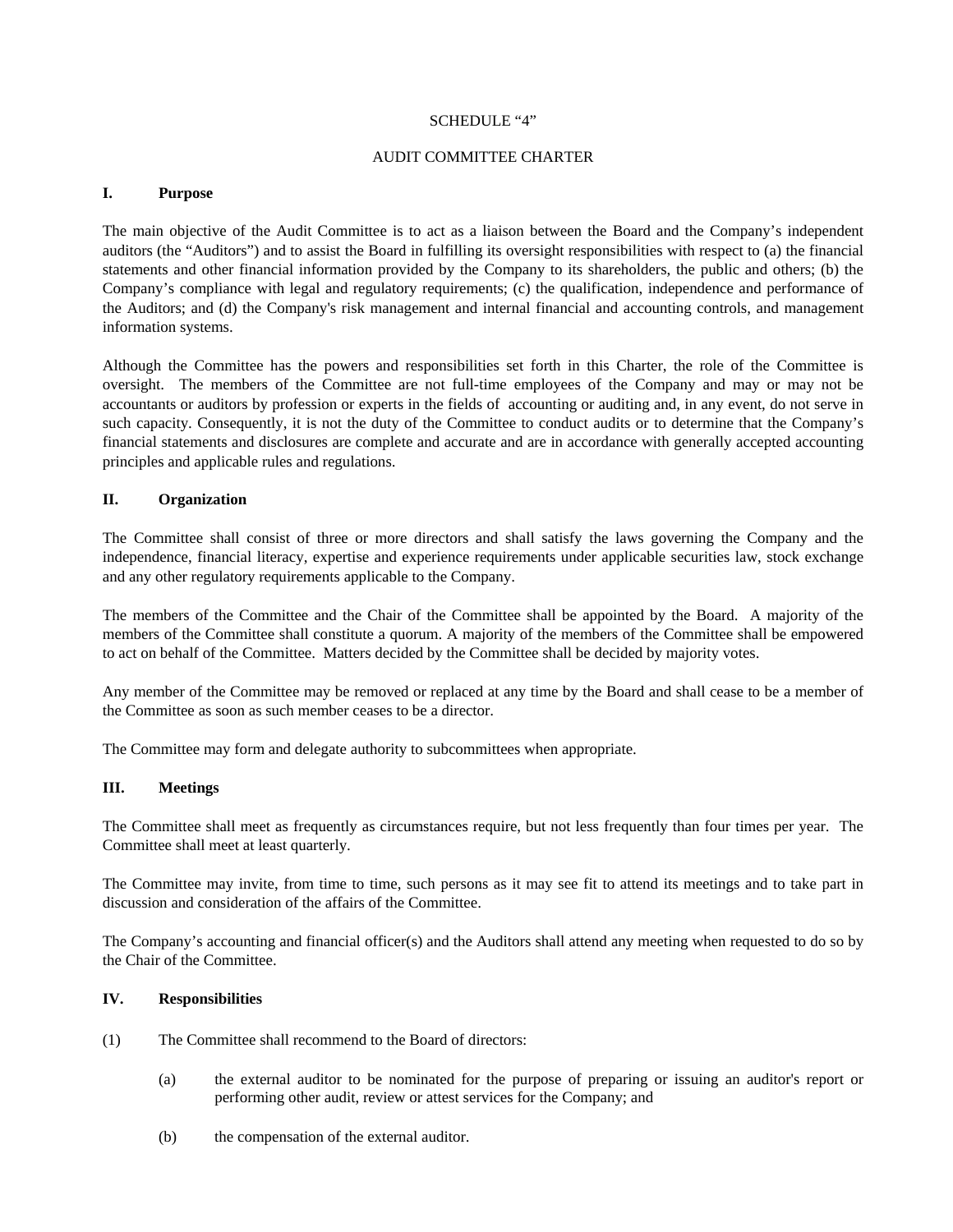SCHEDULE "4"

AUDIT COMMITTEE CHARTER

## I. Purpose

The main objective of the Audit Committee is to act as a liaison between the Board and the Company's independent auditors (the "Auditors") and to assist the Board in fulfilling its oversight responsibilities with respect to (a) the financial statements and other financial information provided by the Company to its shareholders, the public and others; (b) the Company's compliance with legal and regulatory requirements; (c) the qualification, independence and performance of the Auditors; and (d) the Company's risk management and internal financial and accounting controls, and management information systems.

Although the Committee has the powers and responsibilities set forth in this Charter, the role of the Committee is oversight. The members of the Committee are not full-time employees of the Company and may or may not be accountants or auditors by profession or experts in the fields of accounting or auditing and, in any event, do not serve in such capacity. Consequently, it is not the duty of the Committee to conduct audits or to determine that the Company's financial statements and disclosures are complete and accurate and are in accordance with generally accepted accounting principles and applicable rules and regulations.

## II. Organization

The Committee shall consist of three or more directors and shall satisfy the laws governing the Company and the independence, financial literacy, expertise and experience requirements under applicable securities law, stock exchange and any other regulatory requirements applicable to the Company.

The members of the Committee and the Chair of the Committee shall be appointed by the Board. A majority of the members of the Committee shall constitute a quorum. A majority of the members of the Committee shall be empowered to act on behalf of the Committee. Matters decided by the Committee shall be decided by majority votes.

Any member of the Committee may be removed or replaced at any time by the Board and shall cease to be a member of the Committee as soon as such member ceases to be a director.

The Committee may form and delegate authority to subcommittees when appropriate.

## III. Meetings

The Committee shall meet as frequently as circumstances require, but not less frequently than four times per year. The Committee shall meet at least quarterly.

The Committee may invite, from time to time, such persons as it may see fit to attend its meetings and to take part in discussion and consideration of the affairs of the Committee.

The Company's accounting and financial officer(s) and the Auditors shall attend any meeting when requested to do so by the Chair of the Committee.

## IV. Responsibilities

(1) The Committee shall recommend to the Board of directors:

- (a) the external auditor to be nominated for the purpose of preparing or issuing an auditor's report or performing other audit, review or attest services for the Company; and

- (b) the compensation of the external auditor.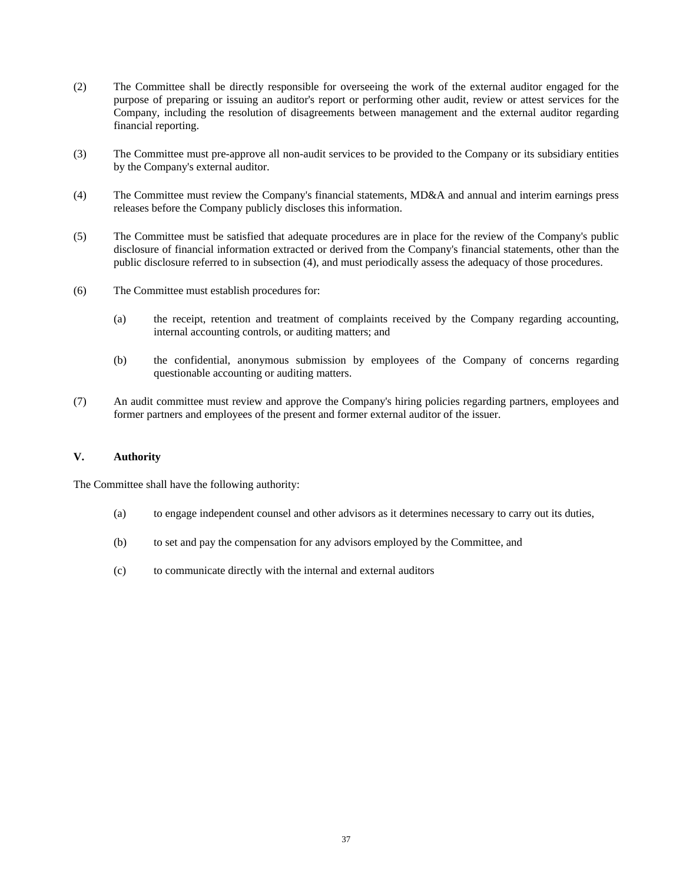(2) The Committee shall be directly responsible for overseeing the work of the external auditor engaged for the purpose of preparing or issuing an auditor's report or performing other audit, review or attest services for the Company, including the resolution of disagreements between management and the external auditor regarding financial reporting.

(3) The Committee must pre-approve all non-audit services to be provided to the Company or its subsidiary entities by the Company's external auditor.

(4) The Committee must review the Company's financial statements, MD&A and annual and interim earnings press releases before the Company publicly discloses this information.

(5) The Committee must be satisfied that adequate procedures are in place for the review of the Company's public disclosure of financial information extracted or derived from the Company's financial statements, other than the public disclosure referred to in subsection (4), and must periodically assess the adequacy of those procedures.

(6) The Committee must establish procedures for:

- (a) the receipt, retention and treatment of complaints received by the Company regarding accounting, internal accounting controls, or auditing matters; and
- (b) the confidential, anonymous submission by employees of the Company of concerns regarding questionable accounting or auditing matters.

(7) An audit committee must review and approve the Company's hiring policies regarding partners, employees and former partners and employees of the present and former external auditor of the issuer.

## V. Authority

The Committee shall have the following authority:

- (a) to engage independent counsel and other advisors as it determines necessary to carry out its duties,
- (b) to set and pay the compensation for any advisors employed by the Committee, and
- (c) to communicate directly with the internal and external auditors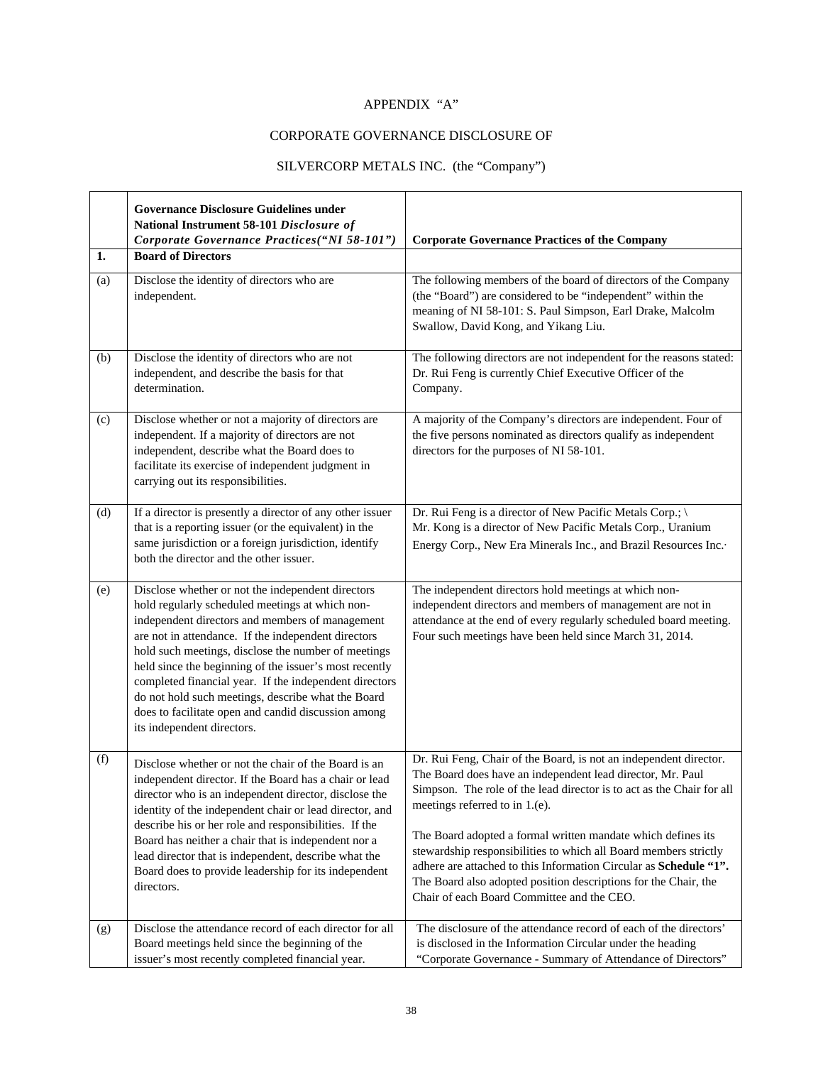APPENDIX "A"

CORPORATE GOVERNANCE DISCLOSURE OF

SILVERCORP METALS INC. (the "Company")

| | **Governance Disclosure Guidelines under National Instrument 58-101** ***Disclosure of Corporate Governance Practices("NI 58-101")*** | **Corporate Governance Practices of the Company** |
|---|---|---|
| **1.** | **Board of Directors** | |
| (a) | Disclose the identity of directors who are independent. | The following members of the board of directors of the Company (the "Board") are considered to be "independent" within the meaning of NI 58-101: S. Paul Simpson, Earl Drake, Malcolm Swallow, David Kong, and Yikang Liu. |
| (b) | Disclose the identity of directors who are not independent, and describe the basis for that determination. | The following directors are not independent for the reasons stated: Dr. Rui Feng is currently Chief Executive Officer of the Company. |
| (c) | Disclose whether or not a majority of directors are independent. If a majority of directors are not independent, describe what the Board does to facilitate its exercise of independent judgment in carrying out its responsibilities. | A majority of the Company's directors are independent. Four of the five persons nominated as directors qualify as independent directors for the purposes of NI 58-101. |
| (d) | If a director is presently a director of any other issuer that is a reporting issuer (or the equivalent) in the same jurisdiction or a foreign jurisdiction, identify both the director and the other issuer. | Dr. Rui Feng is a director of New Pacific Metals Corp.; \ Mr. Kong is a director of New Pacific Metals Corp., Uranium Energy Corp., New Era Minerals Inc., and Brazil Resources Inc.· |
| (e) | Disclose whether or not the independent directors hold regularly scheduled meetings at which non-independent directors and members of management are not in attendance. If the independent directors hold such meetings, disclose the number of meetings held since the beginning of the issuer's most recently completed financial year. If the independent directors do not hold such meetings, describe what the Board does to facilitate open and candid discussion among its independent directors. | The independent directors hold meetings at which non-independent directors and members of management are not in attendance at the end of every regularly scheduled board meeting. Four such meetings have been held since March 31, 2014. |
| (f) | Disclose whether or not the chair of the Board is an independent director. If the Board has a chair or lead director who is an independent director, disclose the identity of the independent chair or lead director, and describe his or her role and responsibilities. If the Board has neither a chair that is independent nor a lead director that is independent, describe what the Board does to provide leadership for its independent directors. | Dr. Rui Feng, Chair of the Board, is not an independent director. The Board does have an independent lead director, Mr. Paul Simpson. The role of the lead director is to act as the Chair for all meetings referred to in 1.(e).<br><br>The Board adopted a formal written mandate which defines its stewardship responsibilities to which all Board members strictly adhere are attached to this Information Circular as **Schedule "1".** The Board also adopted position descriptions for the Chair, the Chair of each Board Committee and the CEO. |
| (g) | Disclose the attendance record of each director for all Board meetings held since the beginning of the issuer's most recently completed financial year. | The disclosure of the attendance record of each of the directors' is disclosed in the Information Circular under the heading "Corporate Governance - Summary of Attendance of Directors" |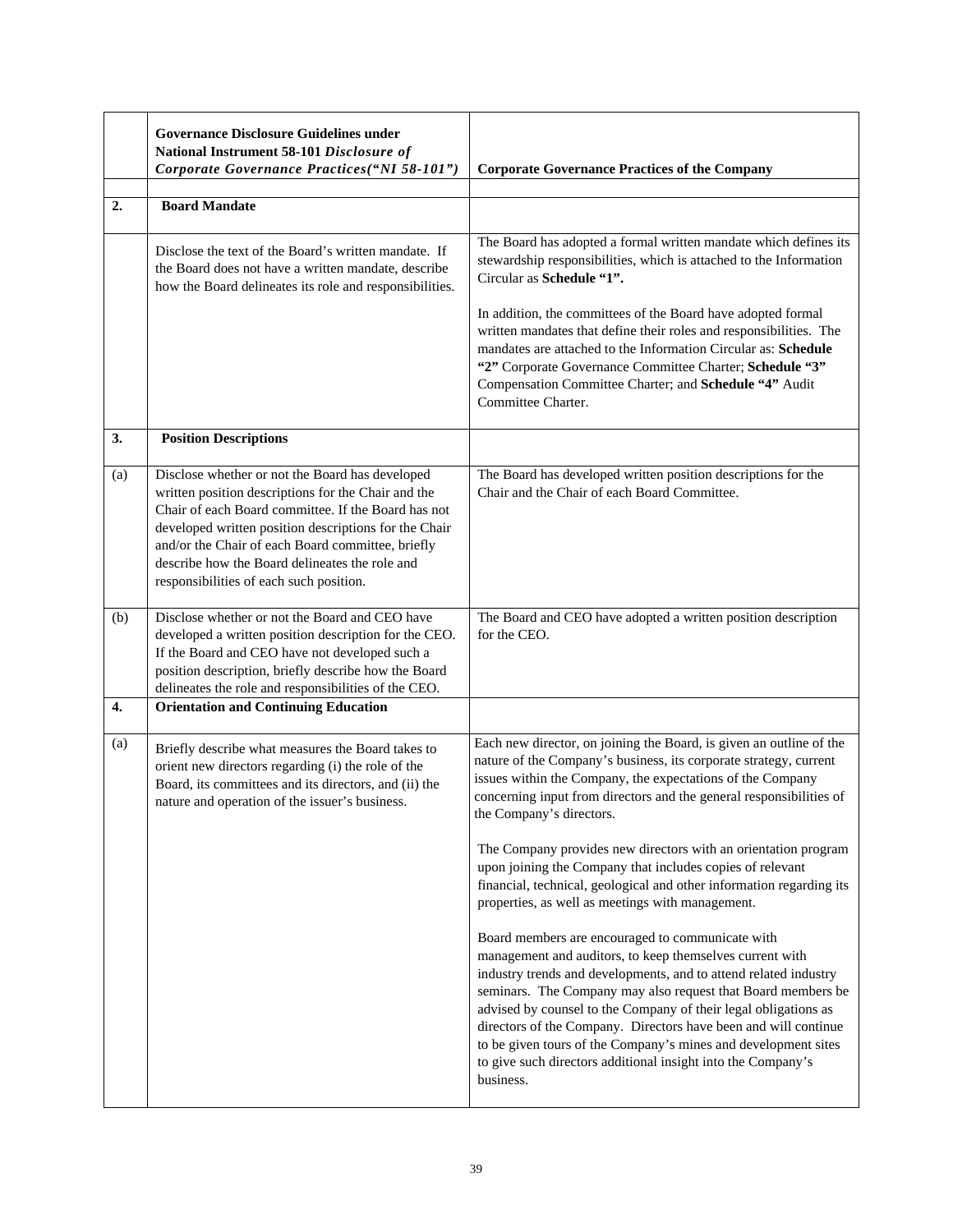| | Governance Disclosure Guidelines under National Instrument 58-101 *Disclosure of Corporate Governance Practices(“NI 58-101”)* | Corporate Governance Practices of the Company |
|---|---|---|
| **2.** | **Board Mandate** | |
| | Disclose the text of the Board’s written mandate. If the Board does not have a written mandate, describe how the Board delineates its role and responsibilities. | The Board has adopted a formal written mandate which defines its stewardship responsibilities, which is attached to the Information Circular as **Schedule “1”.**<br><br>In addition, the committees of the Board have adopted formal written mandates that define their roles and responsibilities. The mandates are attached to the Information Circular as: **Schedule “2”** Corporate Governance Committee Charter; **Schedule “3”** Compensation Committee Charter; and **Schedule “4”** Audit Committee Charter. |
| **3.** | **Position Descriptions** | |
| (a) | Disclose whether or not the Board has developed written position descriptions for the Chair and the Chair of each Board committee. If the Board has not developed written position descriptions for the Chair and/or the Chair of each Board committee, briefly describe how the Board delineates the role and responsibilities of each such position. | The Board has developed written position descriptions for the Chair and the Chair of each Board Committee. |
| (b) | Disclose whether or not the Board and CEO have developed a written position description for the CEO. If the Board and CEO have not developed such a position description, briefly describe how the Board delineates the role and responsibilities of the CEO. | The Board and CEO have adopted a written position description for the CEO. |
| **4.** | **Orientation and Continuing Education** | |
| (a) | Briefly describe what measures the Board takes to orient new directors regarding (i) the role of the Board, its committees and its directors, and (ii) the nature and operation of the issuer’s business. | Each new director, on joining the Board, is given an outline of the nature of the Company’s business, its corporate strategy, current issues within the Company, the expectations of the Company concerning input from directors and the general responsibilities of the Company’s directors.<br><br>The Company provides new directors with an orientation program upon joining the Company that includes copies of relevant financial, technical, geological and other information regarding its properties, as well as meetings with management.<br><br>Board members are encouraged to communicate with management and auditors, to keep themselves current with industry trends and developments, and to attend related industry seminars. The Company may also request that Board members be advised by counsel to the Company of their legal obligations as directors of the Company. Directors have been and will continue to be given tours of the Company’s mines and development sites to give such directors additional insight into the Company’s business. |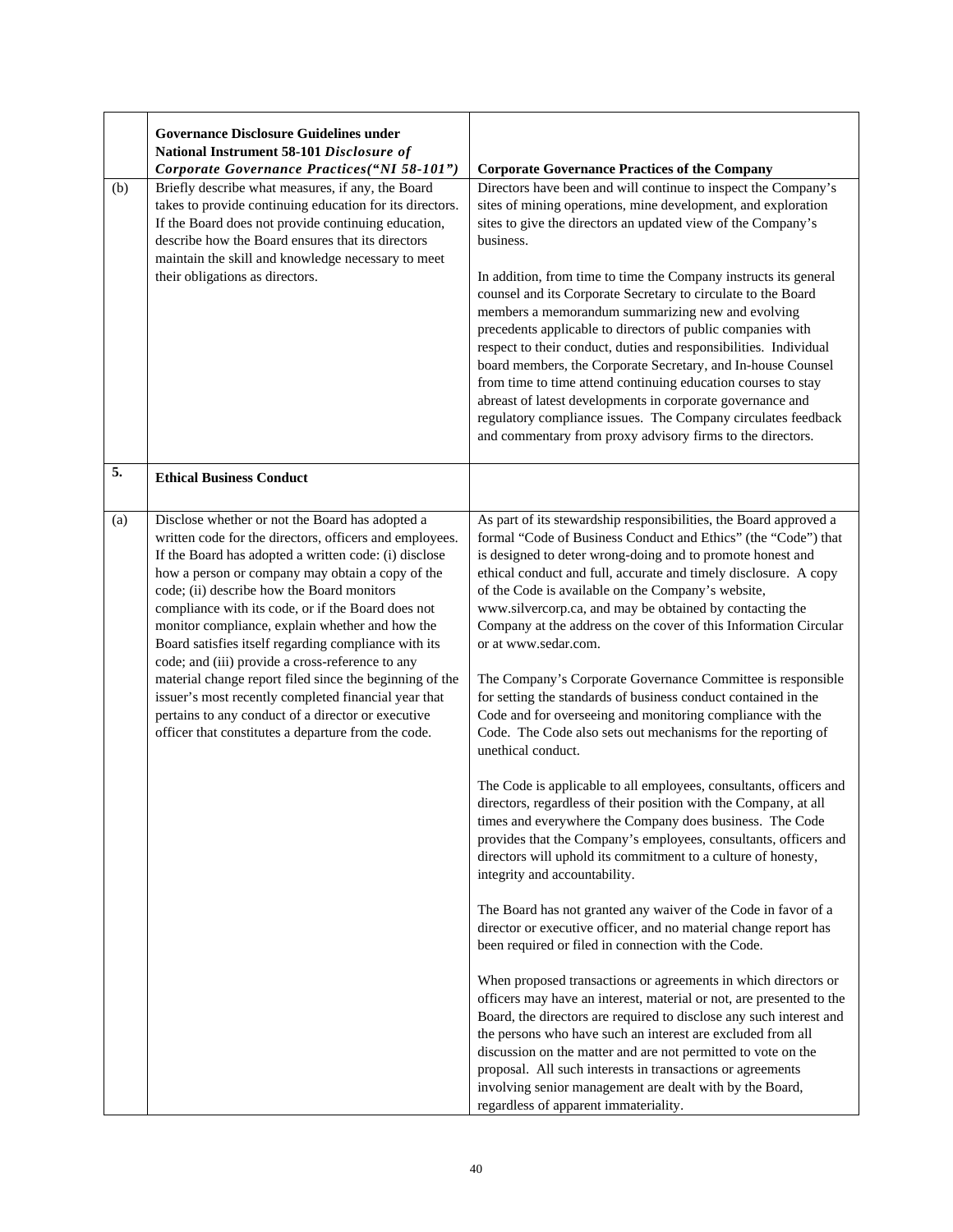| | Governance Disclosure Guidelines under National Instrument 58-101 *Disclosure of Corporate Governance Practices("NI 58-101")* | Corporate Governance Practices of the Company |
|---|---|---|
| (b) | Briefly describe what measures, if any, the Board takes to provide continuing education for its directors. If the Board does not provide continuing education, describe how the Board ensures that its directors maintain the skill and knowledge necessary to meet their obligations as directors. | Directors have been and will continue to inspect the Company's sites of mining operations, mine development, and exploration sites to give the directors an updated view of the Company's business.<br><br>In addition, from time to time the Company instructs its general counsel and its Corporate Secretary to circulate to the Board members a memorandum summarizing new and evolving precedents applicable to directors of public companies with respect to their conduct, duties and responsibilities. Individual board members, the Corporate Secretary, and In-house Counsel from time to time attend continuing education courses to stay abreast of latest developments in corporate governance and regulatory compliance issues. The Company circulates feedback and commentary from proxy advisory firms to the directors. |
| **5.** | **Ethical Business Conduct** | |
| (a) | Disclose whether or not the Board has adopted a written code for the directors, officers and employees. If the Board has adopted a written code: (i) disclose how a person or company may obtain a copy of the code; (ii) describe how the Board monitors compliance with its code, or if the Board does not monitor compliance, explain whether and how the Board satisfies itself regarding compliance with its code; and (iii) provide a cross-reference to any material change report filed since the beginning of the issuer's most recently completed financial year that pertains to any conduct of a director or executive officer that constitutes a departure from the code. | As part of its stewardship responsibilities, the Board approved a formal "Code of Business Conduct and Ethics" (the "Code") that is designed to deter wrong-doing and to promote honest and ethical conduct and full, accurate and timely disclosure. A copy of the Code is available on the Company's website, www.silvercorp.ca, and may be obtained by contacting the Company at the address on the cover of this Information Circular or at www.sedar.com.<br><br>The Company's Corporate Governance Committee is responsible for setting the standards of business conduct contained in the Code and for overseeing and monitoring compliance with the Code. The Code also sets out mechanisms for the reporting of unethical conduct.<br><br>The Code is applicable to all employees, consultants, officers and directors, regardless of their position with the Company, at all times and everywhere the Company does business. The Code provides that the Company's employees, consultants, officers and directors will uphold its commitment to a culture of honesty, integrity and accountability.<br><br>The Board has not granted any waiver of the Code in favor of a director or executive officer, and no material change report has been required or filed in connection with the Code.<br><br>When proposed transactions or agreements in which directors or officers may have an interest, material or not, are presented to the Board, the directors are required to disclose any such interest and the persons who have such an interest are excluded from all discussion on the matter and are not permitted to vote on the proposal. All such interests in transactions or agreements involving senior management are dealt with by the Board, regardless of apparent immateriality. |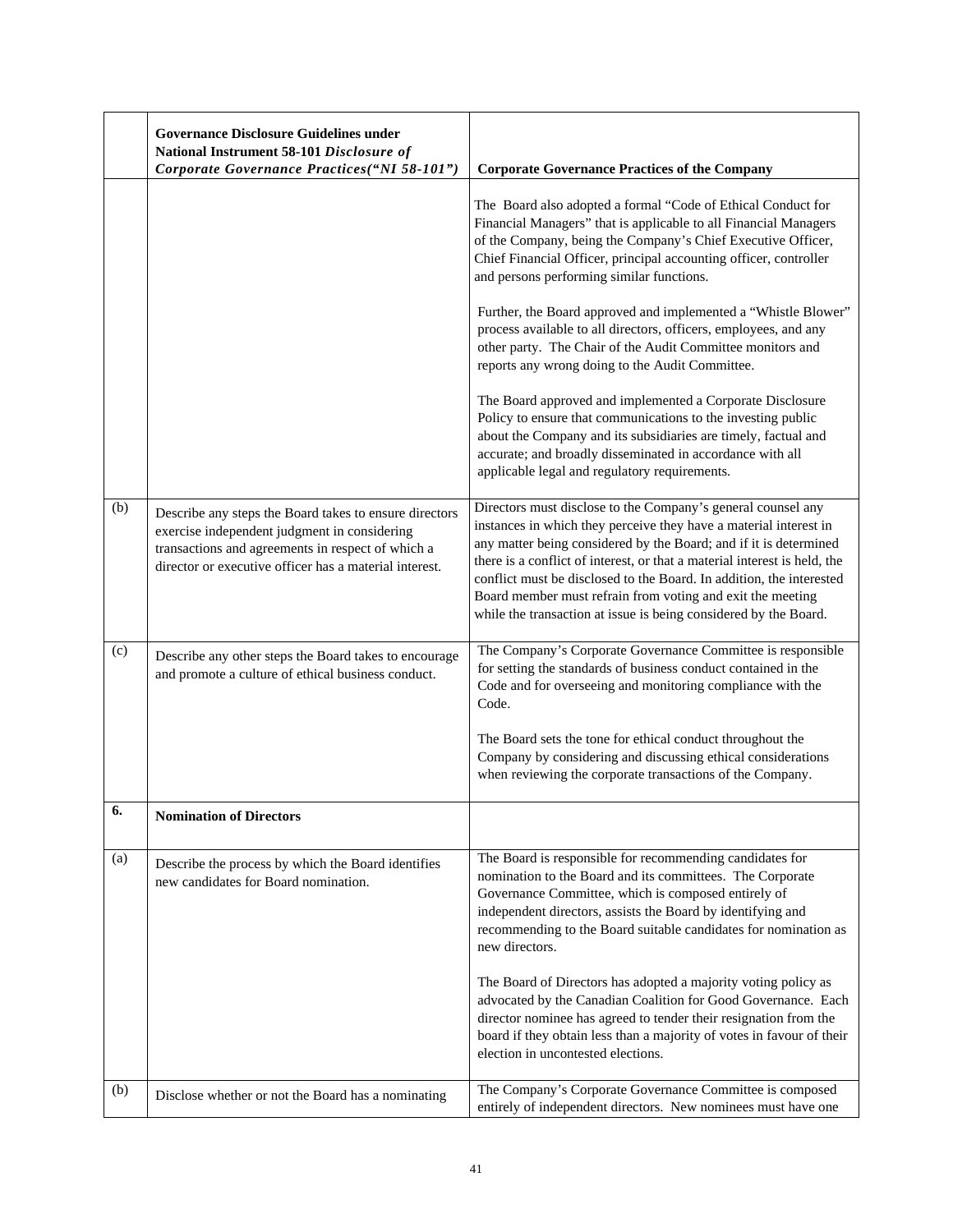|  | Governance Disclosure Guidelines under National Instrument 58-101 *Disclosure of Corporate Governance Practices("NI 58-101")* | Corporate Governance Practices of the Company |
|---|---|---|
|  |  | The Board also adopted a formal "Code of Ethical Conduct for Financial Managers" that is applicable to all Financial Managers of the Company, being the Company's Chief Executive Officer, Chief Financial Officer, principal accounting officer, controller and persons performing similar functions.<br><br>Further, the Board approved and implemented a "Whistle Blower" process available to all directors, officers, employees, and any other party. The Chair of the Audit Committee monitors and reports any wrong doing to the Audit Committee.<br><br>The Board approved and implemented a Corporate Disclosure Policy to ensure that communications to the investing public about the Company and its subsidiaries are timely, factual and accurate; and broadly disseminated in accordance with all applicable legal and regulatory requirements. |
| (b) | Describe any steps the Board takes to ensure directors exercise independent judgment in considering transactions and agreements in respect of which a director or executive officer has a material interest. | Directors must disclose to the Company's general counsel any instances in which they perceive they have a material interest in any matter being considered by the Board; and if it is determined there is a conflict of interest, or that a material interest is held, the conflict must be disclosed to the Board. In addition, the interested Board member must refrain from voting and exit the meeting while the transaction at issue is being considered by the Board. |
| (c) | Describe any other steps the Board takes to encourage and promote a culture of ethical business conduct. | The Company's Corporate Governance Committee is responsible for setting the standards of business conduct contained in the Code and for overseeing and monitoring compliance with the Code.<br><br>The Board sets the tone for ethical conduct throughout the Company by considering and discussing ethical considerations when reviewing the corporate transactions of the Company. |
| **6.** | **Nomination of Directors** |  |
| (a) | Describe the process by which the Board identifies new candidates for Board nomination. | The Board is responsible for recommending candidates for nomination to the Board and its committees. The Corporate Governance Committee, which is composed entirely of independent directors, assists the Board by identifying and recommending to the Board suitable candidates for nomination as new directors.<br><br>The Board of Directors has adopted a majority voting policy as advocated by the Canadian Coalition for Good Governance. Each director nominee has agreed to tender their resignation from the board if they obtain less than a majority of votes in favour of their election in uncontested elections. |
| (b) | Disclose whether or not the Board has a nominating | The Company's Corporate Governance Committee is composed entirely of independent directors. New nominees must have one |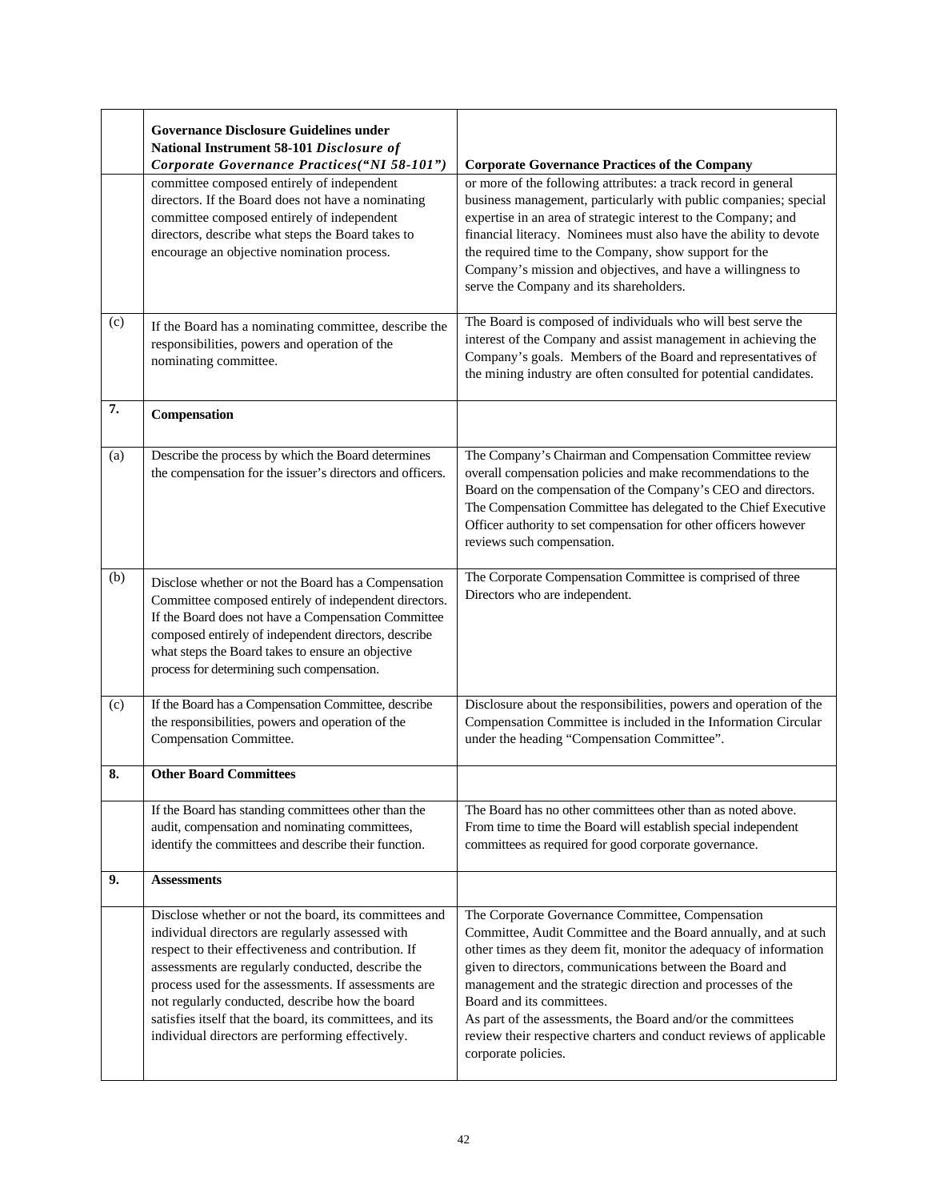| | Governance Disclosure Guidelines under National Instrument 58-101 *Disclosure of Corporate Governance Practices("NI 58-101")* | Corporate Governance Practices of the Company |
|---|---|---|
| | committee composed entirely of independent directors. If the Board does not have a nominating committee composed entirely of independent directors, describe what steps the Board takes to encourage an objective nomination process. | or more of the following attributes: a track record in general business management, particularly with public companies; special expertise in an area of strategic interest to the Company; and financial literacy. Nominees must also have the ability to devote the required time to the Company, show support for the Company's mission and objectives, and have a willingness to serve the Company and its shareholders. |
| (c) | If the Board has a nominating committee, describe the responsibilities, powers and operation of the nominating committee. | The Board is composed of individuals who will best serve the interest of the Company and assist management in achieving the Company's goals. Members of the Board and representatives of the mining industry are often consulted for potential candidates. |
| **7.** | **Compensation** | |
| (a) | Describe the process by which the Board determines the compensation for the issuer's directors and officers. | The Company's Chairman and Compensation Committee review overall compensation policies and make recommendations to the Board on the compensation of the Company's CEO and directors. The Compensation Committee has delegated to the Chief Executive Officer authority to set compensation for other officers however reviews such compensation. |
| (b) | Disclose whether or not the Board has a Compensation Committee composed entirely of independent directors. If the Board does not have a Compensation Committee composed entirely of independent directors, describe what steps the Board takes to ensure an objective process for determining such compensation. | The Corporate Compensation Committee is comprised of three Directors who are independent. |
| (c) | If the Board has a Compensation Committee, describe the responsibilities, powers and operation of the Compensation Committee. | Disclosure about the responsibilities, powers and operation of the Compensation Committee is included in the Information Circular under the heading "Compensation Committee". |
| **8.** | **Other Board Committees** | |
| | If the Board has standing committees other than the audit, compensation and nominating committees, identify the committees and describe their function. | The Board has no other committees other than as noted above. From time to time the Board will establish special independent committees as required for good corporate governance. |
| **9.** | **Assessments** | |
| | Disclose whether or not the board, its committees and individual directors are regularly assessed with respect to their effectiveness and contribution. If assessments are regularly conducted, describe the process used for the assessments. If assessments are not regularly conducted, describe how the board satisfies itself that the board, its committees, and its individual directors are performing effectively. | The Corporate Governance Committee, Compensation Committee, Audit Committee and the Board annually, and at such other times as they deem fit, monitor the adequacy of information given to directors, communications between the Board and management and the strategic direction and processes of the Board and its committees.<br>As part of the assessments, the Board and/or the committees review their respective charters and conduct reviews of applicable corporate policies. |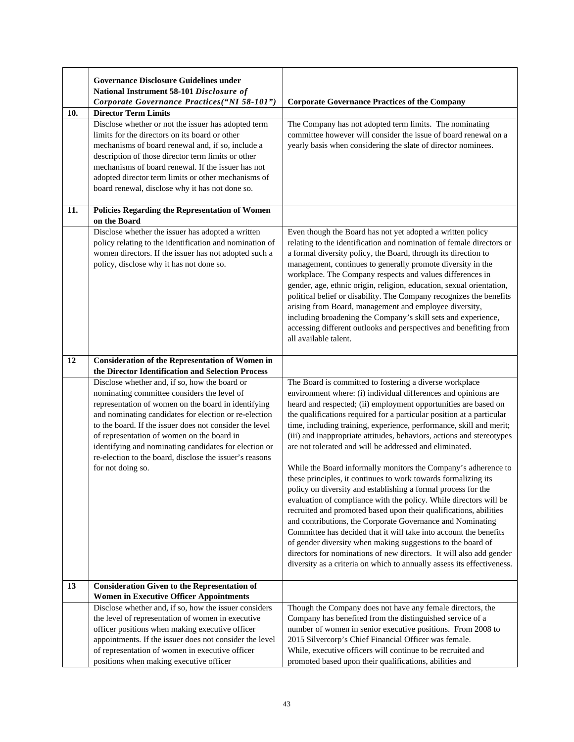| | Governance Disclosure Guidelines under National Instrument 58-101 *Disclosure of Corporate Governance Practices("NI 58-101")* | Corporate Governance Practices of the Company |
|---|---|---|
| **10.** | **Director Term Limits** | |
| | Disclose whether or not the issuer has adopted term limits for the directors on its board or other mechanisms of board renewal and, if so, include a description of those director term limits or other mechanisms of board renewal. If the issuer has not adopted director term limits or other mechanisms of board renewal, disclose why it has not done so. | The Company has not adopted term limits. The nominating committee however will consider the issue of board renewal on a yearly basis when considering the slate of director nominees. |
| **11.** | **Policies Regarding the Representation of Women on the Board** | |
| | Disclose whether the issuer has adopted a written policy relating to the identification and nomination of women directors. If the issuer has not adopted such a policy, disclose why it has not done so. | Even though the Board has not yet adopted a written policy relating to the identification and nomination of female directors or a formal diversity policy, the Board, through its direction to management, continues to generally promote diversity in the workplace. The Company respects and values differences in gender, age, ethnic origin, religion, education, sexual orientation, political belief or disability. The Company recognizes the benefits arising from Board, management and employee diversity, including broadening the Company's skill sets and experience, accessing different outlooks and perspectives and benefiting from all available talent. |
| **12** | **Consideration of the Representation of Women in the Director Identification and Selection Process** | |
| | Disclose whether and, if so, how the board or nominating committee considers the level of representation of women on the board in identifying and nominating candidates for election or re-election to the board. If the issuer does not consider the level of representation of women on the board in identifying and nominating candidates for election or re-election to the board, disclose the issuer's reasons for not doing so. | The Board is committed to fostering a diverse workplace environment where: (i) individual differences and opinions are heard and respected; (ii) employment opportunities are based on the qualifications required for a particular position at a particular time, including training, experience, performance, skill and merit; (iii) and inappropriate attitudes, behaviors, actions and stereotypes are not tolerated and will be addressed and eliminated.<br><br>While the Board informally monitors the Company's adherence to these principles, it continues to work towards formalizing its policy on diversity and establishing a formal process for the evaluation of compliance with the policy. While directors will be recruited and promoted based upon their qualifications, abilities and contributions, the Corporate Governance and Nominating Committee has decided that it will take into account the benefits of gender diversity when making suggestions to the board of directors for nominations of new directors. It will also add gender diversity as a criteria on which to annually assess its effectiveness. |
| **13** | **Consideration Given to the Representation of Women in Executive Officer Appointments** | |
| | Disclose whether and, if so, how the issuer considers the level of representation of women in executive officer positions when making executive officer appointments. If the issuer does not consider the level of representation of women in executive officer positions when making executive officer | Though the Company does not have any female directors, the Company has benefited from the distinguished service of a number of women in senior executive positions. From 2008 to 2015 Silvercorp's Chief Financial Officer was female.<br>While, executive officers will continue to be recruited and promoted based upon their qualifications, abilities and |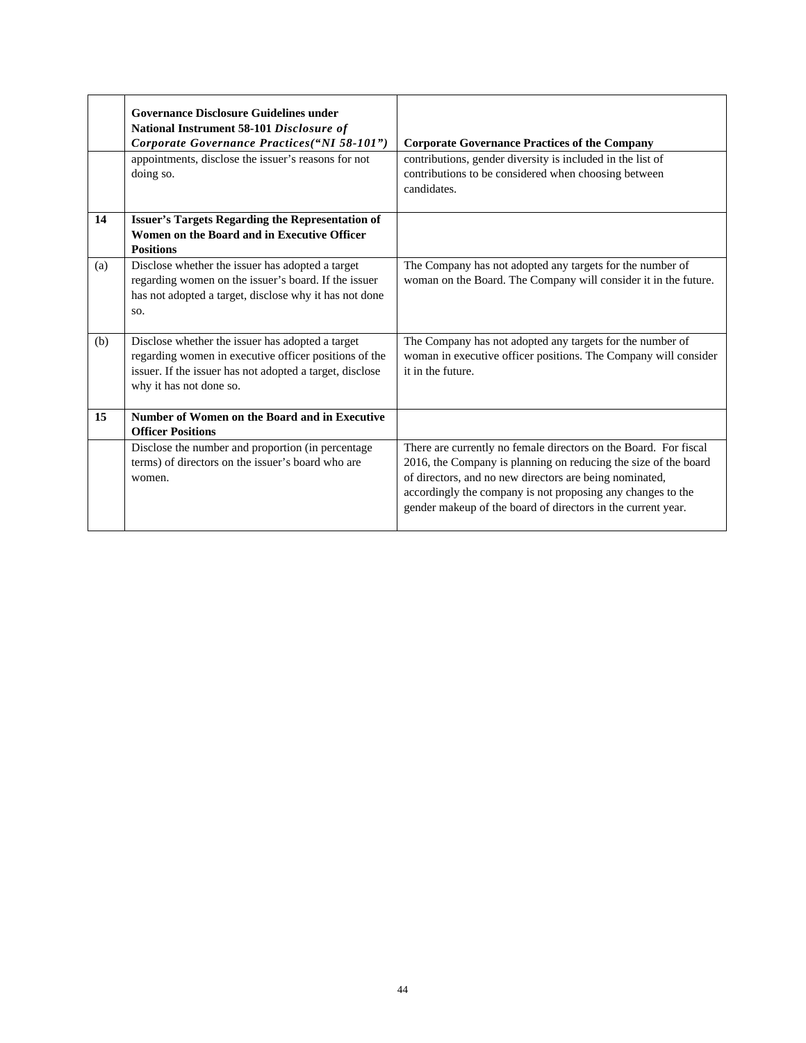| | Governance Disclosure Guidelines under National Instrument 58-101 *Disclosure of Corporate Governance Practices(“NI 58-101”)* | Corporate Governance Practices of the Company |
|---|---|---|
| | appointments, disclose the issuer’s reasons for not doing so. | contributions, gender diversity is included in the list of contributions to be considered when choosing between candidates. |
| **14** | **Issuer’s Targets Regarding the Representation of Women on the Board and in Executive Officer Positions** | |
| (a) | Disclose whether the issuer has adopted a target regarding women on the issuer’s board. If the issuer has not adopted a target, disclose why it has not done so. | The Company has not adopted any targets for the number of woman on the Board. The Company will consider it in the future. |
| (b) | Disclose whether the issuer has adopted a target regarding women in executive officer positions of the issuer. If the issuer has not adopted a target, disclose why it has not done so. | The Company has not adopted any targets for the number of woman in executive officer positions. The Company will consider it in the future. |
| **15** | **Number of Women on the Board and in Executive Officer Positions** | |
| | Disclose the number and proportion (in percentage terms) of directors on the issuer’s board who are women. | There are currently no female directors on the Board. For fiscal 2016, the Company is planning on reducing the size of the board of directors, and no new directors are being nominated, accordingly the company is not proposing any changes to the gender makeup of the board of directors in the current year. |